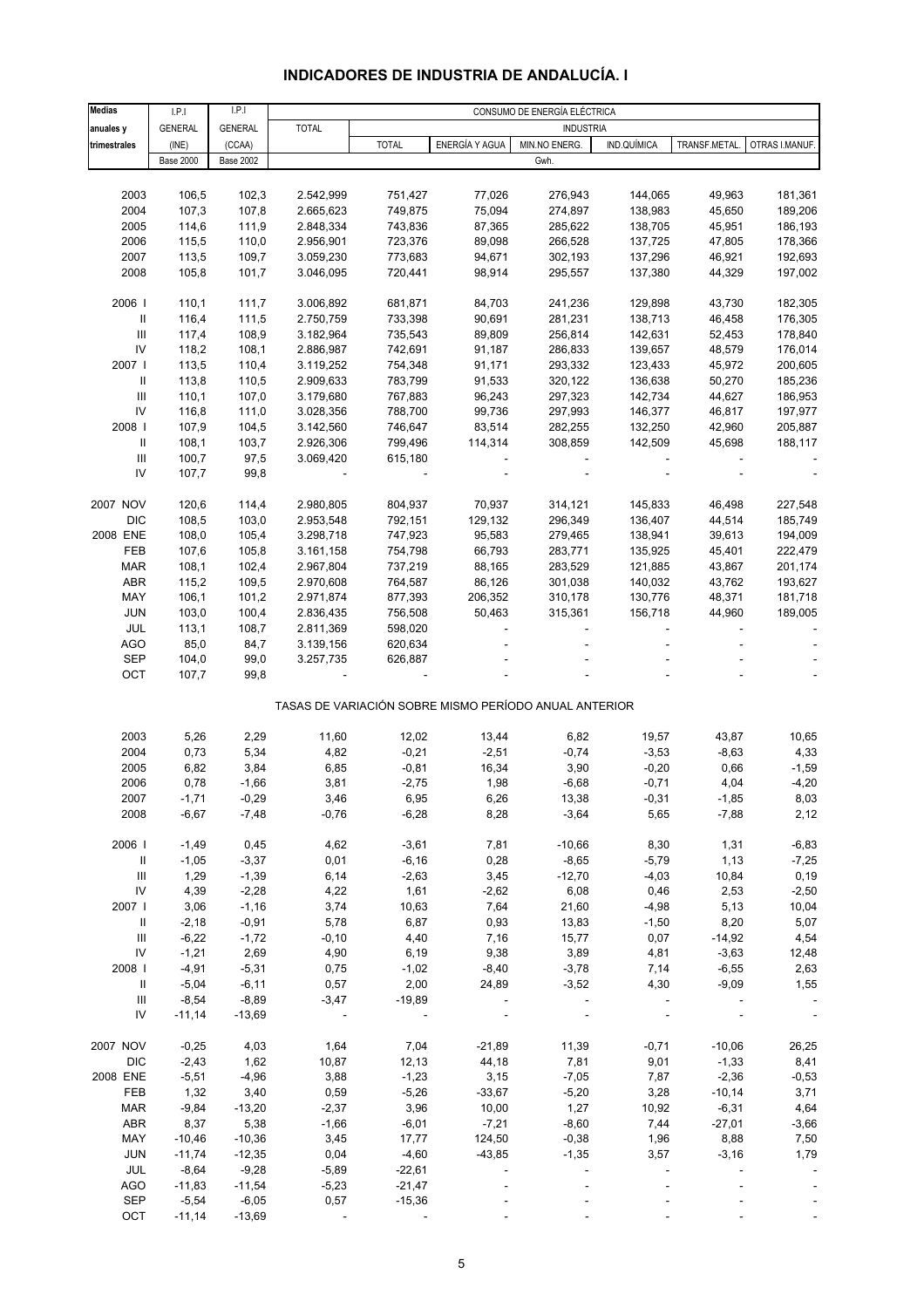# INDICADORES DE INDUSTRIA DE ANDALUCÍA. I

| Medias anuales y trimestrales | I.P.I GENERAL (INE) Base 2000 | I.P.I GENERAL (CCAA) Base 2002 | CONSUMO DE ENERGÍA ELÉCTRICA TOTAL | INDUSTRIA TOTAL | ENERGÍA Y AGUA | MIN.NO ENERG. | IND.QUÍMICA | TRANSF.METAL. | OTRAS I.MANUF. |
|---|---|---|---|---|---|---|---|---|---|
| | | | Gwh. | | | | | | |
| 2003 | 106,5 | 102,3 | 2.542,999 | 751,427 | 77,026 | 276,943 | 144,065 | 49,963 | 181,361 |
| 2004 | 107,3 | 107,8 | 2.665,623 | 749,875 | 75,094 | 274,897 | 138,983 | 45,650 | 189,206 |
| 2005 | 114,6 | 111,9 | 2.848,334 | 743,836 | 87,365 | 285,622 | 138,705 | 45,951 | 186,193 |
| 2006 | 115,5 | 110,0 | 2.956,901 | 723,376 | 89,098 | 266,528 | 137,725 | 47,805 | 178,366 |
| 2007 | 113,5 | 109,7 | 3.059,230 | 773,683 | 94,671 | 302,193 | 137,296 | 46,921 | 192,693 |
| 2008 | 105,8 | 101,7 | 3.046,095 | 720,441 | 98,914 | 295,557 | 137,380 | 44,329 | 197,002 |
| 2006 I | 110,1 | 111,7 | 3.006,892 | 681,871 | 84,703 | 241,236 | 129,898 | 43,730 | 182,305 |
| II | 116,4 | 111,5 | 2.750,759 | 733,398 | 90,691 | 281,231 | 138,713 | 46,458 | 176,305 |
| III | 117,4 | 108,9 | 3.182,964 | 735,543 | 89,809 | 256,814 | 142,631 | 52,453 | 178,840 |
| IV | 118,2 | 108,1 | 2.886,987 | 742,691 | 91,187 | 286,833 | 139,657 | 48,579 | 176,014 |
| 2007 I | 113,5 | 110,4 | 3.119,252 | 754,348 | 91,171 | 293,332 | 123,433 | 45,972 | 200,605 |
| II | 113,8 | 110,5 | 2.909,633 | 783,799 | 91,533 | 320,122 | 136,638 | 50,270 | 185,236 |
| III | 110,1 | 107,0 | 3.179,680 | 767,883 | 96,243 | 297,323 | 142,734 | 44,627 | 186,953 |
| IV | 116,8 | 111,0 | 3.028,356 | 788,700 | 99,736 | 297,993 | 146,377 | 46,817 | 197,977 |
| 2008 I | 107,9 | 104,5 | 3.142,560 | 746,647 | 83,514 | 282,255 | 132,250 | 42,960 | 205,887 |
| II | 108,1 | 103,7 | 2.926,306 | 799,496 | 114,314 | 308,859 | 142,509 | 45,698 | 188,117 |
| III | 100,7 | 97,5 | 3.069,420 | 615,180 | - | - | - | - | - |
| IV | 107,7 | 99,8 | - | - | - | - | - | - | - |
| 2007 NOV | 120,6 | 114,4 | 2.980,805 | 804,937 | 70,937 | 314,121 | 145,833 | 46,498 | 227,548 |
| DIC | 108,5 | 103,0 | 2.953,548 | 792,151 | 129,132 | 296,349 | 136,407 | 44,514 | 185,749 |
| 2008 ENE | 108,0 | 105,4 | 3.298,718 | 747,923 | 95,583 | 279,465 | 138,941 | 39,613 | 194,009 |
| FEB | 107,6 | 105,8 | 3.161,158 | 754,798 | 66,793 | 283,771 | 135,925 | 45,401 | 222,479 |
| MAR | 108,1 | 102,4 | 2.967,804 | 737,219 | 88,165 | 283,529 | 121,885 | 43,867 | 201,174 |
| ABR | 115,2 | 109,5 | 2.970,608 | 764,587 | 86,126 | 301,038 | 140,032 | 43,762 | 193,627 |
| MAY | 106,1 | 101,2 | 2.971,874 | 877,393 | 206,352 | 310,178 | 130,776 | 48,371 | 181,718 |
| JUN | 103,0 | 100,4 | 2.836,435 | 756,508 | 50,463 | 315,361 | 156,718 | 44,960 | 189,005 |
| JUL | 113,1 | 108,7 | 2.811,369 | 598,020 | - | - | - | - | - |
| AGO | 85,0 | 84,7 | 3.139,156 | 620,634 | - | - | - | - | - |
| SEP | 104,0 | 99,0 | 3.257,735 | 626,887 | - | - | - | - | - |
| OCT | 107,7 | 99,8 | - | - | - | - | - | - | - |
| | | | TASAS DE VARIACIÓN SOBRE MISMO PERÍODO ANUAL ANTERIOR | | | | | | |
| 2003 | 5,26 | 2,29 | 11,60 | 12,02 | 13,44 | 6,82 | 19,57 | 43,87 | 10,65 |
| 2004 | 0,73 | 5,34 | 4,82 | -0,21 | -2,51 | -0,74 | -3,53 | -8,63 | 4,33 |
| 2005 | 6,82 | 3,84 | 6,85 | -0,81 | 16,34 | 3,90 | -0,20 | 0,66 | -1,59 |
| 2006 | 0,78 | -1,66 | 3,81 | -2,75 | 1,98 | -6,68 | -0,71 | 4,04 | -4,20 |
| 2007 | -1,71 | -0,29 | 3,46 | 6,95 | 6,26 | 13,38 | -0,31 | -1,85 | 8,03 |
| 2008 | -6,67 | -7,48 | -0,76 | -6,28 | 8,28 | -3,64 | 5,65 | -7,88 | 2,12 |
| 2006 I | -1,49 | 0,45 | 4,62 | -3,61 | 7,81 | -10,66 | 8,30 | 1,31 | -6,83 |
| II | -1,05 | -3,37 | 0,01 | -6,16 | 0,28 | -8,65 | -5,79 | 1,13 | -7,25 |
| III | 1,29 | -1,39 | 6,14 | -2,63 | 3,45 | -12,70 | -4,03 | 10,84 | 0,19 |
| IV | 4,39 | -2,28 | 4,22 | 1,61 | -2,62 | 6,08 | 0,46 | 2,53 | -2,50 |
| 2007 I | 3,06 | -1,16 | 3,74 | 10,63 | 7,64 | 21,60 | -4,98 | 5,13 | 10,04 |
| II | -2,18 | -0,91 | 5,78 | 6,87 | 0,93 | 13,83 | -1,50 | 8,20 | 5,07 |
| III | -6,22 | -1,72 | -0,10 | 4,40 | 7,16 | 15,77 | 0,07 | -14,92 | 4,54 |
| IV | -1,21 | 2,69 | 4,90 | 6,19 | 9,38 | 3,89 | 4,81 | -3,63 | 12,48 |
| 2008 I | -4,91 | -5,31 | 0,75 | -1,02 | -8,40 | -3,78 | 7,14 | -6,55 | 2,63 |
| II | -5,04 | -6,11 | 0,57 | 2,00 | 24,89 | -3,52 | 4,30 | -9,09 | 1,55 |
| III | -8,54 | -8,89 | -3,47 | -19,89 | - | - | - | - | - |
| IV | -11,14 | -13,69 | - | - | - | - | - | - | - |
| 2007 NOV | -0,25 | 4,03 | 1,64 | 7,04 | -21,89 | 11,39 | -0,71 | -10,06 | 26,25 |
| DIC | -2,43 | 1,62 | 10,87 | 12,13 | 44,18 | 7,81 | 9,01 | -1,33 | 8,41 |
| 2008 ENE | -5,51 | -4,96 | 3,88 | -1,23 | 3,15 | -7,05 | 7,87 | -2,36 | -0,53 |
| FEB | 1,32 | 3,40 | 0,59 | -5,26 | -33,67 | -5,20 | 3,28 | -10,14 | 3,71 |
| MAR | -9,84 | -13,20 | -2,37 | 3,96 | 10,00 | 1,27 | 10,92 | -6,31 | 4,64 |
| ABR | 8,37 | 5,38 | -1,66 | -6,01 | -7,21 | -8,60 | 7,44 | -27,01 | -3,66 |
| MAY | -10,46 | -10,36 | 3,45 | 17,77 | 124,50 | -0,38 | 1,96 | 8,88 | 7,50 |
| JUN | -11,74 | -12,35 | 0,04 | -4,60 | -43,85 | -1,35 | 3,57 | -3,16 | 1,79 |
| JUL | -8,64 | -9,28 | -5,89 | -22,61 | - | - | - | - | - |
| AGO | -11,83 | -11,54 | -5,23 | -21,47 | - | - | - | - | - |
| SEP | -5,54 | -6,05 | 0,57 | -15,36 | - | - | - | - | - |
| OCT | -11,14 | -13,69 | - | - | - | - | - | - | - |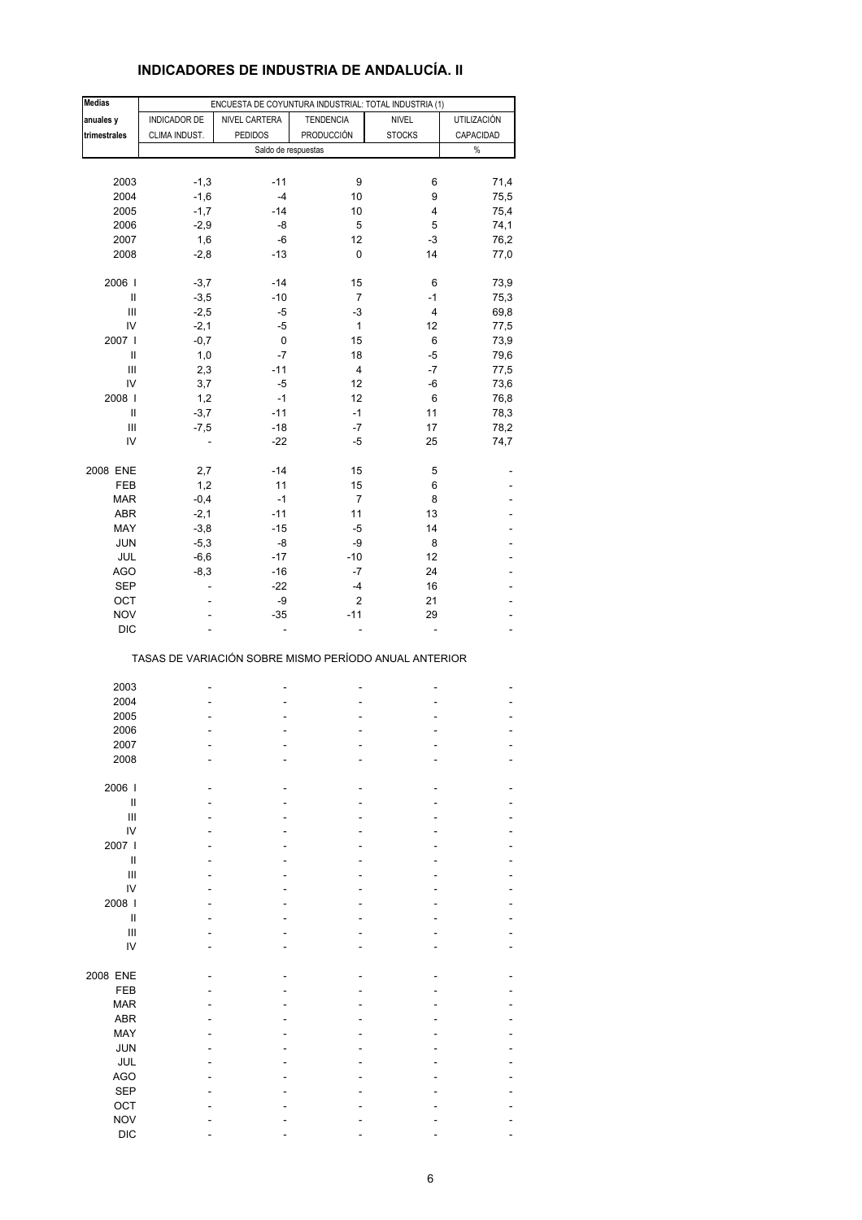# INDICADORES DE INDUSTRIA DE ANDALUCÍA. II

| Medias anuales y trimestrales | ENCUESTA DE COYUNTURA INDUSTRIAL: TOTAL INDUSTRIA (1) | | | | |
|---|---|---|---|---|---|
| | INDICADOR DE CLIMA INDUST. | NIVEL CARTERA PEDIDOS | TENDENCIA PRODUCCIÓN | NIVEL STOCKS | UTILIZACIÓN CAPACIDAD |
| | Saldo de respuestas | | | | % |
| 2003 | -1,3 | -11 | 9 | 6 | 71,4 |
| 2004 | -1,6 | -4 | 10 | 9 | 75,5 |
| 2005 | -1,7 | -14 | 10 | 4 | 75,4 |
| 2006 | -2,9 | -8 | 5 | 5 | 74,1 |
| 2007 | 1,6 | -6 | 12 | -3 | 76,2 |
| 2008 | -2,8 | -13 | 0 | 14 | 77,0 |
| 2006 I | -3,7 | -14 | 15 | 6 | 73,9 |
| II | -3,5 | -10 | 7 | -1 | 75,3 |
| III | -2,5 | -5 | -3 | 4 | 69,8 |
| IV | -2,1 | -5 | 1 | 12 | 77,5 |
| 2007 I | -0,7 | 0 | 15 | 6 | 73,9 |
| II | 1,0 | -7 | 18 | -5 | 79,6 |
| III | 2,3 | -11 | 4 | -7 | 77,5 |
| IV | 3,7 | -5 | 12 | -6 | 73,6 |
| 2008 I | 1,2 | -1 | 12 | 6 | 76,8 |
| II | -3,7 | -11 | -1 | 11 | 78,3 |
| III | -7,5 | -18 | -7 | 17 | 78,2 |
| IV | - | -22 | -5 | 25 | 74,7 |
| 2008 ENE | 2,7 | -14 | 15 | 5 | - |
| FEB | 1,2 | 11 | 15 | 6 | - |
| MAR | -0,4 | -1 | 7 | 8 | - |
| ABR | -2,1 | -11 | 11 | 13 | - |
| MAY | -3,8 | -15 | -5 | 14 | - |
| JUN | -5,3 | -8 | -9 | 8 | - |
| JUL | -6,6 | -17 | -10 | 12 | - |
| AGO | -8,3 | -16 | -7 | 24 | - |
| SEP | - | -22 | -4 | 16 | - |
| OCT | - | -9 | 2 | 21 | - |
| NOV | - | -35 | -11 | 29 | - |
| DIC | - | - | - | - | - |
| | TASAS DE VARIACIÓN SOBRE MISMO PERÍODO ANUAL ANTERIOR | | | | |
| 2003 | - | - | - | - | - |
| 2004 | - | - | - | - | - |
| 2005 | - | - | - | - | - |
| 2006 | - | - | - | - | - |
| 2007 | - | - | - | - | - |
| 2008 | - | - | - | - | - |
| 2006 I | - | - | - | - | - |
| II | - | - | - | - | - |
| III | - | - | - | - | - |
| IV | - | - | - | - | - |
| 2007 I | - | - | - | - | - |
| II | - | - | - | - | - |
| III | - | - | - | - | - |
| IV | - | - | - | - | - |
| 2008 I | - | - | - | - | - |
| II | - | - | - | - | - |
| III | - | - | - | - | - |
| IV | - | - | - | - | - |
| 2008 ENE | - | - | - | - | - |
| FEB | - | - | - | - | - |
| MAR | - | - | - | - | - |
| ABR | - | - | - | - | - |
| MAY | - | - | - | - | - |
| JUN | - | - | - | - | - |
| JUL | - | - | - | - | - |
| AGO | - | - | - | - | - |
| SEP | - | - | - | - | - |
| OCT | - | - | - | - | - |
| NOV | - | - | - | - | - |
| DIC | - | - | - | - | - |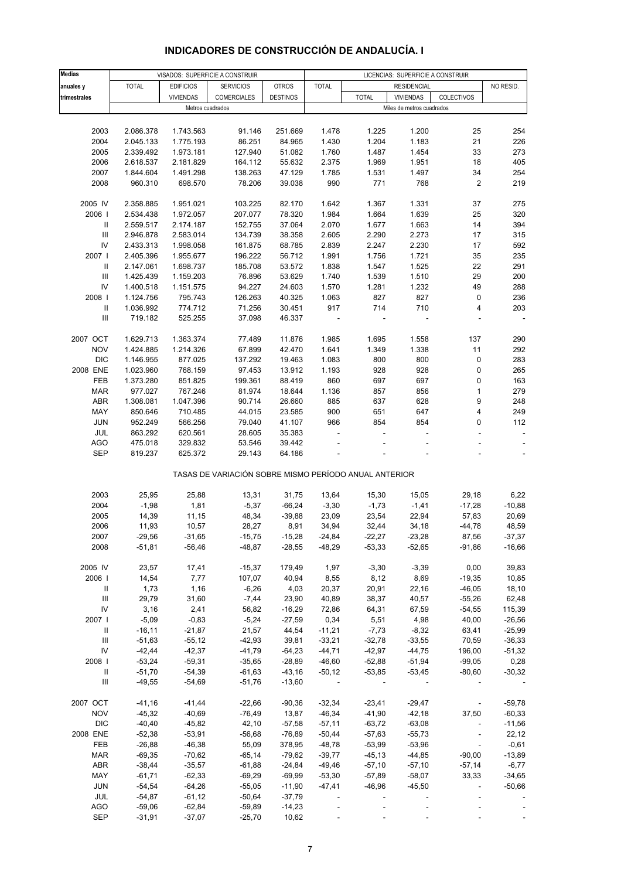# INDICADORES DE CONSTRUCCIÓN DE ANDALUCÍA. I

| Medias anuales y trimestrales | VISADOS: SUPERFICIE A CONSTRUIR | | | | LICENCIAS: SUPERFICIE A CONSTRUIR | | | | |
|---|---|---|---|---|---|---|---|---|---|
| | TOTAL | EDIFICIOS | SERVICIOS | OTROS | TOTAL | RESIDENCIAL | | | NO RESID. |
| | | VIVIENDAS | COMERCIALES | DESTINOS | | TOTAL | VIVIENDAS | COLECTIVOS | |
| | Metros cuadrados | | | | Miles de metros cuadrados | | | | |
| 2003 | 2.086.378 | 1.743.563 | 91.146 | 251.669 | 1.478 | 1.225 | 1.200 | 25 | 254 |
| 2004 | 2.045.133 | 1.775.193 | 86.251 | 84.965 | 1.430 | 1.204 | 1.183 | 21 | 226 |
| 2005 | 2.339.492 | 1.973.181 | 127.940 | 51.082 | 1.760 | 1.487 | 1.454 | 33 | 273 |
| 2006 | 2.618.537 | 2.181.829 | 164.112 | 55.632 | 2.375 | 1.969 | 1.951 | 18 | 405 |
| 2007 | 1.844.604 | 1.491.298 | 138.263 | 47.129 | 1.785 | 1.531 | 1.497 | 34 | 254 |
| 2008 | 960.310 | 698.570 | 78.206 | 39.038 | 990 | 771 | 768 | 2 | 219 |
| 2005 IV | 2.358.885 | 1.951.021 | 103.225 | 82.170 | 1.642 | 1.367 | 1.331 | 37 | 275 |
| 2006 I | 2.534.438 | 1.972.057 | 207.077 | 78.320 | 1.984 | 1.664 | 1.639 | 25 | 320 |
| II | 2.559.517 | 2.174.187 | 152.755 | 37.064 | 2.070 | 1.677 | 1.663 | 14 | 394 |
| III | 2.946.878 | 2.583.014 | 134.739 | 38.358 | 2.605 | 2.290 | 2.273 | 17 | 315 |
| IV | 2.433.313 | 1.998.058 | 161.875 | 68.785 | 2.839 | 2.247 | 2.230 | 17 | 592 |
| 2007 I | 2.405.396 | 1.955.677 | 196.222 | 56.712 | 1.991 | 1.756 | 1.721 | 35 | 235 |
| II | 2.147.061 | 1.698.737 | 185.708 | 53.572 | 1.838 | 1.547 | 1.525 | 22 | 291 |
| III | 1.425.439 | 1.159.203 | 76.896 | 53.629 | 1.740 | 1.539 | 1.510 | 29 | 200 |
| IV | 1.400.518 | 1.151.575 | 94.227 | 24.603 | 1.570 | 1.281 | 1.232 | 49 | 288 |
| 2008 I | 1.124.756 | 795.743 | 126.263 | 40.325 | 1.063 | 827 | 827 | 0 | 236 |
| II | 1.036.992 | 774.712 | 71.256 | 30.451 | 917 | 714 | 710 | 4 | 203 |
| III | 719.182 | 525.255 | 37.098 | 46.337 | - | - | - | - | - |
| 2007 OCT | 1.629.713 | 1.363.374 | 77.489 | 11.876 | 1.985 | 1.695 | 1.558 | 137 | 290 |
| NOV | 1.424.885 | 1.214.326 | 67.899 | 42.470 | 1.641 | 1.349 | 1.338 | 11 | 292 |
| DIC | 1.146.955 | 877.025 | 137.292 | 19.463 | 1.083 | 800 | 800 | 0 | 283 |
| 2008 ENE | 1.023.960 | 768.159 | 97.453 | 13.912 | 1.193 | 928 | 928 | 0 | 265 |
| FEB | 1.373.280 | 851.825 | 199.361 | 88.419 | 860 | 697 | 697 | 0 | 163 |
| MAR | 977.027 | 767.246 | 81.974 | 18.644 | 1.136 | 857 | 856 | 1 | 279 |
| ABR | 1.308.081 | 1.047.396 | 90.714 | 26.660 | 885 | 637 | 628 | 9 | 248 |
| MAY | 850.646 | 710.485 | 44.015 | 23.585 | 900 | 651 | 647 | 4 | 249 |
| JUN | 952.249 | 566.256 | 79.040 | 41.107 | 966 | 854 | 854 | 0 | 112 |
| JUL | 863.292 | 620.561 | 28.605 | 35.383 | - | - | - | - | - |
| AGO | 475.018 | 329.832 | 53.546 | 39.442 | - | - | - | - | - |
| SEP | 819.237 | 625.372 | 29.143 | 64.186 | - | - | - | - | - |
| **TASAS DE VARIACIÓN SOBRE MISMO PERÍODO ANUAL ANTERIOR** | | | | | | | | | |
| 2003 | 25,95 | 25,88 | 13,31 | 31,75 | 13,64 | 15,30 | 15,05 | 29,18 | 6,22 |
| 2004 | -1,98 | 1,81 | -5,37 | -66,24 | -3,30 | -1,73 | -1,41 | -17,28 | -10,88 |
| 2005 | 14,39 | 11,15 | 48,34 | -39,88 | 23,09 | 23,54 | 22,94 | 57,83 | 20,69 |
| 2006 | 11,93 | 10,57 | 28,27 | 8,91 | 34,94 | 32,44 | 34,18 | -44,78 | 48,59 |
| 2007 | -29,56 | -31,65 | -15,75 | -15,28 | -24,84 | -22,27 | -23,28 | 87,56 | -37,37 |
| 2008 | -51,81 | -56,46 | -48,87 | -28,55 | -48,29 | -53,33 | -52,65 | -91,86 | -16,66 |
| 2005 IV | 23,57 | 17,41 | -15,37 | 179,49 | 1,97 | -3,30 | -3,39 | 0,00 | 39,83 |
| 2006 I | 14,54 | 7,77 | 107,07 | 40,94 | 8,55 | 8,12 | 8,69 | -19,35 | 10,85 |
| II | 1,73 | 1,16 | -6,26 | 4,03 | 20,37 | 20,91 | 22,16 | -46,05 | 18,10 |
| III | 29,79 | 31,60 | -7,44 | 23,90 | 40,89 | 38,37 | 40,57 | -55,26 | 62,48 |
| IV | 3,16 | 2,41 | 56,82 | -16,29 | 72,86 | 64,31 | 67,59 | -54,55 | 115,39 |
| 2007 I | -5,09 | -0,83 | -5,24 | -27,59 | 0,34 | 5,51 | 4,98 | 40,00 | -26,56 |
| II | -16,11 | -21,87 | 21,57 | 44,54 | -11,21 | -7,73 | -8,32 | 63,41 | -25,99 |
| III | -51,63 | -55,12 | -42,93 | 39,81 | -33,21 | -32,78 | -33,55 | 70,59 | -36,33 |
| IV | -42,44 | -42,37 | -41,79 | -64,23 | -44,71 | -42,97 | -44,75 | 196,00 | -51,32 |
| 2008 I | -53,24 | -59,31 | -35,65 | -28,89 | -46,60 | -52,88 | -51,94 | -99,05 | 0,28 |
| II | -51,70 | -54,39 | -61,63 | -43,16 | -50,12 | -53,85 | -53,45 | -80,60 | -30,32 |
| III | -49,55 | -54,69 | -51,76 | -13,60 | - | - | - | - | - |
| 2007 OCT | -41,16 | -41,44 | -22,66 | -90,36 | -32,34 | -23,41 | -29,47 | - | -59,78 |
| NOV | -45,32 | -40,69 | -76,49 | 13,87 | -46,34 | -41,90 | -42,18 | 37,50 | -60,33 |
| DIC | -40,40 | -45,82 | 42,10 | -57,58 | -57,11 | -63,72 | -63,08 | - | -11,56 |
| 2008 ENE | -52,38 | -53,91 | -56,68 | -76,89 | -50,44 | -57,63 | -55,73 | - | 22,12 |
| FEB | -26,88 | -46,38 | 55,09 | 378,95 | -48,78 | -53,99 | -53,96 | - | -0,61 |
| MAR | -69,35 | -70,62 | -65,14 | -79,62 | -39,77 | -45,13 | -44,85 | -90,00 | -13,89 |
| ABR | -38,44 | -35,57 | -61,88 | -24,84 | -49,46 | -57,10 | -57,10 | -57,14 | -6,77 |
| MAY | -61,71 | -62,33 | -69,29 | -69,99 | -53,30 | -57,89 | -58,07 | 33,33 | -34,65 |
| JUN | -54,54 | -64,26 | -55,05 | -11,90 | -47,41 | -46,96 | -45,50 | - | -50,66 |
| JUL | -54,87 | -61,12 | -50,64 | -37,79 | - | - | - | - | - |
| AGO | -59,06 | -62,84 | -59,89 | -14,23 | - | - | - | - | - |
| SEP | -31,91 | -37,07 | -25,70 | 10,62 | - | - | - | - | - |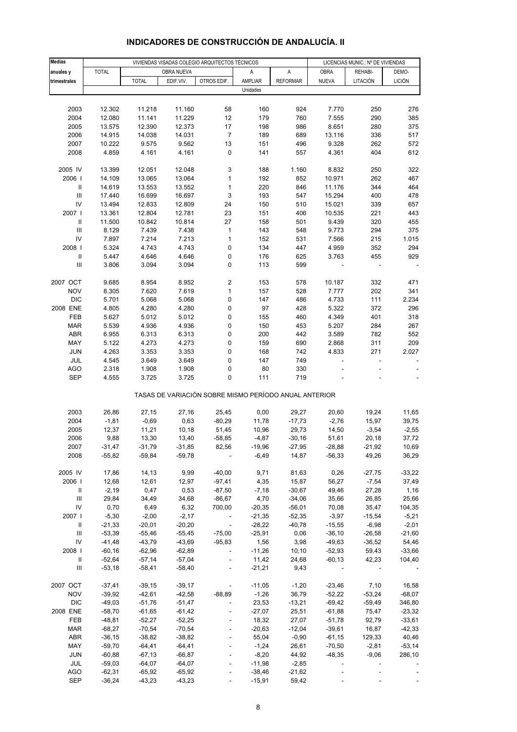# INDICADORES DE CONSTRUCCIÓN DE ANDALUCÍA. II

| Medias anuales y trimestrales | VIVIENDAS VISADAS COLEGIO ARQUITECTOS TÉCNICOS | | | | | | LICENCIAS MUNIC.: Nº DE VIVIENDAS | | |
|---|---|---|---|---|---|---|---|---|---|
| | TOTAL | OBRA NUEVA | | | A | A | OBRA | REHABI- | DEMO- |
| | | TOTAL | EDIF.VIV. | OTROS EDIF. | AMPLIAR | REFORMAR | NUEVA | LITACIÓN | LICIÓN |
| | Unidades | | | | | | | | |
| 2003 | 12.302 | 11.218 | 11.160 | 58 | 160 | 924 | 7.770 | 250 | 276 |
| 2004 | 12.080 | 11.141 | 11.229 | 12 | 179 | 760 | 7.555 | 290 | 385 |
| 2005 | 13.575 | 12.390 | 12.373 | 17 | 198 | 986 | 8.651 | 280 | 375 |
| 2006 | 14.915 | 14.038 | 14.031 | 7 | 189 | 689 | 13.116 | 336 | 517 |
| 2007 | 10.222 | 9.575 | 9.562 | 13 | 151 | 496 | 9.328 | 262 | 572 |
| 2008 | 4.859 | 4.161 | 4.161 | 0 | 141 | 557 | 4.361 | 404 | 612 |
| 2005 IV | 13.399 | 12.051 | 12.048 | 3 | 188 | 1.160 | 8.832 | 250 | 322 |
| 2006 I | 14.109 | 13.065 | 13.064 | 1 | 192 | 852 | 10.971 | 262 | 467 |
| II | 14.619 | 13.553 | 13.552 | 1 | 220 | 846 | 11.176 | 344 | 464 |
| III | 17.440 | 16.699 | 16.697 | 3 | 193 | 547 | 15.294 | 400 | 478 |
| IV | 13.494 | 12.833 | 12.809 | 24 | 150 | 510 | 15.021 | 339 | 657 |
| 2007 I | 13.361 | 12.804 | 12.781 | 23 | 151 | 406 | 10.535 | 221 | 443 |
| II | 11.500 | 10.842 | 10.814 | 27 | 158 | 501 | 9.439 | 320 | 455 |
| III | 8.129 | 7.439 | 7.438 | 1 | 143 | 548 | 9.773 | 294 | 375 |
| IV | 7.897 | 7.214 | 7.213 | 1 | 152 | 531 | 7.566 | 215 | 1.015 |
| 2008 I | 5.324 | 4.743 | 4.743 | 0 | 134 | 447 | 4.959 | 352 | 294 |
| II | 5.447 | 4.646 | 4.646 | 0 | 176 | 625 | 3.763 | 455 | 929 |
| III | 3.806 | 3.094 | 3.094 | 0 | 113 | 599 | - | - | - |
| 2007 OCT | 9.685 | 8.954 | 8.952 | 2 | 153 | 578 | 10.187 | 332 | 471 |
| NOV | 8.305 | 7.620 | 7.619 | 1 | 157 | 528 | 7.777 | 202 | 341 |
| DIC | 5.701 | 5.068 | 5.068 | 0 | 147 | 486 | 4.733 | 111 | 2.234 |
| 2008 ENE | 4.805 | 4.280 | 4.280 | 0 | 97 | 428 | 5.322 | 372 | 296 |
| FEB | 5.627 | 5.012 | 5.012 | 0 | 155 | 460 | 4.349 | 401 | 318 |
| MAR | 5.539 | 4.936 | 4.936 | 0 | 150 | 453 | 5.207 | 284 | 267 |
| ABR | 6.955 | 6.313 | 6.313 | 0 | 200 | 442 | 3.589 | 782 | 552 |
| MAY | 5.122 | 4.273 | 4.273 | 0 | 159 | 690 | 2.868 | 311 | 209 |
| JUN | 4.263 | 3.353 | 3.353 | 0 | 168 | 742 | 4.833 | 271 | 2.027 |
| JUL | 4.545 | 3.649 | 3.649 | 0 | 147 | 749 | - | - | - |
| AGO | 2.318 | 1.908 | 1.908 | 0 | 80 | 330 | - | - | - |
| SEP | 4.555 | 3.725 | 3.725 | 0 | 111 | 719 | - | - | - |
| | TASAS DE VARIACIÓN SOBRE MISMO PERÍODO ANUAL ANTERIOR | | | | | | | | |
| 2003 | 26,86 | 27,15 | 27,16 | 25,45 | 0,00 | 29,27 | 20,60 | 19,24 | 11,65 |
| 2004 | -1,81 | -0,69 | 0,63 | -80,29 | 11,78 | -17,73 | -2,76 | 15,97 | 39,75 |
| 2005 | 12,37 | 11,21 | 10,18 | 51,45 | 10,96 | 29,73 | 14,50 | -3,54 | -2,55 |
| 2006 | 9,88 | 13,30 | 13,40 | -58,85 | -4,87 | -30,16 | 51,61 | 20,18 | 37,72 |
| 2007 | -31,47 | -31,79 | -31,85 | 82,56 | -19,96 | -27,95 | -28,88 | -21,92 | 10,69 |
| 2008 | -55,82 | -59,84 | -59,78 | - | -6,49 | 14,87 | -56,33 | 49,26 | 36,29 |
| 2005 IV | 17,86 | 14,13 | 9,99 | -40,00 | 9,71 | 81,63 | 0,26 | -27,75 | -33,22 |
| 2006 I | 12,68 | 12,61 | 12,97 | -97,41 | 4,35 | 15,87 | 56,27 | -7,54 | 37,49 |
| II | -2,19 | 0,47 | 0,53 | -87,50 | -7,18 | -30,67 | 49,46 | 27,28 | 1,16 |
| III | 29,84 | 34,49 | 34,68 | -86,67 | 4,70 | -34,06 | 35,66 | 26,85 | 25,66 |
| IV | 0,70 | 6,49 | 6,32 | 700,00 | -20,35 | -56,01 | 70,08 | 35,47 | 104,35 |
| 2007 I | -5,30 | -2,00 | -2,17 | - | -21,35 | -52,35 | -3,97 | -15,54 | -5,21 |
| II | -21,33 | -20,01 | -20,20 | - | -28,22 | -40,78 | -15,55 | -6,98 | -2,01 |
| III | -53,39 | -55,46 | -55,45 | -75,00 | -25,91 | 0,06 | -36,10 | -26,58 | -21,60 |
| IV | -41,48 | -43,79 | -43,69 | -95,83 | 1,56 | 3,98 | -49,63 | -36,52 | 54,46 |
| 2008 I | -60,16 | -62,96 | -62,89 | - | -11,26 | 10,10 | -52,93 | 59,43 | -33,66 |
| II | -52,64 | -57,14 | -57,04 | - | 11,42 | 24,68 | -60,13 | 42,23 | 104,40 |
| III | -53,18 | -58,41 | -58,40 | - | -21,21 | 9,43 | - | - | - |
| 2007 OCT | -37,41 | -39,15 | -39,17 | - | -11,05 | -1,20 | -23,46 | 7,10 | 16,58 |
| NOV | -39,92 | -42,61 | -42,58 | -88,89 | -1,26 | 36,79 | -52,22 | -53,24 | -68,07 |
| DIC | -49,03 | -51,76 | -51,47 | - | 23,53 | -13,21 | -69,42 | -59,49 | 346,80 |
| 2008 ENE | -58,70 | -61,65 | -61,42 | - | -27,07 | 25,51 | -61,88 | 75,47 | -23,32 |
| FEB | -48,81 | -52,27 | -52,25 | - | 18,32 | 27,07 | -51,78 | 92,79 | -33,61 |
| MAR | -68,27 | -70,54 | -70,54 | - | -20,63 | -12,04 | -39,61 | 16,87 | -42,33 |
| ABR | -36,15 | -38,82 | -38,82 | - | 55,04 | -0,90 | -61,15 | 129,33 | 40,46 |
| MAY | -59,70 | -64,41 | -64,41 | - | -1,24 | 26,61 | -70,50 | -2,81 | -53,14 |
| JUN | -60,88 | -67,13 | -66,87 | - | -8,20 | 44,92 | -48,35 | -9,06 | 286,10 |
| JUL | -59,03 | -64,07 | -64,07 | - | -11,98 | -2,85 | - | - | - |
| AGO | -62,31 | -65,92 | -65,92 | - | -38,46 | -21,62 | - | - | - |
| SEP | -36,24 | -43,23 | -43,23 | - | -15,91 | 59,42 | - | - | - |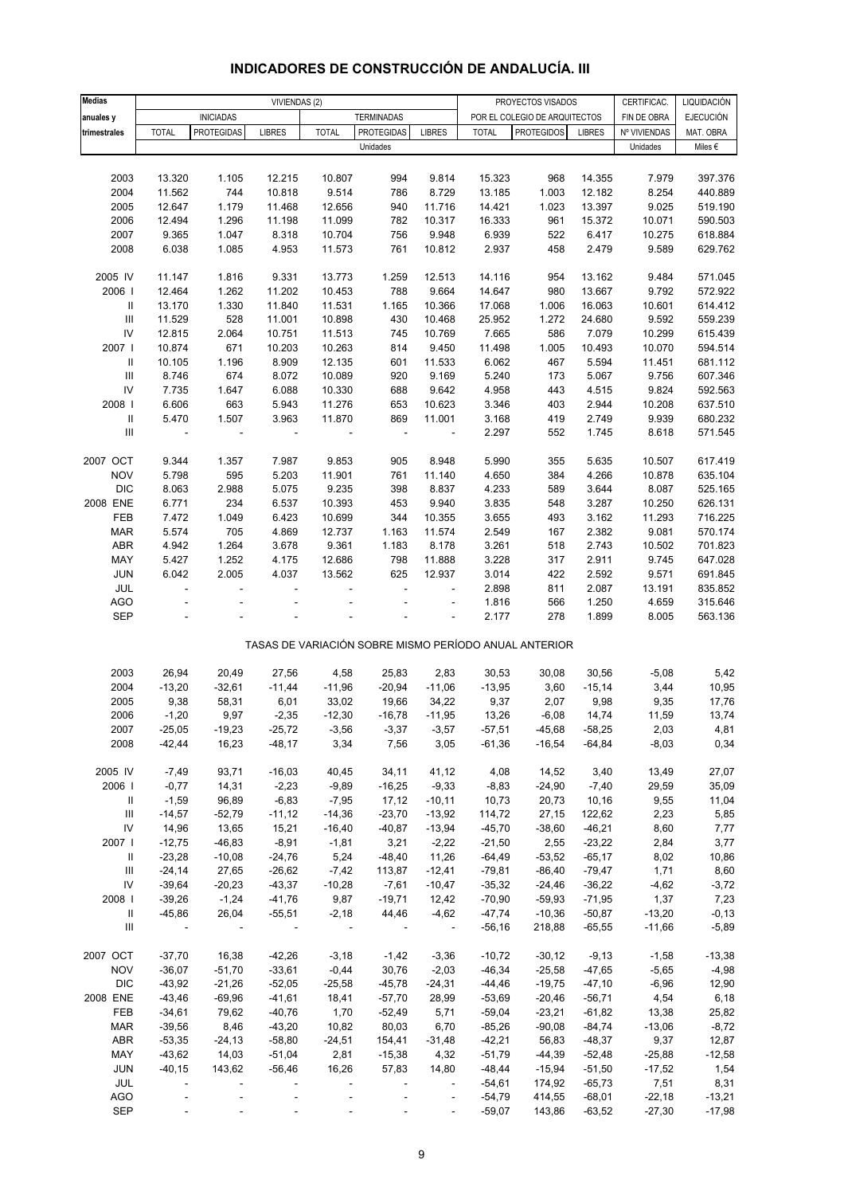# INDICADORES DE CONSTRUCCIÓN DE ANDALUCÍA. III

| Medias anuales y trimestrales | VIVIENDAS (2) | | | | | | PROYECTOS VISADOS POR EL COLEGIO DE ARQUITECTOS | | | CERTIFICAC. FIN DE OBRA | LIQUIDACIÓN EJECUCIÓN MAT. OBRA |
|---|---|---|---|---|---|---|---|---|---|---|---|
| | INICIADAS | | | TERMINADAS | | | | | | | |
| | TOTAL | PROTEGIDAS | LIBRES | TOTAL | PROTEGIDAS | LIBRES | TOTAL | PROTEGIDOS | LIBRES | Nº VIVIENDAS | |
| | Unidades | | | | | | | | | Unidades | Miles € |
| 2003 | 13.320 | 1.105 | 12.215 | 10.807 | 994 | 9.814 | 15.323 | 968 | 14.355 | 7.979 | 397.376 |
| 2004 | 11.562 | 744 | 10.818 | 9.514 | 786 | 8.729 | 13.185 | 1.003 | 12.182 | 8.254 | 440.889 |
| 2005 | 12.647 | 1.179 | 11.468 | 12.656 | 940 | 11.716 | 14.421 | 1.023 | 13.397 | 9.025 | 519.190 |
| 2006 | 12.494 | 1.296 | 11.198 | 11.099 | 782 | 10.317 | 16.333 | 961 | 15.372 | 10.071 | 590.503 |
| 2007 | 9.365 | 1.047 | 8.318 | 10.704 | 756 | 9.948 | 6.939 | 522 | 6.417 | 10.275 | 618.884 |
| 2008 | 6.038 | 1.085 | 4.953 | 11.573 | 761 | 10.812 | 2.937 | 458 | 2.479 | 9.589 | 629.762 |
| 2005 IV | 11.147 | 1.816 | 9.331 | 13.773 | 1.259 | 12.513 | 14.116 | 954 | 13.162 | 9.484 | 571.045 |
| 2006 I | 12.464 | 1.262 | 11.202 | 10.453 | 788 | 9.664 | 14.647 | 980 | 13.667 | 9.792 | 572.922 |
| II | 13.170 | 1.330 | 11.840 | 11.531 | 1.165 | 10.366 | 17.068 | 1.006 | 16.063 | 10.601 | 614.412 |
| III | 11.529 | 528 | 11.001 | 10.898 | 430 | 10.468 | 25.952 | 1.272 | 24.680 | 9.592 | 559.239 |
| IV | 12.815 | 2.064 | 10.751 | 11.513 | 745 | 10.769 | 7.665 | 586 | 7.079 | 10.299 | 615.439 |
| 2007 I | 10.874 | 671 | 10.203 | 10.263 | 814 | 9.450 | 11.498 | 1.005 | 10.493 | 10.070 | 594.514 |
| II | 10.105 | 1.196 | 8.909 | 12.135 | 601 | 11.533 | 6.062 | 467 | 5.594 | 11.451 | 681.112 |
| III | 8.746 | 674 | 8.072 | 10.089 | 920 | 9.169 | 5.240 | 173 | 5.067 | 9.756 | 607.346 |
| IV | 7.735 | 1.647 | 6.088 | 10.330 | 688 | 9.642 | 4.958 | 443 | 4.515 | 9.824 | 592.563 |
| 2008 I | 6.606 | 663 | 5.943 | 11.276 | 653 | 10.623 | 3.346 | 403 | 2.944 | 10.208 | 637.510 |
| II | 5.470 | 1.507 | 3.963 | 11.870 | 869 | 11.001 | 3.168 | 419 | 2.749 | 9.939 | 680.232 |
| III | - | - | - | - | - | - | 2.297 | 552 | 1.745 | 8.618 | 571.545 |
| 2007 OCT | 9.344 | 1.357 | 7.987 | 9.853 | 905 | 8.948 | 5.990 | 355 | 5.635 | 10.507 | 617.419 |
| NOV | 5.798 | 595 | 5.203 | 11.901 | 761 | 11.140 | 4.650 | 384 | 4.266 | 10.878 | 635.104 |
| DIC | 8.063 | 2.988 | 5.075 | 9.235 | 398 | 8.837 | 4.233 | 589 | 3.644 | 8.087 | 525.165 |
| 2008 ENE | 6.771 | 234 | 6.537 | 10.393 | 453 | 9.940 | 3.835 | 548 | 3.287 | 10.250 | 626.131 |
| FEB | 7.472 | 1.049 | 6.423 | 10.699 | 344 | 10.355 | 3.655 | 493 | 3.162 | 11.293 | 716.225 |
| MAR | 5.574 | 705 | 4.869 | 12.737 | 1.163 | 11.574 | 2.549 | 167 | 2.382 | 9.081 | 570.174 |
| ABR | 4.942 | 1.264 | 3.678 | 9.361 | 1.183 | 8.178 | 3.261 | 518 | 2.743 | 10.502 | 701.823 |
| MAY | 5.427 | 1.252 | 4.175 | 12.686 | 798 | 11.888 | 3.228 | 317 | 2.911 | 9.745 | 647.028 |
| JUN | 6.042 | 2.005 | 4.037 | 13.562 | 625 | 12.937 | 3.014 | 422 | 2.592 | 9.571 | 691.845 |
| JUL | - | - | - | - | - | - | 2.898 | 811 | 2.087 | 13.191 | 835.852 |
| AGO | - | - | - | - | - | - | 1.816 | 566 | 1.250 | 4.659 | 315.646 |
| SEP | - | - | - | - | - | - | 2.177 | 278 | 1.899 | 8.005 | 563.136 |
| **TASAS DE VARIACIÓN SOBRE MISMO PERÍODO ANUAL ANTERIOR** | | | | | | | | | | | |
| 2003 | 26,94 | 20,49 | 27,56 | 4,58 | 25,83 | 2,83 | 30,53 | 30,08 | 30,56 | -5,08 | 5,42 |
| 2004 | -13,20 | -32,61 | -11,44 | -11,96 | -20,94 | -11,06 | -13,95 | 3,60 | -15,14 | 3,44 | 10,95 |
| 2005 | 9,38 | 58,31 | 6,01 | 33,02 | 19,66 | 34,22 | 9,37 | 2,07 | 9,98 | 9,35 | 17,76 |
| 2006 | -1,20 | 9,97 | -2,35 | -12,30 | -16,78 | -11,95 | 13,26 | -6,08 | 14,74 | 11,59 | 13,74 |
| 2007 | -25,05 | -19,23 | -25,72 | -3,56 | -3,37 | -3,57 | -57,51 | -45,68 | -58,25 | 2,03 | 4,81 |
| 2008 | -42,44 | 16,23 | -48,17 | 3,34 | 7,56 | 3,05 | -61,36 | -16,54 | -64,84 | -8,03 | 0,34 |
| 2005 IV | -7,49 | 93,71 | -16,03 | 40,45 | 34,11 | 41,12 | 4,08 | 14,52 | 3,40 | 13,49 | 27,07 |
| 2006 I | -0,77 | 14,31 | -2,23 | -9,89 | -16,25 | -9,33 | -8,83 | -24,90 | -7,40 | 29,59 | 35,09 |
| II | -1,59 | 96,89 | -6,83 | -7,95 | 17,12 | -10,11 | 10,73 | 20,73 | 10,16 | 9,55 | 11,04 |
| III | -14,57 | -52,79 | -11,12 | -14,36 | -23,70 | -13,92 | 114,72 | 27,15 | 122,62 | 2,23 | 5,85 |
| IV | 14,96 | 13,65 | 15,21 | -16,40 | -40,87 | -13,94 | -45,70 | -38,60 | -46,21 | 8,60 | 7,77 |
| 2007 I | -12,75 | -46,83 | -8,91 | -1,81 | 3,21 | -2,22 | -21,50 | 2,55 | -23,22 | 2,84 | 3,77 |
| II | -23,28 | -10,08 | -24,76 | 5,24 | -48,40 | 11,26 | -64,49 | -53,52 | -65,17 | 8,02 | 10,86 |
| III | -24,14 | 27,65 | -26,62 | -7,42 | 113,87 | -12,41 | -79,81 | -86,40 | -79,47 | 1,71 | 8,60 |
| IV | -39,64 | -20,23 | -43,37 | -10,28 | -7,61 | -10,47 | -35,32 | -24,46 | -36,22 | -4,62 | -3,72 |
| 2008 I | -39,26 | -1,24 | -41,76 | 9,87 | -19,71 | 12,42 | -70,90 | -59,93 | -71,95 | 1,37 | 7,23 |
| II | -45,86 | 26,04 | -55,51 | -2,18 | 44,46 | -4,62 | -47,74 | -10,36 | -50,87 | -13,20 | -0,13 |
| III | - | - | - | - | - | - | -56,16 | 218,88 | -65,55 | -11,66 | -5,89 |
| 2007 OCT | -37,70 | 16,38 | -42,26 | -3,18 | -1,42 | -3,36 | -10,72 | -30,12 | -9,13 | -1,58 | -13,38 |
| NOV | -36,07 | -51,70 | -33,61 | -0,44 | 30,76 | -2,03 | -46,34 | -25,58 | -47,65 | -5,65 | -4,98 |
| DIC | -43,92 | -21,26 | -52,05 | -25,58 | -45,78 | -24,31 | -44,46 | -19,75 | -47,10 | -6,96 | 12,90 |
| 2008 ENE | -43,46 | -69,96 | -41,61 | 18,41 | -57,70 | 28,99 | -53,69 | -20,46 | -56,71 | 4,54 | 6,18 |
| FEB | -34,61 | 79,62 | -40,76 | 1,70 | -52,49 | 5,71 | -59,04 | -23,21 | -61,82 | 13,38 | 25,82 |
| MAR | -39,56 | 8,46 | -43,20 | 10,82 | 80,03 | 6,70 | -85,26 | -90,08 | -84,74 | -13,06 | -8,72 |
| ABR | -53,35 | -24,13 | -58,80 | -24,51 | 154,41 | -31,48 | -42,21 | 56,83 | -48,37 | 9,37 | 12,87 |
| MAY | -43,62 | 14,03 | -51,04 | 2,81 | -15,38 | 4,32 | -51,79 | -44,39 | -52,48 | -25,88 | -12,58 |
| JUN | -40,15 | 143,62 | -56,46 | 16,26 | 57,83 | 14,80 | -48,44 | -15,94 | -51,50 | -17,52 | 1,54 |
| JUL | - | - | - | - | - | - | -54,61 | 174,92 | -65,73 | 7,51 | 8,31 |
| AGO | - | - | - | - | - | - | -54,79 | 414,55 | -68,01 | -22,18 | -13,21 |
| SEP | - | - | - | - | - | - | -59,07 | 143,86 | -63,52 | -27,30 | -17,98 |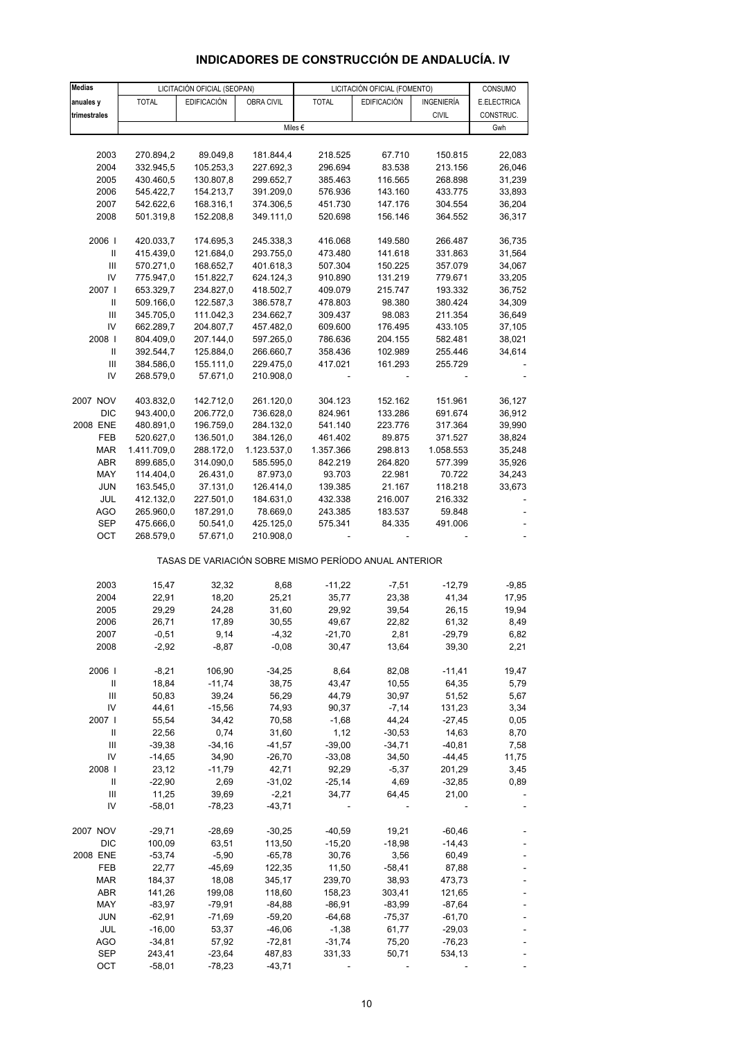# INDICADORES DE CONSTRUCCIÓN DE ANDALUCÍA. IV

| Medias anuales y trimestrales | LICITACIÓN OFICIAL (SEOPAN) | | | LICITACIÓN OFICIAL (FOMENTO) | | | CONSUMO |
|---|---|---|---|---|---|---|---|
| | TOTAL | EDIFICACIÓN | OBRA CIVIL | TOTAL | EDIFICACIÓN | INGENIERÍA CIVIL | E.ELECTRICA CONSTRUC. |
| | Miles € | | | | | | Gwh |
| 2003 | 270.894,2 | 89.049,8 | 181.844,4 | 218.525 | 67.710 | 150.815 | 22,083 |
| 2004 | 332.945,5 | 105.253,3 | 227.692,3 | 296.694 | 83.538 | 213.156 | 26,046 |
| 2005 | 430.460,5 | 130.807,8 | 299.652,7 | 385.463 | 116.565 | 268.898 | 31,239 |
| 2006 | 545.422,7 | 154.213,7 | 391.209,0 | 576.936 | 143.160 | 433.775 | 33,893 |
| 2007 | 542.622,6 | 168.316,1 | 374.306,5 | 451.730 | 147.176 | 304.554 | 36,204 |
| 2008 | 501.319,8 | 152.208,8 | 349.111,0 | 520.698 | 156.146 | 364.552 | 36,317 |
| 2006 I | 420.033,7 | 174.695,3 | 245.338,3 | 416.068 | 149.580 | 266.487 | 36,735 |
| II | 415.439,0 | 121.684,0 | 293.755,0 | 473.480 | 141.618 | 331.863 | 31,564 |
| III | 570.271,0 | 168.652,7 | 401.618,3 | 507.304 | 150.225 | 357.079 | 34,067 |
| IV | 775.947,0 | 151.822,7 | 624.124,3 | 910.890 | 131.219 | 779.671 | 33,205 |
| 2007 I | 653.329,7 | 234.827,0 | 418.502,7 | 409.079 | 215.747 | 193.332 | 36,752 |
| II | 509.166,0 | 122.587,3 | 386.578,7 | 478.803 | 98.380 | 380.424 | 34,309 |
| III | 345.705,0 | 111.042,3 | 234.662,7 | 309.437 | 98.083 | 211.354 | 36,649 |
| IV | 662.289,7 | 204.807,7 | 457.482,0 | 609.600 | 176.495 | 433.105 | 37,105 |
| 2008 I | 804.409,0 | 207.144,0 | 597.265,0 | 786.636 | 204.155 | 582.481 | 38,021 |
| II | 392.544,7 | 125.884,0 | 266.660,7 | 358.436 | 102.989 | 255.446 | 34,614 |
| III | 384.586,0 | 155.111,0 | 229.475,0 | 417.021 | 161.293 | 255.729 | - |
| IV | 268.579,0 | 57.671,0 | 210.908,0 | - | - | - | - |
| 2007 NOV | 403.832,0 | 142.712,0 | 261.120,0 | 304.123 | 152.162 | 151.961 | 36,127 |
| DIC | 943.400,0 | 206.772,0 | 736.628,0 | 824.961 | 133.286 | 691.674 | 36,912 |
| 2008 ENE | 480.891,0 | 196.759,0 | 284.132,0 | 541.140 | 223.776 | 317.364 | 39,990 |
| FEB | 520.627,0 | 136.501,0 | 384.126,0 | 461.402 | 89.875 | 371.527 | 38,824 |
| MAR | 1.411.709,0 | 288.172,0 | 1.123.537,0 | 1.357.366 | 298.813 | 1.058.553 | 35,248 |
| ABR | 899.685,0 | 314.090,0 | 585.595,0 | 842.219 | 264.820 | 577.399 | 35,926 |
| MAY | 114.404,0 | 26.431,0 | 87.973,0 | 93.703 | 22.981 | 70.722 | 34,243 |
| JUN | 163.545,0 | 37.131,0 | 126.414,0 | 139.385 | 21.167 | 118.218 | 33,673 |
| JUL | 412.132,0 | 227.501,0 | 184.631,0 | 432.338 | 216.007 | 216.332 | - |
| AGO | 265.960,0 | 187.291,0 | 78.669,0 | 243.385 | 183.537 | 59.848 | - |
| SEP | 475.666,0 | 50.541,0 | 425.125,0 | 575.341 | 84.335 | 491.006 | - |
| OCT | 268.579,0 | 57.671,0 | 210.908,0 | - | - | - | - |
| **TASAS DE VARIACIÓN SOBRE MISMO PERÍODO ANUAL ANTERIOR** | | | | | | | |
| 2003 | 15,47 | 32,32 | 8,68 | -11,22 | -7,51 | -12,79 | -9,85 |
| 2004 | 22,91 | 18,20 | 25,21 | 35,77 | 23,38 | 41,34 | 17,95 |
| 2005 | 29,29 | 24,28 | 31,60 | 29,92 | 39,54 | 26,15 | 19,94 |
| 2006 | 26,71 | 17,89 | 30,55 | 49,67 | 22,82 | 61,32 | 8,49 |
| 2007 | -0,51 | 9,14 | -4,32 | -21,70 | 2,81 | -29,79 | 6,82 |
| 2008 | -2,92 | -8,87 | -0,08 | 30,47 | 13,64 | 39,30 | 2,21 |
| 2006 I | -8,21 | 106,90 | -34,25 | 8,64 | 82,08 | -11,41 | 19,47 |
| II | 18,84 | -11,74 | 38,75 | 43,47 | 10,55 | 64,35 | 5,79 |
| III | 50,83 | 39,24 | 56,29 | 44,79 | 30,97 | 51,52 | 5,67 |
| IV | 44,61 | -15,56 | 74,93 | 90,37 | -7,14 | 131,23 | 3,34 |
| 2007 I | 55,54 | 34,42 | 70,58 | -1,68 | 44,24 | -27,45 | 0,05 |
| II | 22,56 | 0,74 | 31,60 | 1,12 | -30,53 | 14,63 | 8,70 |
| III | -39,38 | -34,16 | -41,57 | -39,00 | -34,71 | -40,81 | 7,58 |
| IV | -14,65 | 34,90 | -26,70 | -33,08 | 34,50 | -44,45 | 11,75 |
| 2008 I | 23,12 | -11,79 | 42,71 | 92,29 | -5,37 | 201,29 | 3,45 |
| II | -22,90 | 2,69 | -31,02 | -25,14 | 4,69 | -32,85 | 0,89 |
| III | 11,25 | 39,69 | -2,21 | 34,77 | 64,45 | 21,00 | - |
| IV | -58,01 | -78,23 | -43,71 | - | - | - | - |
| 2007 NOV | -29,71 | -28,69 | -30,25 | -40,59 | 19,21 | -60,46 | - |
| DIC | 100,09 | 63,51 | 113,50 | -15,20 | -18,98 | -14,43 | - |
| 2008 ENE | -53,74 | -5,90 | -65,78 | 30,76 | 3,56 | 60,49 | - |
| FEB | 22,77 | -45,69 | 122,35 | 11,50 | -58,41 | 87,88 | - |
| MAR | 184,37 | 18,08 | 345,17 | 239,70 | 38,93 | 473,73 | - |
| ABR | 141,26 | 199,08 | 118,60 | 158,23 | 303,41 | 121,65 | - |
| MAY | -83,97 | -79,91 | -84,88 | -86,91 | -83,99 | -87,64 | - |
| JUN | -62,91 | -71,69 | -59,20 | -64,68 | -75,37 | -61,70 | - |
| JUL | -16,00 | 53,37 | -46,06 | -1,38 | 61,77 | -29,03 | - |
| AGO | -34,81 | 57,92 | -72,81 | -31,74 | 75,20 | -76,23 | - |
| SEP | 243,41 | -23,64 | 487,83 | 331,33 | 50,71 | 534,13 | - |
| OCT | -58,01 | -78,23 | -43,71 | - | - | - | - |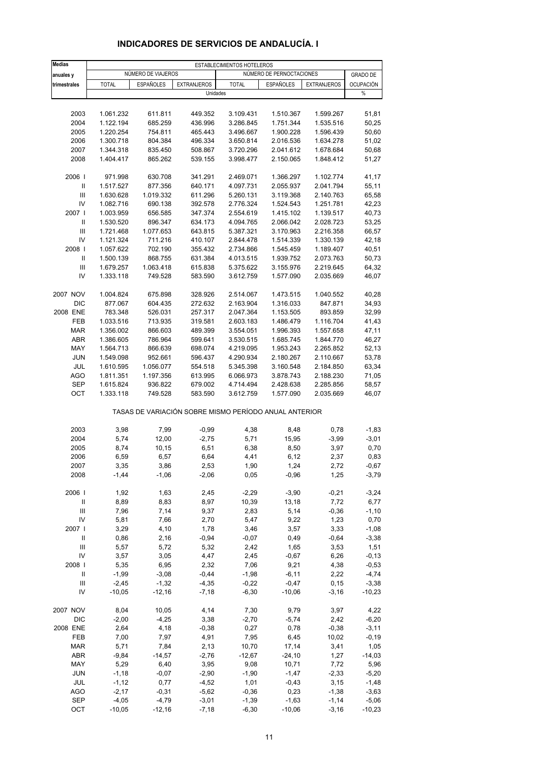# INDICADORES DE SERVICIOS DE ANDALUCÍA. I

| Medias anuales y trimestrales | ESTABLECIMIENTOS HOTELEROS | | | | | | |
|---|---|---|---|---|---|---|---|
| | NÚMERO DE VIAJEROS | | | NÚMERO DE PERNOCTACIONES | | | GRADO DE |
| | TOTAL | ESPAÑOLES | EXTRANJEROS | TOTAL | ESPAÑOLES | EXTRANJEROS | OCUPACIÓN |
| | Unidades | | | | | | % |
| 2003 | 1.061.232 | 611.811 | 449.352 | 3.109.431 | 1.510.367 | 1.599.267 | 51,81 |
| 2004 | 1.122.194 | 685.259 | 436.996 | 3.286.845 | 1.751.344 | 1.535.516 | 50,25 |
| 2005 | 1.220.254 | 754.811 | 465.443 | 3.496.667 | 1.900.228 | 1.596.439 | 50,60 |
| 2006 | 1.300.718 | 804.384 | 496.334 | 3.650.814 | 2.016.536 | 1.634.278 | 51,02 |
| 2007 | 1.344.318 | 835.450 | 508.867 | 3.720.296 | 2.041.612 | 1.678.684 | 50,68 |
| 2008 | 1.404.417 | 865.262 | 539.155 | 3.998.477 | 2.150.065 | 1.848.412 | 51,27 |
| 2006 I | 971.998 | 630.708 | 341.291 | 2.469.071 | 1.366.297 | 1.102.774 | 41,17 |
| II | 1.517.527 | 877.356 | 640.171 | 4.097.731 | 2.055.937 | 2.041.794 | 55,11 |
| III | 1.630.628 | 1.019.332 | 611.296 | 5.260.131 | 3.119.368 | 2.140.763 | 65,58 |
| IV | 1.082.716 | 690.138 | 392.578 | 2.776.324 | 1.524.543 | 1.251.781 | 42,23 |
| 2007 I | 1.003.959 | 656.585 | 347.374 | 2.554.619 | 1.415.102 | 1.139.517 | 40,73 |
| II | 1.530.520 | 896.347 | 634.173 | 4.094.765 | 2.066.042 | 2.028.723 | 53,25 |
| III | 1.721.468 | 1.077.653 | 643.815 | 5.387.321 | 3.170.963 | 2.216.358 | 66,57 |
| IV | 1.121.324 | 711.216 | 410.107 | 2.844.478 | 1.514.339 | 1.330.139 | 42,18 |
| 2008 I | 1.057.622 | 702.190 | 355.432 | 2.734.866 | 1.545.459 | 1.189.407 | 40,51 |
| II | 1.500.139 | 868.755 | 631.384 | 4.013.515 | 1.939.752 | 2.073.763 | 50,73 |
| III | 1.679.257 | 1.063.418 | 615.838 | 5.375.622 | 3.155.976 | 2.219.645 | 64,32 |
| IV | 1.333.118 | 749.528 | 583.590 | 3.612.759 | 1.577.090 | 2.035.669 | 46,07 |
| 2007 NOV | 1.004.824 | 675.898 | 328.926 | 2.514.067 | 1.473.515 | 1.040.552 | 40,28 |
| DIC | 877.067 | 604.435 | 272.632 | 2.163.904 | 1.316.033 | 847.871 | 34,93 |
| 2008 ENE | 783.348 | 526.031 | 257.317 | 2.047.364 | 1.153.505 | 893.859 | 32,99 |
| FEB | 1.033.516 | 713.935 | 319.581 | 2.603.183 | 1.486.479 | 1.116.704 | 41,43 |
| MAR | 1.356.002 | 866.603 | 489.399 | 3.554.051 | 1.996.393 | 1.557.658 | 47,11 |
| ABR | 1.386.605 | 786.964 | 599.641 | 3.530.515 | 1.685.745 | 1.844.770 | 46,27 |
| MAY | 1.564.713 | 866.639 | 698.074 | 4.219.095 | 1.953.243 | 2.265.852 | 52,13 |
| JUN | 1.549.098 | 952.661 | 596.437 | 4.290.934 | 2.180.267 | 2.110.667 | 53,78 |
| JUL | 1.610.595 | 1.056.077 | 554.518 | 5.345.398 | 3.160.548 | 2.184.850 | 63,34 |
| AGO | 1.811.351 | 1.197.356 | 613.995 | 6.066.973 | 3.878.743 | 2.188.230 | 71,05 |
| SEP | 1.615.824 | 936.822 | 679.002 | 4.714.494 | 2.428.638 | 2.285.856 | 58,57 |
| OCT | 1.333.118 | 749.528 | 583.590 | 3.612.759 | 1.577.090 | 2.035.669 | 46,07 |
| | TASAS DE VARIACIÓN SOBRE MISMO PERÍODO ANUAL ANTERIOR | | | | | | |
| 2003 | 3,98 | 7,99 | -0,99 | 4,38 | 8,48 | 0,78 | -1,83 |
| 2004 | 5,74 | 12,00 | -2,75 | 5,71 | 15,95 | -3,99 | -3,01 |
| 2005 | 8,74 | 10,15 | 6,51 | 6,38 | 8,50 | 3,97 | 0,70 |
| 2006 | 6,59 | 6,57 | 6,64 | 4,41 | 6,12 | 2,37 | 0,83 |
| 2007 | 3,35 | 3,86 | 2,53 | 1,90 | 1,24 | 2,72 | -0,67 |
| 2008 | -1,44 | -1,06 | -2,06 | 0,05 | -0,96 | 1,25 | -3,79 |
| 2006 I | 1,92 | 1,63 | 2,45 | -2,29 | -3,90 | -0,21 | -3,24 |
| II | 8,89 | 8,83 | 8,97 | 10,39 | 13,18 | 7,72 | 6,77 |
| III | 7,96 | 7,14 | 9,37 | 2,83 | 5,14 | -0,36 | -1,10 |
| IV | 5,81 | 7,66 | 2,70 | 5,47 | 9,22 | 1,23 | 0,70 |
| 2007 I | 3,29 | 4,10 | 1,78 | 3,46 | 3,57 | 3,33 | -1,08 |
| II | 0,86 | 2,16 | -0,94 | -0,07 | 0,49 | -0,64 | -3,38 |
| III | 5,57 | 5,72 | 5,32 | 2,42 | 1,65 | 3,53 | 1,51 |
| IV | 3,57 | 3,05 | 4,47 | 2,45 | -0,67 | 6,26 | -0,13 |
| 2008 I | 5,35 | 6,95 | 2,32 | 7,06 | 9,21 | 4,38 | -0,53 |
| II | -1,99 | -3,08 | -0,44 | -1,98 | -6,11 | 2,22 | -4,74 |
| III | -2,45 | -1,32 | -4,35 | -0,22 | -0,47 | 0,15 | -3,38 |
| IV | -10,05 | -12,16 | -7,18 | -6,30 | -10,06 | -3,16 | -10,23 |
| 2007 NOV | 8,04 | 10,05 | 4,14 | 7,30 | 9,79 | 3,97 | 4,22 |
| DIC | -2,00 | -4,25 | 3,38 | -2,70 | -5,74 | 2,42 | -6,20 |
| 2008 ENE | 2,64 | 4,18 | -0,38 | 0,27 | 0,78 | -0,38 | -3,11 |
| FEB | 7,00 | 7,97 | 4,91 | 7,95 | 6,45 | 10,02 | -0,19 |
| MAR | 5,71 | 7,84 | 2,13 | 10,70 | 17,14 | 3,41 | 1,05 |
| ABR | -9,84 | -14,57 | -2,76 | -12,67 | -24,10 | 1,27 | -14,03 |
| MAY | 5,29 | 6,40 | 3,95 | 9,08 | 10,71 | 7,72 | 5,96 |
| JUN | -1,18 | -0,07 | -2,90 | -1,90 | -1,47 | -2,33 | -5,20 |
| JUL | -1,12 | 0,77 | -4,52 | 1,01 | -0,43 | 3,15 | -1,48 |
| AGO | -2,17 | -0,31 | -5,62 | -0,36 | 0,23 | -1,38 | -3,63 |
| SEP | -4,05 | -4,79 | -3,01 | -1,39 | -1,63 | -1,14 | -5,06 |
| OCT | -10,05 | -12,16 | -7,18 | -6,30 | -10,06 | -3,16 | -10,23 |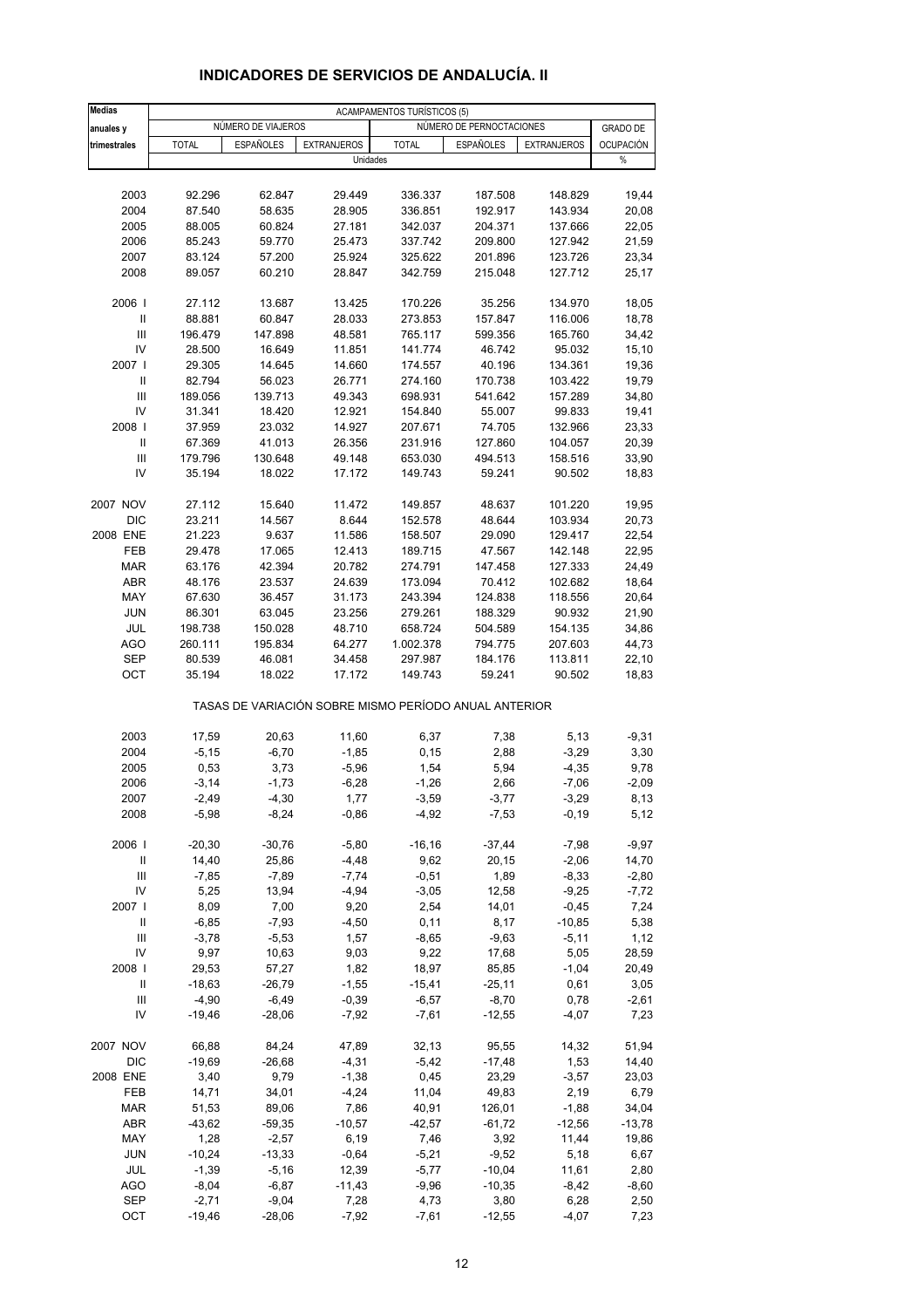# INDICADORES DE SERVICIOS DE ANDALUCÍA. II

| Medias anuales y trimestrales | ACAMPAMENTOS TURÍSTICOS (5) | | | | | | |
|---|---|---|---|---|---|---|---|
| | NÚMERO DE VIAJEROS | | | NÚMERO DE PERNOCTACIONES | | | GRADO DE OCUPACIÓN |
| | TOTAL | ESPAÑOLES | EXTRANJEROS | TOTAL | ESPAÑOLES | EXTRANJEROS | |
| | Unidades | | | | | | % |
| 2003 | 92.296 | 62.847 | 29.449 | 336.337 | 187.508 | 148.829 | 19,44 |
| 2004 | 87.540 | 58.635 | 28.905 | 336.851 | 192.917 | 143.934 | 20,08 |
| 2005 | 88.005 | 60.824 | 27.181 | 342.037 | 204.371 | 137.666 | 22,05 |
| 2006 | 85.243 | 59.770 | 25.473 | 337.742 | 209.800 | 127.942 | 21,59 |
| 2007 | 83.124 | 57.200 | 25.924 | 325.622 | 201.896 | 123.726 | 23,34 |
| 2008 | 89.057 | 60.210 | 28.847 | 342.759 | 215.048 | 127.712 | 25,17 |
| 2006 I | 27.112 | 13.687 | 13.425 | 170.226 | 35.256 | 134.970 | 18,05 |
| II | 88.881 | 60.847 | 28.033 | 273.853 | 157.847 | 116.006 | 18,78 |
| III | 196.479 | 147.898 | 48.581 | 765.117 | 599.356 | 165.760 | 34,42 |
| IV | 28.500 | 16.649 | 11.851 | 141.774 | 46.742 | 95.032 | 15,10 |
| 2007 I | 29.305 | 14.645 | 14.660 | 174.557 | 40.196 | 134.361 | 19,36 |
| II | 82.794 | 56.023 | 26.771 | 274.160 | 170.738 | 103.422 | 19,79 |
| III | 189.056 | 139.713 | 49.343 | 698.931 | 541.642 | 157.289 | 34,80 |
| IV | 31.341 | 18.420 | 12.921 | 154.840 | 55.007 | 99.833 | 19,41 |
| 2008 I | 37.959 | 23.032 | 14.927 | 207.671 | 74.705 | 132.966 | 23,33 |
| II | 67.369 | 41.013 | 26.356 | 231.916 | 127.860 | 104.057 | 20,39 |
| III | 179.796 | 130.648 | 49.148 | 653.030 | 494.513 | 158.516 | 33,90 |
| IV | 35.194 | 18.022 | 17.172 | 149.743 | 59.241 | 90.502 | 18,83 |
| 2007 NOV | 27.112 | 15.640 | 11.472 | 149.857 | 48.637 | 101.220 | 19,95 |
| DIC | 23.211 | 14.567 | 8.644 | 152.578 | 48.644 | 103.934 | 20,73 |
| 2008 ENE | 21.223 | 9.637 | 11.586 | 158.507 | 29.090 | 129.417 | 22,54 |
| FEB | 29.478 | 17.065 | 12.413 | 189.715 | 47.567 | 142.148 | 22,95 |
| MAR | 63.176 | 42.394 | 20.782 | 274.791 | 147.458 | 127.333 | 24,49 |
| ABR | 48.176 | 23.537 | 24.639 | 173.094 | 70.412 | 102.682 | 18,64 |
| MAY | 67.630 | 36.457 | 31.173 | 243.394 | 124.838 | 118.556 | 20,64 |
| JUN | 86.301 | 63.045 | 23.256 | 279.261 | 188.329 | 90.932 | 21,90 |
| JUL | 198.738 | 150.028 | 48.710 | 658.724 | 504.589 | 154.135 | 34,86 |
| AGO | 260.111 | 195.834 | 64.277 | 1.002.378 | 794.775 | 207.603 | 44,73 |
| SEP | 80.539 | 46.081 | 34.458 | 297.987 | 184.176 | 113.811 | 22,10 |
| OCT | 35.194 | 18.022 | 17.172 | 149.743 | 59.241 | 90.502 | 18,83 |
| | TASAS DE VARIACIÓN SOBRE MISMO PERÍODO ANUAL ANTERIOR | | | | | | |
| 2003 | 17,59 | 20,63 | 11,60 | 6,37 | 7,38 | 5,13 | -9,31 |
| 2004 | -5,15 | -6,70 | -1,85 | 0,15 | 2,88 | -3,29 | 3,30 |
| 2005 | 0,53 | 3,73 | -5,96 | 1,54 | 5,94 | -4,35 | 9,78 |
| 2006 | -3,14 | -1,73 | -6,28 | -1,26 | 2,66 | -7,06 | -2,09 |
| 2007 | -2,49 | -4,30 | 1,77 | -3,59 | -3,77 | -3,29 | 8,13 |
| 2008 | -5,98 | -8,24 | -0,86 | -4,92 | -7,53 | -0,19 | 5,12 |
| 2006 I | -20,30 | -30,76 | -5,80 | -16,16 | -37,44 | -7,98 | -9,97 |
| II | 14,40 | 25,86 | -4,48 | 9,62 | 20,15 | -2,06 | 14,70 |
| III | -7,85 | -7,89 | -7,74 | -0,51 | 1,89 | -8,33 | -2,80 |
| IV | 5,25 | 13,94 | -4,94 | -3,05 | 12,58 | -9,25 | -7,72 |
| 2007 I | 8,09 | 7,00 | 9,20 | 2,54 | 14,01 | -0,45 | 7,24 |
| II | -6,85 | -7,93 | -4,50 | 0,11 | 8,17 | -10,85 | 5,38 |
| III | -3,78 | -5,53 | 1,57 | -8,65 | -9,63 | -5,11 | 1,12 |
| IV | 9,97 | 10,63 | 9,03 | 9,22 | 17,68 | 5,05 | 28,59 |
| 2008 I | 29,53 | 57,27 | 1,82 | 18,97 | 85,85 | -1,04 | 20,49 |
| II | -18,63 | -26,79 | -1,55 | -15,41 | -25,11 | 0,61 | 3,05 |
| III | -4,90 | -6,49 | -0,39 | -6,57 | -8,70 | 0,78 | -2,61 |
| IV | -19,46 | -28,06 | -7,92 | -7,61 | -12,55 | -4,07 | 7,23 |
| 2007 NOV | 66,88 | 84,24 | 47,89 | 32,13 | 95,55 | 14,32 | 51,94 |
| DIC | -19,69 | -26,68 | -4,31 | -5,42 | -17,48 | 1,53 | 14,40 |
| 2008 ENE | 3,40 | 9,79 | -1,38 | 0,45 | 23,29 | -3,57 | 23,03 |
| FEB | 14,71 | 34,01 | -4,24 | 11,04 | 49,83 | 2,19 | 6,79 |
| MAR | 51,53 | 89,06 | 7,86 | 40,91 | 126,01 | -1,88 | 34,04 |
| ABR | -43,62 | -59,35 | -10,57 | -42,57 | -61,72 | -12,56 | -13,78 |
| MAY | 1,28 | -2,57 | 6,19 | 7,46 | 3,92 | 11,44 | 19,86 |
| JUN | -10,24 | -13,33 | -0,64 | -5,21 | -9,52 | 5,18 | 6,67 |
| JUL | -1,39 | -5,16 | 12,39 | -5,77 | -10,04 | 11,61 | 2,80 |
| AGO | -8,04 | -6,87 | -11,43 | -9,96 | -10,35 | -8,42 | -8,60 |
| SEP | -2,71 | -9,04 | 7,28 | 4,73 | 3,80 | 6,28 | 2,50 |
| OCT | -19,46 | -28,06 | -7,92 | -7,61 | -12,55 | -4,07 | 7,23 |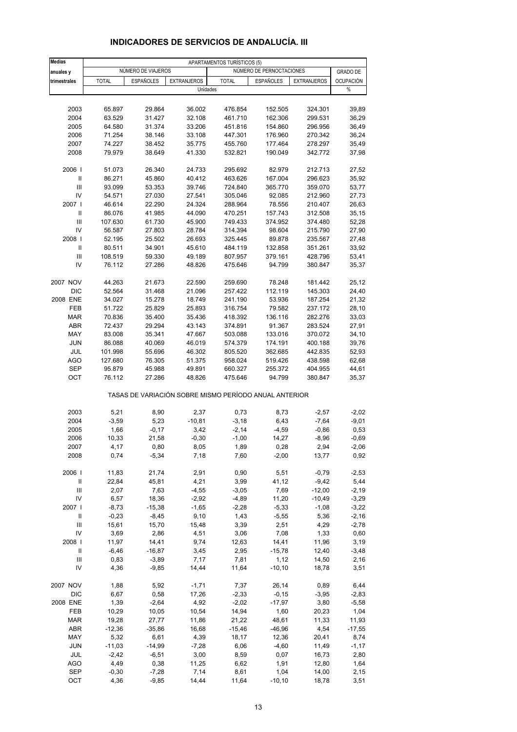# INDICADORES DE SERVICIOS DE ANDALUCÍA. III

| Medias anuales y trimestrales | APARTAMENTOS TURÍSTICOS (5) | | | | | | |
|---|---|---|---|---|---|---|---|
| | NÚMERO DE VIAJEROS | | | NÚMERO DE PERNOCTACIONES | | | GRADO DE OCUPACIÓN |
| | TOTAL | ESPAÑOLES | EXTRANJEROS | TOTAL | ESPAÑOLES | EXTRANJEROS | |
| | Unidades | | | | | | % |
| 2003 | 65.897 | 29.864 | 36.002 | 476.854 | 152.505 | 324.301 | 39,89 |
| 2004 | 63.529 | 31.427 | 32.108 | 461.710 | 162.306 | 299.531 | 36,29 |
| 2005 | 64.580 | 31.374 | 33.206 | 451.816 | 154.860 | 296.956 | 36,49 |
| 2006 | 71.254 | 38.146 | 33.108 | 447.301 | 176.960 | 270.342 | 36,24 |
| 2007 | 74.227 | 38.452 | 35.775 | 455.760 | 177.464 | 278.297 | 35,49 |
| 2008 | 79.979 | 38.649 | 41.330 | 532.821 | 190.049 | 342.772 | 37,98 |
| 2006 I | 51.073 | 26.340 | 24.733 | 295.692 | 82.979 | 212.713 | 27,52 |
| II | 86.271 | 45.860 | 40.412 | 463.626 | 167.004 | 296.623 | 35,92 |
| III | 93.099 | 53.353 | 39.746 | 724.840 | 365.770 | 359.070 | 53,77 |
| IV | 54.571 | 27.030 | 27.541 | 305.046 | 92.085 | 212.960 | 27,73 |
| 2007 I | 46.614 | 22.290 | 24.324 | 288.964 | 78.556 | 210.407 | 26,63 |
| II | 86.076 | 41.985 | 44.090 | 470.251 | 157.743 | 312.508 | 35,15 |
| III | 107.630 | 61.730 | 45.900 | 749.433 | 374.952 | 374.480 | 52,28 |
| IV | 56.587 | 27.803 | 28.784 | 314.394 | 98.604 | 215.790 | 27,90 |
| 2008 I | 52.195 | 25.502 | 26.693 | 325.445 | 89.878 | 235.567 | 27,48 |
| II | 80.511 | 34.901 | 45.610 | 484.119 | 132.858 | 351.261 | 33,92 |
| III | 108.519 | 59.330 | 49.189 | 807.957 | 379.161 | 428.796 | 53,41 |
| IV | 76.112 | 27.286 | 48.826 | 475.646 | 94.799 | 380.847 | 35,37 |
| 2007 NOV | 44.263 | 21.673 | 22.590 | 259.690 | 78.248 | 181.442 | 25,12 |
| DIC | 52.564 | 31.468 | 21.096 | 257.422 | 112.119 | 145.303 | 24,40 |
| 2008 ENE | 34.027 | 15.278 | 18.749 | 241.190 | 53.936 | 187.254 | 21,32 |
| FEB | 51.722 | 25.829 | 25.893 | 316.754 | 79.582 | 237.172 | 28,10 |
| MAR | 70.836 | 35.400 | 35.436 | 418.392 | 136.116 | 282.276 | 33,03 |
| ABR | 72.437 | 29.294 | 43.143 | 374.891 | 91.367 | 283.524 | 27,91 |
| MAY | 83.008 | 35.341 | 47.667 | 503.088 | 133.016 | 370.072 | 34,10 |
| JUN | 86.088 | 40.069 | 46.019 | 574.379 | 174.191 | 400.188 | 39,76 |
| JUL | 101.998 | 55.696 | 46.302 | 805.520 | 362.685 | 442.835 | 52,93 |
| AGO | 127.680 | 76.305 | 51.375 | 958.024 | 519.426 | 438.598 | 62,68 |
| SEP | 95.879 | 45.988 | 49.891 | 660.327 | 255.372 | 404.955 | 44,61 |
| OCT | 76.112 | 27.286 | 48.826 | 475.646 | 94.799 | 380.847 | 35,37 |
| | TASAS DE VARIACIÓN SOBRE MISMO PERÍODO ANUAL ANTERIOR | | | | | | |
| 2003 | 5,21 | 8,90 | 2,37 | 0,73 | 8,73 | -2,57 | -2,02 |
| 2004 | -3,59 | 5,23 | -10,81 | -3,18 | 6,43 | -7,64 | -9,01 |
| 2005 | 1,66 | -0,17 | 3,42 | -2,14 | -4,59 | -0,86 | 0,53 |
| 2006 | 10,33 | 21,58 | -0,30 | -1,00 | 14,27 | -8,96 | -0,69 |
| 2007 | 4,17 | 0,80 | 8,05 | 1,89 | 0,28 | 2,94 | -2,06 |
| 2008 | 0,74 | -5,34 | 7,18 | 7,60 | -2,00 | 13,77 | 0,92 |
| 2006 I | 11,83 | 21,74 | 2,91 | 0,90 | 5,51 | -0,79 | -2,53 |
| II | 22,84 | 45,81 | 4,21 | 3,99 | 41,12 | -9,42 | 5,44 |
| III | 2,07 | 7,63 | -4,55 | -3,05 | 7,69 | -12,00 | -2,19 |
| IV | 6,57 | 18,36 | -2,92 | -4,89 | 11,20 | -10,49 | -3,29 |
| 2007 I | -8,73 | -15,38 | -1,65 | -2,28 | -5,33 | -1,08 | -3,22 |
| II | -0,23 | -8,45 | 9,10 | 1,43 | -5,55 | 5,36 | -2,16 |
| III | 15,61 | 15,70 | 15,48 | 3,39 | 2,51 | 4,29 | -2,78 |
| IV | 3,69 | 2,86 | 4,51 | 3,06 | 7,08 | 1,33 | 0,60 |
| 2008 I | 11,97 | 14,41 | 9,74 | 12,63 | 14,41 | 11,96 | 3,19 |
| II | -6,46 | -16,87 | 3,45 | 2,95 | -15,78 | 12,40 | -3,48 |
| III | 0,83 | -3,89 | 7,17 | 7,81 | 1,12 | 14,50 | 2,16 |
| IV | 4,36 | -9,85 | 14,44 | 11,64 | -10,10 | 18,78 | 3,51 |
| 2007 NOV | 1,88 | 5,92 | -1,71 | 7,37 | 26,14 | 0,89 | 6,44 |
| DIC | 6,67 | 0,58 | 17,26 | -2,33 | -0,15 | -3,95 | -2,83 |
| 2008 ENE | 1,39 | -2,64 | 4,92 | -2,02 | -17,97 | 3,80 | -5,58 |
| FEB | 10,29 | 10,05 | 10,54 | 14,94 | 1,60 | 20,23 | 1,04 |
| MAR | 19,28 | 27,77 | 11,86 | 21,22 | 48,61 | 11,33 | 11,93 |
| ABR | -12,36 | -35,86 | 16,68 | -15,46 | -46,96 | 4,54 | -17,55 |
| MAY | 5,32 | 6,61 | 4,39 | 18,17 | 12,36 | 20,41 | 8,74 |
| JUN | -11,03 | -14,99 | -7,28 | 6,06 | -4,60 | 11,49 | -1,17 |
| JUL | -2,42 | -6,51 | 3,00 | 8,59 | 0,07 | 16,73 | 2,80 |
| AGO | 4,49 | 0,38 | 11,25 | 6,62 | 1,91 | 12,80 | 1,64 |
| SEP | -0,30 | -7,28 | 7,14 | 8,61 | 1,04 | 14,00 | 2,15 |
| OCT | 4,36 | -9,85 | 14,44 | 11,64 | -10,10 | 18,78 | 3,51 |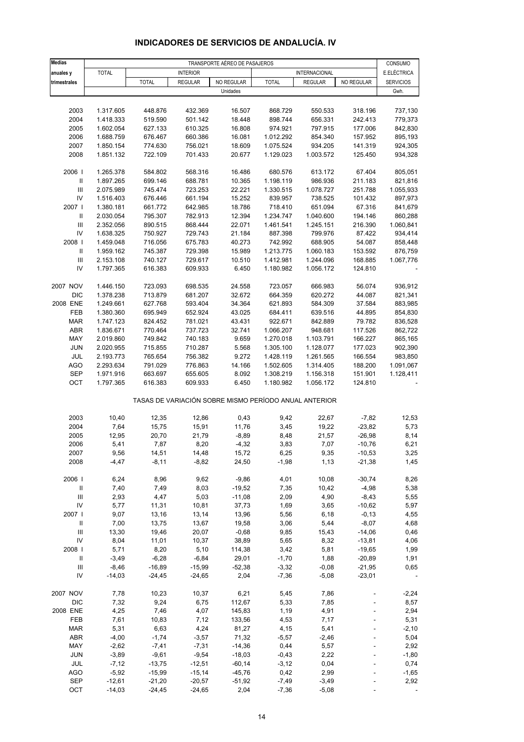# INDICADORES DE SERVICIOS DE ANDALUCÍA. IV

| Medias anuales y trimestrales | TRANSPORTE AÉREO DE PASAJEROS | | | | | | | CONSUMO E.ELÉCTRICA SERVICIOS |
|---|---|---|---|---|---|---|---|---|
| | TOTAL | INTERIOR | | | INTERNACIONAL | | | |
| | | TOTAL | REGULAR | NO REGULAR | TOTAL | REGULAR | NO REGULAR | |
| | Unidades | | | | | | | Gwh. |
| 2003 | 1.317.605 | 448.876 | 432.369 | 16.507 | 868.729 | 550.533 | 318.196 | 737,130 |
| 2004 | 1.418.333 | 519.590 | 501.142 | 18.448 | 898.744 | 656.331 | 242.413 | 779,373 |
| 2005 | 1.602.054 | 627.133 | 610.325 | 16.808 | 974.921 | 797.915 | 177.006 | 842,830 |
| 2006 | 1.688.759 | 676.467 | 660.386 | 16.081 | 1.012.292 | 854.340 | 157.952 | 895,193 |
| 2007 | 1.850.154 | 774.630 | 756.021 | 18.609 | 1.075.524 | 934.205 | 141.319 | 924,305 |
| 2008 | 1.851.132 | 722.109 | 701.433 | 20.677 | 1.129.023 | 1.003.572 | 125.450 | 934,328 |
| 2006 I | 1.265.378 | 584.802 | 568.316 | 16.486 | 680.576 | 613.172 | 67.404 | 805,051 |
| II | 1.897.265 | 699.146 | 688.781 | 10.365 | 1.198.119 | 986.936 | 211.183 | 821,816 |
| III | 2.075.989 | 745.474 | 723.253 | 22.221 | 1.330.515 | 1.078.727 | 251.788 | 1.055,933 |
| IV | 1.516.403 | 676.446 | 661.194 | 15.252 | 839.957 | 738.525 | 101.432 | 897,973 |
| 2007 I | 1.380.181 | 661.772 | 642.985 | 18.786 | 718.410 | 651.094 | 67.316 | 841,679 |
| II | 2.030.054 | 795.307 | 782.913 | 12.394 | 1.234.747 | 1.040.600 | 194.146 | 860,288 |
| III | 2.352.056 | 890.515 | 868.444 | 22.071 | 1.461.541 | 1.245.151 | 216.390 | 1.060,841 |
| IV | 1.638.325 | 750.927 | 729.743 | 21.184 | 887.398 | 799.976 | 87.422 | 934,414 |
| 2008 I | 1.459.048 | 716.056 | 675.783 | 40.273 | 742.992 | 688.905 | 54.087 | 858,448 |
| II | 1.959.162 | 745.387 | 729.398 | 15.989 | 1.213.775 | 1.060.183 | 153.592 | 876,759 |
| III | 2.153.108 | 740.127 | 729.617 | 10.510 | 1.412.981 | 1.244.096 | 168.885 | 1.067,776 |
| IV | 1.797.365 | 616.383 | 609.933 | 6.450 | 1.180.982 | 1.056.172 | 124.810 | - |
| 2007 NOV | 1.446.150 | 723.093 | 698.535 | 24.558 | 723.057 | 666.983 | 56.074 | 936,912 |
| DIC | 1.378.238 | 713.879 | 681.207 | 32.672 | 664.359 | 620.272 | 44.087 | 821,341 |
| 2008 ENE | 1.249.661 | 627.768 | 593.404 | 34.364 | 621.893 | 584.309 | 37.584 | 883,985 |
| FEB | 1.380.360 | 695.949 | 652.924 | 43.025 | 684.411 | 639.516 | 44.895 | 854,830 |
| MAR | 1.747.123 | 824.452 | 781.021 | 43.431 | 922.671 | 842.889 | 79.782 | 836,528 |
| ABR | 1.836.671 | 770.464 | 737.723 | 32.741 | 1.066.207 | 948.681 | 117.526 | 862,722 |
| MAY | 2.019.860 | 749.842 | 740.183 | 9.659 | 1.270.018 | 1.103.791 | 166.227 | 865,165 |
| JUN | 2.020.955 | 715.855 | 710.287 | 5.568 | 1.305.100 | 1.128.077 | 177.023 | 902,390 |
| JUL | 2.193.773 | 765.654 | 756.382 | 9.272 | 1.428.119 | 1.261.565 | 166.554 | 983,850 |
| AGO | 2.293.634 | 791.029 | 776.863 | 14.166 | 1.502.605 | 1.314.405 | 188.200 | 1.091,067 |
| SEP | 1.971.916 | 663.697 | 655.605 | 8.092 | 1.308.219 | 1.156.318 | 151.901 | 1.128,411 |
| OCT | 1.797.365 | 616.383 | 609.933 | 6.450 | 1.180.982 | 1.056.172 | 124.810 | - |
| | TASAS DE VARIACIÓN SOBRE MISMO PERÍODO ANUAL ANTERIOR | | | | | | | |
| 2003 | 10,40 | 12,35 | 12,86 | 0,43 | 9,42 | 22,67 | -7,82 | 12,53 |
| 2004 | 7,64 | 15,75 | 15,91 | 11,76 | 3,45 | 19,22 | -23,82 | 5,73 |
| 2005 | 12,95 | 20,70 | 21,79 | -8,89 | 8,48 | 21,57 | -26,98 | 8,14 |
| 2006 | 5,41 | 7,87 | 8,20 | -4,32 | 3,83 | 7,07 | -10,76 | 6,21 |
| 2007 | 9,56 | 14,51 | 14,48 | 15,72 | 6,25 | 9,35 | -10,53 | 3,25 |
| 2008 | -4,47 | -8,11 | -8,82 | 24,50 | -1,98 | 1,13 | -21,38 | 1,45 |
| 2006 I | 6,24 | 8,96 | 9,62 | -9,86 | 4,01 | 10,08 | -30,74 | 8,26 |
| II | 7,40 | 7,49 | 8,03 | -19,52 | 7,35 | 10,42 | -4,98 | 5,38 |
| III | 2,93 | 4,47 | 5,03 | -11,08 | 2,09 | 4,90 | -8,43 | 5,55 |
| IV | 5,77 | 11,31 | 10,81 | 37,73 | 1,69 | 3,65 | -10,62 | 5,97 |
| 2007 I | 9,07 | 13,16 | 13,14 | 13,96 | 5,56 | 6,18 | -0,13 | 4,55 |
| II | 7,00 | 13,75 | 13,67 | 19,58 | 3,06 | 5,44 | -8,07 | 4,68 |
| III | 13,30 | 19,46 | 20,07 | -0,68 | 9,85 | 15,43 | -14,06 | 0,46 |
| IV | 8,04 | 11,01 | 10,37 | 38,89 | 5,65 | 8,32 | -13,81 | 4,06 |
| 2008 I | 5,71 | 8,20 | 5,10 | 114,38 | 3,42 | 5,81 | -19,65 | 1,99 |
| II | -3,49 | -6,28 | -6,84 | 29,01 | -1,70 | 1,88 | -20,89 | 1,91 |
| III | -8,46 | -16,89 | -15,99 | -52,38 | -3,32 | -0,08 | -21,95 | 0,65 |
| IV | -14,03 | -24,45 | -24,65 | 2,04 | -7,36 | -5,08 | -23,01 | - |
| 2007 NOV | 7,78 | 10,23 | 10,37 | 6,21 | 5,45 | 7,86 | - | -2,24 |
| DIC | 7,32 | 9,24 | 6,75 | 112,67 | 5,33 | 7,85 | - | 8,57 |
| 2008 ENE | 4,25 | 7,46 | 4,07 | 145,83 | 1,19 | 4,91 | - | 2,94 |
| FEB | 7,61 | 10,83 | 7,12 | 133,56 | 4,53 | 7,17 | - | 5,31 |
| MAR | 5,31 | 6,63 | 4,24 | 81,27 | 4,15 | 5,41 | - | -2,10 |
| ABR | -4,00 | -1,74 | -3,57 | 71,32 | -5,57 | -2,46 | - | 5,04 |
| MAY | -2,62 | -7,41 | -7,31 | -14,36 | 0,44 | 5,57 | - | 2,92 |
| JUN | -3,89 | -9,61 | -9,54 | -18,03 | -0,43 | 2,22 | - | -1,80 |
| JUL | -7,12 | -13,75 | -12,51 | -60,14 | -3,12 | 0,04 | - | 0,74 |
| AGO | -5,92 | -15,99 | -15,14 | -45,76 | 0,42 | 2,99 | - | -1,65 |
| SEP | -12,61 | -21,20 | -20,57 | -51,92 | -7,49 | -3,49 | - | 2,92 |
| OCT | -14,03 | -24,45 | -24,65 | 2,04 | -7,36 | -5,08 | - | - |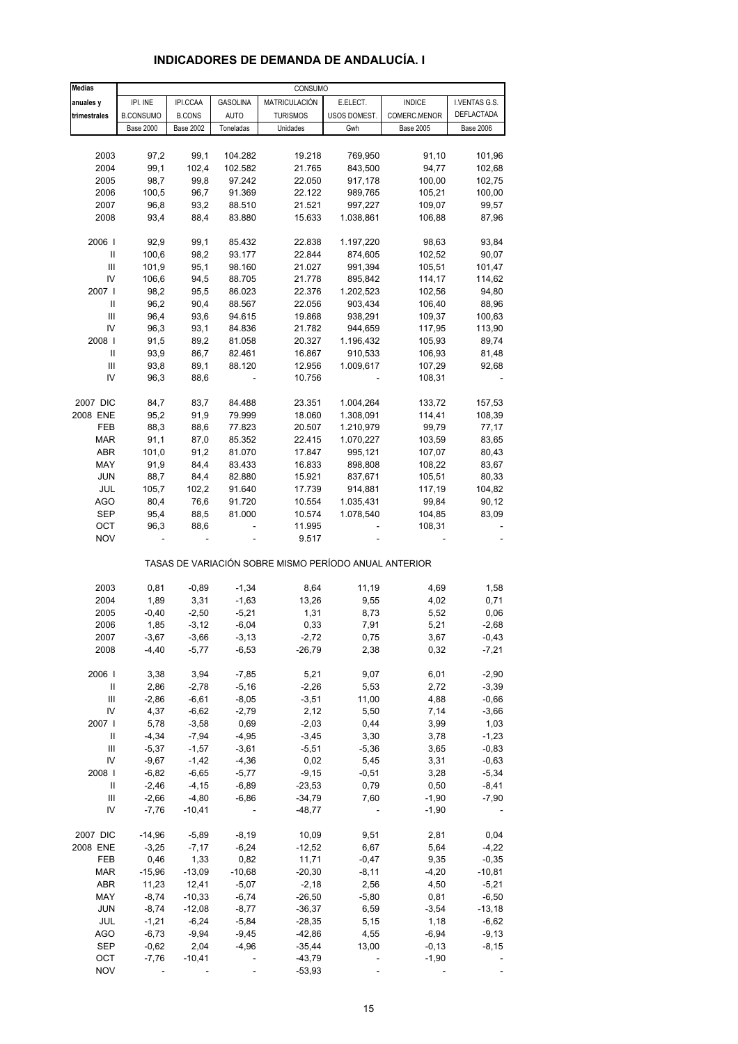# INDICADORES DE DEMANDA DE ANDALUCÍA. I

| Medias anuales y trimestrales | CONSUMO | | | | | | |
|---|---|---|---|---|---|---|---|
| | IPI. INE B.CONSUMO Base 2000 | IPI.CCAA B.CONS Base 2002 | GASOLINA AUTO Toneladas | MATRICULACIÓN TURISMOS Unidades | E.ELECT. USOS DOMEST. Gwh | INDICE COMERC.MENOR Base 2005 | I.VENTAS G.S. DEFLACTADA Base 2006 |
| 2003 | 97,2 | 99,1 | 104.282 | 19.218 | 769,950 | 91,10 | 101,96 |
| 2004 | 99,1 | 102,4 | 102.582 | 21.765 | 843,500 | 94,77 | 102,68 |
| 2005 | 98,7 | 99,8 | 97.242 | 22.050 | 917,178 | 100,00 | 102,75 |
| 2006 | 100,5 | 96,7 | 91.369 | 22.122 | 989,765 | 105,21 | 100,00 |
| 2007 | 96,8 | 93,2 | 88.510 | 21.521 | 997,227 | 109,07 | 99,57 |
| 2008 | 93,4 | 88,4 | 83.880 | 15.633 | 1.038,861 | 106,88 | 87,96 |
| 2006 I | 92,9 | 99,1 | 85.432 | 22.838 | 1.197,220 | 98,63 | 93,84 |
| II | 100,6 | 98,2 | 93.177 | 22.844 | 874,605 | 102,52 | 90,07 |
| III | 101,9 | 95,1 | 98.160 | 21.027 | 991,394 | 105,51 | 101,47 |
| IV | 106,6 | 94,5 | 88.705 | 21.778 | 895,842 | 114,17 | 114,62 |
| 2007 I | 98,2 | 95,5 | 86.023 | 22.376 | 1.202,523 | 102,56 | 94,80 |
| II | 96,2 | 90,4 | 88.567 | 22.056 | 903,434 | 106,40 | 88,96 |
| III | 96,4 | 93,6 | 94.615 | 19.868 | 938,291 | 109,37 | 100,63 |
| IV | 96,3 | 93,1 | 84.836 | 21.782 | 944,659 | 117,95 | 113,90 |
| 2008 I | 91,5 | 89,2 | 81.058 | 20.327 | 1.196,432 | 105,93 | 89,74 |
| II | 93,9 | 86,7 | 82.461 | 16.867 | 910,533 | 106,93 | 81,48 |
| III | 93,8 | 89,1 | 88.120 | 12.956 | 1.009,617 | 107,29 | 92,68 |
| IV | 96,3 | 88,6 | - | 10.756 | - | 108,31 | - |
| 2007 DIC | 84,7 | 83,7 | 84.488 | 23.351 | 1.004,264 | 133,72 | 157,53 |
| 2008 ENE | 95,2 | 91,9 | 79.999 | 18.060 | 1.308,091 | 114,41 | 108,39 |
| FEB | 88,3 | 88,6 | 77.823 | 20.507 | 1.210,979 | 99,79 | 77,17 |
| MAR | 91,1 | 87,0 | 85.352 | 22.415 | 1.070,227 | 103,59 | 83,65 |
| ABR | 101,0 | 91,2 | 81.070 | 17.847 | 995,121 | 107,07 | 80,43 |
| MAY | 91,9 | 84,4 | 83.433 | 16.833 | 898,808 | 108,22 | 83,67 |
| JUN | 88,7 | 84,4 | 82.880 | 15.921 | 837,671 | 105,51 | 80,33 |
| JUL | 105,7 | 102,2 | 91.640 | 17.739 | 914,881 | 117,19 | 104,82 |
| AGO | 80,4 | 76,6 | 91.720 | 10.554 | 1.035,431 | 99,84 | 90,12 |
| SEP | 95,4 | 88,5 | 81.000 | 10.574 | 1.078,540 | 104,85 | 83,09 |
| OCT | 96,3 | 88,6 | - | 11.995 | - | 108,31 | - |
| NOV | - | - | - | 9.517 | - | - | - |
| **TASAS DE VARIACIÓN SOBRE MISMO PERÍODO ANUAL ANTERIOR** | | | | | | | |
| 2003 | 0,81 | -0,89 | -1,34 | 8,64 | 11,19 | 4,69 | 1,58 |
| 2004 | 1,89 | 3,31 | -1,63 | 13,26 | 9,55 | 4,02 | 0,71 |
| 2005 | -0,40 | -2,50 | -5,21 | 1,31 | 8,73 | 5,52 | 0,06 |
| 2006 | 1,85 | -3,12 | -6,04 | 0,33 | 7,91 | 5,21 | -2,68 |
| 2007 | -3,67 | -3,66 | -3,13 | -2,72 | 0,75 | 3,67 | -0,43 |
| 2008 | -4,40 | -5,77 | -6,53 | -26,79 | 2,38 | 0,32 | -7,21 |
| 2006 I | 3,38 | 3,94 | -7,85 | 5,21 | 9,07 | 6,01 | -2,90 |
| II | 2,86 | -2,78 | -5,16 | -2,26 | 5,53 | 2,72 | -3,39 |
| III | -2,86 | -6,61 | -8,05 | -3,51 | 11,00 | 4,88 | -0,66 |
| IV | 4,37 | -6,62 | -2,79 | 2,12 | 5,50 | 7,14 | -3,66 |
| 2007 I | 5,78 | -3,58 | 0,69 | -2,03 | 0,44 | 3,99 | 1,03 |
| II | -4,34 | -7,94 | -4,95 | -3,45 | 3,30 | 3,78 | -1,23 |
| III | -5,37 | -1,57 | -3,61 | -5,51 | -5,36 | 3,65 | -0,83 |
| IV | -9,67 | -1,42 | -4,36 | 0,02 | 5,45 | 3,31 | -0,63 |
| 2008 I | -6,82 | -6,65 | -5,77 | -9,15 | -0,51 | 3,28 | -5,34 |
| II | -2,46 | -4,15 | -6,89 | -23,53 | 0,79 | 0,50 | -8,41 |
| III | -2,66 | -4,80 | -6,86 | -34,79 | 7,60 | -1,90 | -7,90 |
| IV | -7,76 | -10,41 | - | -48,77 | - | -1,90 | - |
| 2007 DIC | -14,96 | -5,89 | -8,19 | 10,09 | 9,51 | 2,81 | 0,04 |
| 2008 ENE | -3,25 | -7,17 | -6,24 | -12,52 | 6,67 | 5,64 | -4,22 |
| FEB | 0,46 | 1,33 | 0,82 | 11,71 | -0,47 | 9,35 | -0,35 |
| MAR | -15,96 | -13,09 | -10,68 | -20,30 | -8,11 | -4,20 | -10,81 |
| ABR | 11,23 | 12,41 | -5,07 | -2,18 | 2,56 | 4,50 | -5,21 |
| MAY | -8,74 | -10,33 | -6,74 | -26,50 | -5,80 | 0,81 | -6,50 |
| JUN | -8,74 | -12,08 | -8,77 | -36,37 | 6,59 | -3,54 | -13,18 |
| JUL | -1,21 | -6,24 | -5,84 | -28,35 | 5,15 | 1,18 | -6,62 |
| AGO | -6,73 | -9,94 | -9,45 | -42,86 | 4,55 | -6,94 | -9,13 |
| SEP | -0,62 | 2,04 | -4,96 | -35,44 | 13,00 | -0,13 | -8,15 |
| OCT | -7,76 | -10,41 | - | -43,79 | - | -1,90 | - |
| NOV | - | - | - | -53,93 | - | - | - |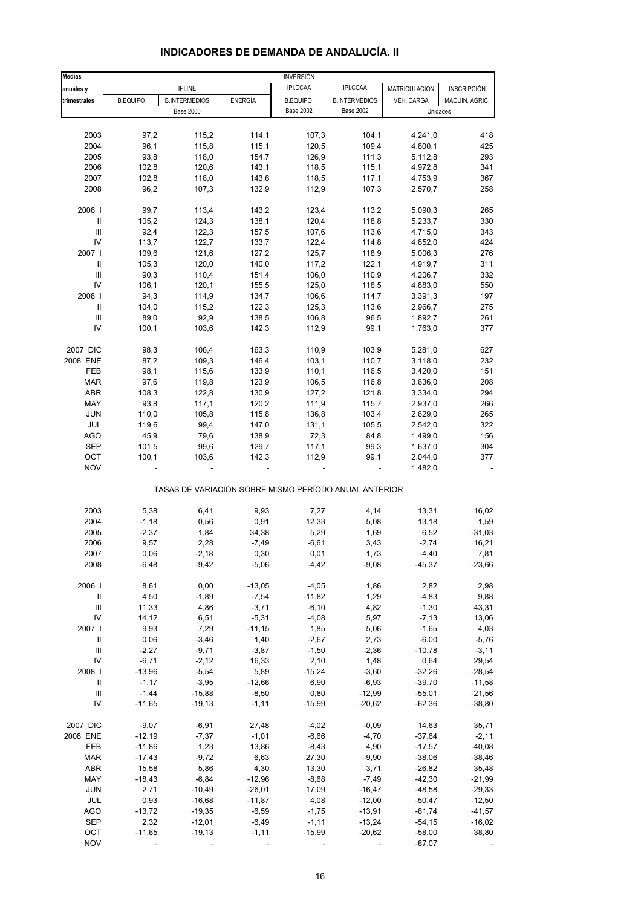## INDICADORES DE DEMANDA DE ANDALUCÍA. II

| Medias anuales y trimestrales | INVERSIÓN | | | | | | |
|---|---|---|---|---|---|---|---|
| | IPI.INE | | | IPI.CCAA | IPI.CCAA | MATRICULACION | INSCRIPCIÓN |
| | B.EQUIPO | B.INTERMEDIOS | ENERGÍA | B.EQUIPO | B.INTERMEDIOS | VEH. CARGA | MAQUIN. AGRIC. |
| | Base 2000 | | | Base 2002 | Base 2002 | Unidades | |
| 2003 | 97,2 | 115,2 | 114,1 | 107,3 | 104,1 | 4.241,0 | 418 |
| 2004 | 96,1 | 115,8 | 115,1 | 120,5 | 109,4 | 4.800,1 | 425 |
| 2005 | 93,8 | 118,0 | 154,7 | 126,9 | 111,3 | 5.112,8 | 293 |
| 2006 | 102,8 | 120,6 | 143,1 | 118,5 | 115,1 | 4.972,8 | 341 |
| 2007 | 102,8 | 118,0 | 143,6 | 118,5 | 117,1 | 4.753,9 | 367 |
| 2008 | 96,2 | 107,3 | 132,9 | 112,9 | 107,3 | 2.570,7 | 258 |
| 2006 I | 99,7 | 113,4 | 143,2 | 123,4 | 113,2 | 5.090,3 | 265 |
| II | 105,2 | 124,3 | 138,1 | 120,4 | 118,8 | 5.233,7 | 330 |
| III | 92,4 | 122,3 | 157,5 | 107,6 | 113,6 | 4.715,0 | 343 |
| IV | 113,7 | 122,7 | 133,7 | 122,4 | 114,8 | 4.852,0 | 424 |
| 2007 I | 109,6 | 121,6 | 127,2 | 125,7 | 118,9 | 5.006,3 | 276 |
| II | 105,3 | 120,0 | 140,0 | 117,2 | 122,1 | 4.919,7 | 311 |
| III | 90,3 | 110,4 | 151,4 | 106,0 | 110,9 | 4.206,7 | 332 |
| IV | 106,1 | 120,1 | 155,5 | 125,0 | 116,5 | 4.883,0 | 550 |
| 2008 I | 94,3 | 114,9 | 134,7 | 106,6 | 114,7 | 3.391,3 | 197 |
| II | 104,0 | 115,2 | 122,3 | 125,3 | 113,6 | 2.966,7 | 275 |
| III | 89,0 | 92,9 | 138,5 | 106,8 | 96,5 | 1.892,7 | 261 |
| IV | 100,1 | 103,6 | 142,3 | 112,9 | 99,1 | 1.763,0 | 377 |
| 2007 DIC | 98,3 | 106,4 | 163,3 | 110,9 | 103,9 | 5.281,0 | 627 |
| 2008 ENE | 87,2 | 109,3 | 146,4 | 103,1 | 110,7 | 3.118,0 | 232 |
| FEB | 98,1 | 115,6 | 133,9 | 110,1 | 116,5 | 3.420,0 | 151 |
| MAR | 97,6 | 119,8 | 123,9 | 106,5 | 116,8 | 3.636,0 | 208 |
| ABR | 108,3 | 122,8 | 130,9 | 127,2 | 121,8 | 3.334,0 | 294 |
| MAY | 93,8 | 117,1 | 120,2 | 111,9 | 115,7 | 2.937,0 | 266 |
| JUN | 110,0 | 105,8 | 115,8 | 136,8 | 103,4 | 2.629,0 | 265 |
| JUL | 119,6 | 99,4 | 147,0 | 131,1 | 105,5 | 2.542,0 | 322 |
| AGO | 45,9 | 79,6 | 138,9 | 72,3 | 84,8 | 1.499,0 | 156 |
| SEP | 101,5 | 99,6 | 129,7 | 117,1 | 99,3 | 1.637,0 | 304 |
| OCT | 100,1 | 103,6 | 142,3 | 112,9 | 99,1 | 2.044,0 | 377 |
| NOV | - | - | - | - | - | 1.482,0 | - |
| TASAS DE VARIACIÓN SOBRE MISMO PERÍODO ANUAL ANTERIOR | | | | | | | |
| 2003 | 5,38 | 6,41 | 9,93 | 7,27 | 4,14 | 13,31 | 16,02 |
| 2004 | -1,18 | 0,56 | 0,91 | 12,33 | 5,08 | 13,18 | 1,59 |
| 2005 | -2,37 | 1,84 | 34,38 | 5,29 | 1,69 | 6,52 | -31,03 |
| 2006 | 9,57 | 2,28 | -7,49 | -6,61 | 3,43 | -2,74 | 16,21 |
| 2007 | 0,06 | -2,18 | 0,30 | 0,01 | 1,73 | -4,40 | 7,81 |
| 2008 | -6,48 | -9,42 | -5,06 | -4,42 | -9,08 | -45,37 | -23,66 |
| 2006 I | 8,61 | 0,00 | -13,05 | -4,05 | 1,86 | 2,82 | 2,98 |
| II | 4,50 | -1,89 | -7,54 | -11,82 | 1,29 | -4,83 | 9,88 |
| III | 11,33 | 4,86 | -3,71 | -6,10 | 4,82 | -1,30 | 43,31 |
| IV | 14,12 | 6,51 | -5,31 | -4,08 | 5,97 | -7,13 | 13,06 |
| 2007 I | 9,93 | 7,29 | -11,15 | 1,85 | 5,06 | -1,65 | 4,03 |
| II | 0,06 | -3,46 | 1,40 | -2,67 | 2,73 | -6,00 | -5,76 |
| III | -2,27 | -9,71 | -3,87 | -1,50 | -2,36 | -10,78 | -3,11 |
| IV | -6,71 | -2,12 | 16,33 | 2,10 | 1,48 | 0,64 | 29,54 |
| 2008 I | -13,96 | -5,54 | 5,89 | -15,24 | -3,60 | -32,26 | -28,54 |
| II | -1,17 | -3,95 | -12,66 | 6,90 | -6,93 | -39,70 | -11,58 |
| III | -1,44 | -15,88 | -8,50 | 0,80 | -12,99 | -55,01 | -21,56 |
| IV | -11,65 | -19,13 | -1,11 | -15,99 | -20,62 | -62,36 | -38,80 |
| 2007 DIC | -9,07 | -6,91 | 27,48 | -4,02 | -0,09 | 14,63 | 35,71 |
| 2008 ENE | -12,19 | -7,37 | -1,01 | -6,66 | -4,70 | -37,64 | -2,11 |
| FEB | -11,86 | 1,23 | 13,86 | -8,43 | 4,90 | -17,57 | -40,08 |
| MAR | -17,43 | -9,72 | 6,63 | -27,30 | -9,90 | -38,06 | -38,46 |
| ABR | 15,58 | 5,86 | 4,30 | 13,30 | 3,71 | -26,82 | 35,48 |
| MAY | -18,43 | -6,84 | -12,96 | -8,68 | -7,49 | -42,30 | -21,99 |
| JUN | 2,71 | -10,49 | -26,01 | 17,09 | -16,47 | -48,58 | -29,33 |
| JUL | 0,93 | -16,68 | -11,87 | 4,08 | -12,00 | -50,47 | -12,50 |
| AGO | -13,72 | -19,35 | -6,59 | -1,75 | -13,91 | -61,74 | -41,57 |
| SEP | 2,32 | -12,01 | -6,49 | -1,11 | -13,24 | -54,15 | -16,02 |
| OCT | -11,65 | -19,13 | -1,11 | -15,99 | -20,62 | -58,00 | -38,80 |
| NOV | - | - | - | - | - | -67,07 | - |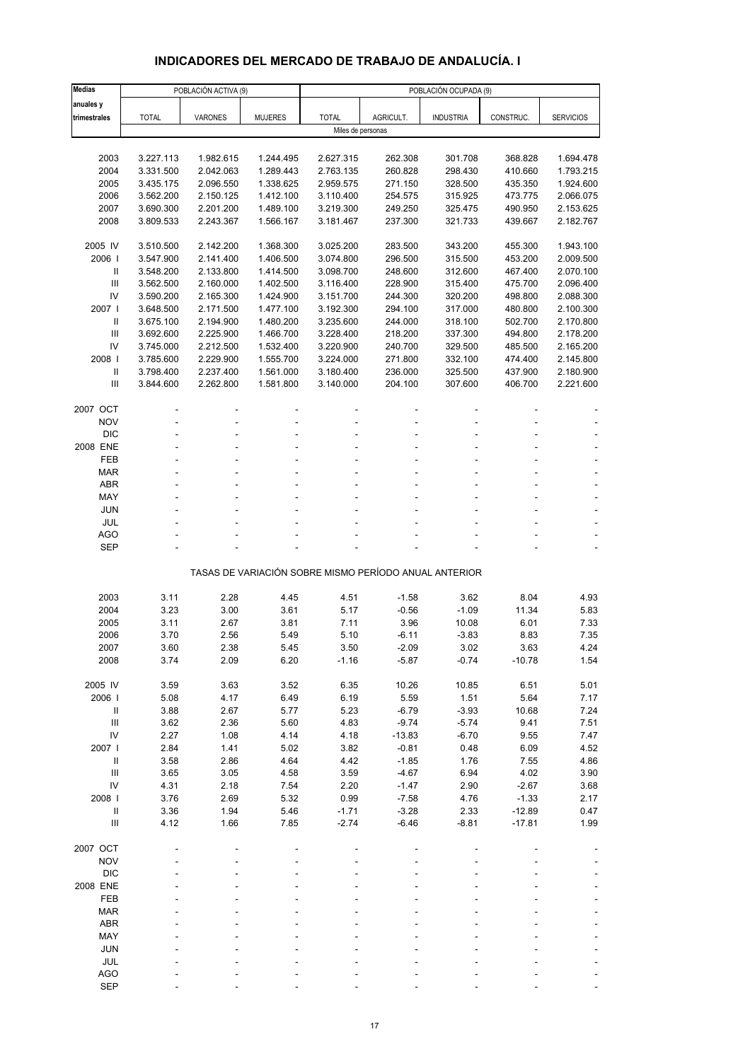# INDICADORES DEL MERCADO DE TRABAJO DE ANDALUCÍA. I

| Medias anuales y trimestrales | POBLACIÓN ACTIVA (9) | | | POBLACIÓN OCUPADA (9) | | | | |
|---|---|---|---|---|---|---|---|---|
| | TOTAL | VARONES | MUJERES | TOTAL | AGRICULT. | INDUSTRIA | CONSTRUC. | SERVICIOS |
| | Miles de personas | | | | | | | |
| 2003 | 3.227.113 | 1.982.615 | 1.244.495 | 2.627.315 | 262.308 | 301.708 | 368.828 | 1.694.478 |
| 2004 | 3.331.500 | 2.042.063 | 1.289.443 | 2.763.135 | 260.828 | 298.430 | 410.660 | 1.793.215 |
| 2005 | 3.435.175 | 2.096.550 | 1.338.625 | 2.959.575 | 271.150 | 328.500 | 435.350 | 1.924.600 |
| 2006 | 3.562.200 | 2.150.125 | 1.412.100 | 3.110.400 | 254.575 | 315.925 | 473.775 | 2.066.075 |
| 2007 | 3.690.300 | 2.201.200 | 1.489.100 | 3.219.300 | 249.250 | 325.475 | 490.950 | 2.153.625 |
| 2008 | 3.809.533 | 2.243.367 | 1.566.167 | 3.181.467 | 237.300 | 321.733 | 439.667 | 2.182.767 |
| 2005 IV | 3.510.500 | 2.142.200 | 1.368.300 | 3.025.200 | 283.500 | 343.200 | 455.300 | 1.943.100 |
| 2006 I | 3.547.900 | 2.141.400 | 1.406.500 | 3.074.800 | 296.500 | 315.500 | 453.200 | 2.009.500 |
| II | 3.548.200 | 2.133.800 | 1.414.500 | 3.098.700 | 248.600 | 312.600 | 467.400 | 2.070.100 |
| III | 3.562.500 | 2.160.000 | 1.402.500 | 3.116.400 | 228.900 | 315.400 | 475.700 | 2.096.400 |
| IV | 3.590.200 | 2.165.300 | 1.424.900 | 3.151.700 | 244.300 | 320.200 | 498.800 | 2.088.300 |
| 2007 I | 3.648.500 | 2.171.500 | 1.477.100 | 3.192.300 | 294.100 | 317.000 | 480.800 | 2.100.300 |
| II | 3.675.100 | 2.194.900 | 1.480.200 | 3.235.600 | 244.000 | 318.100 | 502.700 | 2.170.800 |
| III | 3.692.600 | 2.225.900 | 1.466.700 | 3.228.400 | 218.200 | 337.300 | 494.800 | 2.178.200 |
| IV | 3.745.000 | 2.212.500 | 1.532.400 | 3.220.900 | 240.700 | 329.500 | 485.500 | 2.165.200 |
| 2008 I | 3.785.600 | 2.229.900 | 1.555.700 | 3.224.000 | 271.800 | 332.100 | 474.400 | 2.145.800 |
| II | 3.798.400 | 2.237.400 | 1.561.000 | 3.180.400 | 236.000 | 325.500 | 437.900 | 2.180.900 |
| III | 3.844.600 | 2.262.800 | 1.581.800 | 3.140.000 | 204.100 | 307.600 | 406.700 | 2.221.600 |
| 2007 OCT | - | - | - | - | - | - | - | - |
| NOV | - | - | - | - | - | - | - | - |
| DIC | - | - | - | - | - | - | - | - |
| 2008 ENE | - | - | - | - | - | - | - | - |
| FEB | - | - | - | - | - | - | - | - |
| MAR | - | - | - | - | - | - | - | - |
| ABR | - | - | - | - | - | - | - | - |
| MAY | - | - | - | - | - | - | - | - |
| JUN | - | - | - | - | - | - | - | - |
| JUL | - | - | - | - | - | - | - | - |
| AGO | - | - | - | - | - | - | - | - |
| SEP | - | - | - | - | - | - | - | - |
| | TASAS DE VARIACIÓN SOBRE MISMO PERÍODO ANUAL ANTERIOR | | | | | | | |
| 2003 | 3.11 | 2.28 | 4.45 | 4.51 | -1.58 | 3.62 | 8.04 | 4.93 |
| 2004 | 3.23 | 3.00 | 3.61 | 5.17 | -0.56 | -1.09 | 11.34 | 5.83 |
| 2005 | 3.11 | 2.67 | 3.81 | 7.11 | 3.96 | 10.08 | 6.01 | 7.33 |
| 2006 | 3.70 | 2.56 | 5.49 | 5.10 | -6.11 | -3.83 | 8.83 | 7.35 |
| 2007 | 3.60 | 2.38 | 5.45 | 3.50 | -2.09 | 3.02 | 3.63 | 4.24 |
| 2008 | 3.74 | 2.09 | 6.20 | -1.16 | -5.87 | -0.74 | -10.78 | 1.54 |
| 2005 IV | 3.59 | 3.63 | 3.52 | 6.35 | 10.26 | 10.85 | 6.51 | 5.01 |
| 2006 I | 5.08 | 4.17 | 6.49 | 6.19 | 5.59 | 1.51 | 5.64 | 7.17 |
| II | 3.88 | 2.67 | 5.77 | 5.23 | -6.79 | -3.93 | 10.68 | 7.24 |
| III | 3.62 | 2.36 | 5.60 | 4.83 | -9.74 | -5.74 | 9.41 | 7.51 |
| IV | 2.27 | 1.08 | 4.14 | 4.18 | -13.83 | -6.70 | 9.55 | 7.47 |
| 2007 I | 2.84 | 1.41 | 5.02 | 3.82 | -0.81 | 0.48 | 6.09 | 4.52 |
| II | 3.58 | 2.86 | 4.64 | 4.42 | -1.85 | 1.76 | 7.55 | 4.86 |
| III | 3.65 | 3.05 | 4.58 | 3.59 | -4.67 | 6.94 | 4.02 | 3.90 |
| IV | 4.31 | 2.18 | 7.54 | 2.20 | -1.47 | 2.90 | -2.67 | 3.68 |
| 2008 I | 3.76 | 2.69 | 5.32 | 0.99 | -7.58 | 4.76 | -1.33 | 2.17 |
| II | 3.36 | 1.94 | 5.46 | -1.71 | -3.28 | 2.33 | -12.89 | 0.47 |
| III | 4.12 | 1.66 | 7.85 | -2.74 | -6.46 | -8.81 | -17.81 | 1.99 |
| 2007 OCT | - | - | - | - | - | - | - | - |
| NOV | - | - | - | - | - | - | - | - |
| DIC | - | - | - | - | - | - | - | - |
| 2008 ENE | - | - | - | - | - | - | - | - |
| FEB | - | - | - | - | - | - | - | - |
| MAR | - | - | - | - | - | - | - | - |
| ABR | - | - | - | - | - | - | - | - |
| MAY | - | - | - | - | - | - | - | - |
| JUN | - | - | - | - | - | - | - | - |
| JUL | - | - | - | - | - | - | - | - |
| AGO | - | - | - | - | - | - | - | - |
| SEP | - | - | - | - | - | - | - | - |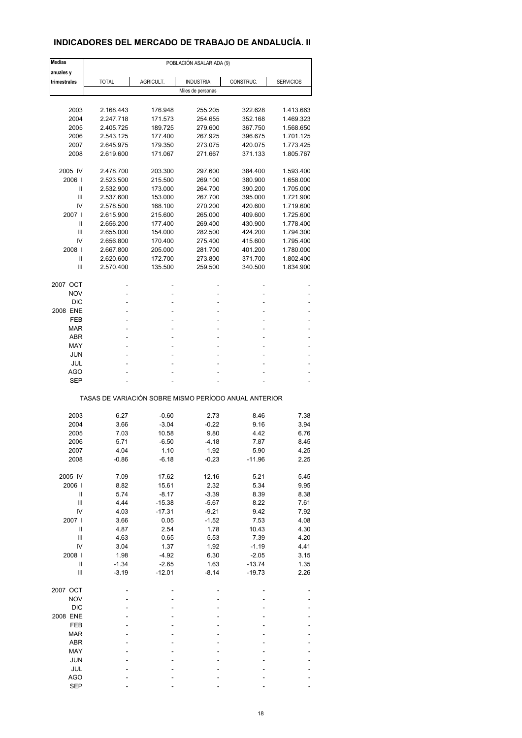## INDICADORES DEL MERCADO DE TRABAJO DE ANDALUCÍA. II

| Medias anuales y trimestrales | POBLACIÓN ASALARIADA (9) | | | | |
|---|---|---|---|---|---|
| | TOTAL | AGRICULT. | INDUSTRIA | CONSTRUC. | SERVICIOS |
| | Miles de personas | | | | |
| 2003 | 2.168.443 | 176.948 | 255.205 | 322.628 | 1.413.663 |
| 2004 | 2.247.718 | 171.573 | 254.655 | 352.168 | 1.469.323 |
| 2005 | 2.405.725 | 189.725 | 279.600 | 367.750 | 1.568.650 |
| 2006 | 2.543.125 | 177.400 | 267.925 | 396.675 | 1.701.125 |
| 2007 | 2.645.975 | 179.350 | 273.075 | 420.075 | 1.773.425 |
| 2008 | 2.619.600 | 171.067 | 271.667 | 371.133 | 1.805.767 |
| 2005 IV | 2.478.700 | 203.300 | 297.600 | 384.400 | 1.593.400 |
| 2006 I | 2.523.500 | 215.500 | 269.100 | 380.900 | 1.658.000 |
| II | 2.532.900 | 173.000 | 264.700 | 390.200 | 1.705.000 |
| III | 2.537.600 | 153.000 | 267.700 | 395.000 | 1.721.900 |
| IV | 2.578.500 | 168.100 | 270.200 | 420.600 | 1.719.600 |
| 2007 I | 2.615.900 | 215.600 | 265.000 | 409.600 | 1.725.600 |
| II | 2.656.200 | 177.400 | 269.400 | 430.900 | 1.778.400 |
| III | 2.655.000 | 154.000 | 282.500 | 424.200 | 1.794.300 |
| IV | 2.656.800 | 170.400 | 275.400 | 415.600 | 1.795.400 |
| 2008 I | 2.667.800 | 205.000 | 281.700 | 401.200 | 1.780.000 |
| II | 2.620.600 | 172.700 | 273.800 | 371.700 | 1.802.400 |
| III | 2.570.400 | 135.500 | 259.500 | 340.500 | 1.834.900 |
| 2007 OCT | - | - | - | - | - |
| NOV | - | - | - | - | - |
| DIC | - | - | - | - | - |
| 2008 ENE | - | - | - | - | - |
| FEB | - | - | - | - | - |
| MAR | - | - | - | - | - |
| ABR | - | - | - | - | - |
| MAY | - | - | - | - | - |
| JUN | - | - | - | - | - |
| JUL | - | - | - | - | - |
| AGO | - | - | - | - | - |
| SEP | - | - | - | - | - |
| | TASAS DE VARIACIÓN SOBRE MISMO PERÍODO ANUAL ANTERIOR | | | | |
| 2003 | 6.27 | -0.60 | 2.73 | 8.46 | 7.38 |
| 2004 | 3.66 | -3.04 | -0.22 | 9.16 | 3.94 |
| 2005 | 7.03 | 10.58 | 9.80 | 4.42 | 6.76 |
| 2006 | 5.71 | -6.50 | -4.18 | 7.87 | 8.45 |
| 2007 | 4.04 | 1.10 | 1.92 | 5.90 | 4.25 |
| 2008 | -0.86 | -6.18 | -0.23 | -11.96 | 2.25 |
| 2005 IV | 7.09 | 17.62 | 12.16 | 5.21 | 5.45 |
| 2006 I | 8.82 | 15.61 | 2.32 | 5.34 | 9.95 |
| II | 5.74 | -8.17 | -3.39 | 8.39 | 8.38 |
| III | 4.44 | -15.38 | -5.67 | 8.22 | 7.61 |
| IV | 4.03 | -17.31 | -9.21 | 9.42 | 7.92 |
| 2007 I | 3.66 | 0.05 | -1.52 | 7.53 | 4.08 |
| II | 4.87 | 2.54 | 1.78 | 10.43 | 4.30 |
| III | 4.63 | 0.65 | 5.53 | 7.39 | 4.20 |
| IV | 3.04 | 1.37 | 1.92 | -1.19 | 4.41 |
| 2008 I | 1.98 | -4.92 | 6.30 | -2.05 | 3.15 |
| II | -1.34 | -2.65 | 1.63 | -13.74 | 1.35 |
| III | -3.19 | -12.01 | -8.14 | -19.73 | 2.26 |
| 2007 OCT | - | - | - | - | - |
| NOV | - | - | - | - | - |
| DIC | - | - | - | - | - |
| 2008 ENE | - | - | - | - | - |
| FEB | - | - | - | - | - |
| MAR | - | - | - | - | - |
| ABR | - | - | - | - | - |
| MAY | - | - | - | - | - |
| JUN | - | - | - | - | - |
| JUL | - | - | - | - | - |
| AGO | - | - | - | - | - |
| SEP | - | - | - | - | - |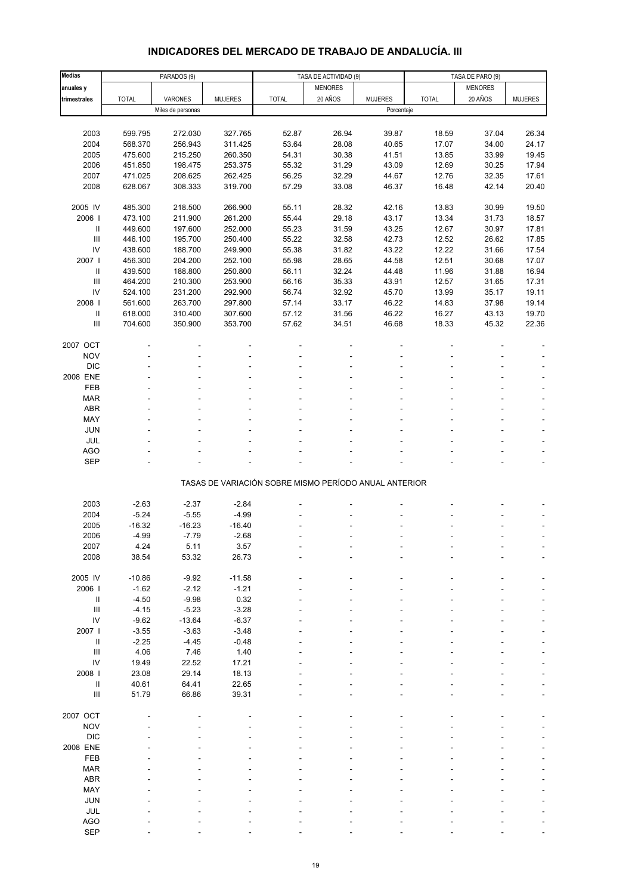# INDICADORES DEL MERCADO DE TRABAJO DE ANDALUCÍA. III

| Medias anuales y trimestrales | PARADOS (9) | | | TASA DE ACTIVIDAD (9) | | | TASA DE PARO (9) | | |
|---|---|---|---|---|---|---|---|---|---|
| | TOTAL | VARONES | MUJERES | TOTAL | MENORES 20 AÑOS | MUJERES | TOTAL | MENORES 20 AÑOS | MUJERES |
| | Miles de personas | | | Porcentaje | | | | | |
| 2003 | 599.795 | 272.030 | 327.765 | 52.87 | 26.94 | 39.87 | 18.59 | 37.04 | 26.34 |
| 2004 | 568.370 | 256.943 | 311.425 | 53.64 | 28.08 | 40.65 | 17.07 | 34.00 | 24.17 |
| 2005 | 475.600 | 215.250 | 260.350 | 54.31 | 30.38 | 41.51 | 13.85 | 33.99 | 19.45 |
| 2006 | 451.850 | 198.475 | 253.375 | 55.32 | 31.29 | 43.09 | 12.69 | 30.25 | 17.94 |
| 2007 | 471.025 | 208.625 | 262.425 | 56.25 | 32.29 | 44.67 | 12.76 | 32.35 | 17.61 |
| 2008 | 628.067 | 308.333 | 319.700 | 57.29 | 33.08 | 46.37 | 16.48 | 42.14 | 20.40 |
| 2005 IV | 485.300 | 218.500 | 266.900 | 55.11 | 28.32 | 42.16 | 13.83 | 30.99 | 19.50 |
| 2006 I | 473.100 | 211.900 | 261.200 | 55.44 | 29.18 | 43.17 | 13.34 | 31.73 | 18.57 |
| II | 449.600 | 197.600 | 252.000 | 55.23 | 31.59 | 43.25 | 12.67 | 30.97 | 17.81 |
| III | 446.100 | 195.700 | 250.400 | 55.22 | 32.58 | 42.73 | 12.52 | 26.62 | 17.85 |
| IV | 438.600 | 188.700 | 249.900 | 55.38 | 31.82 | 43.22 | 12.22 | 31.66 | 17.54 |
| 2007 I | 456.300 | 204.200 | 252.100 | 55.98 | 28.65 | 44.58 | 12.51 | 30.68 | 17.07 |
| II | 439.500 | 188.800 | 250.800 | 56.11 | 32.24 | 44.48 | 11.96 | 31.88 | 16.94 |
| III | 464.200 | 210.300 | 253.900 | 56.16 | 35.33 | 43.91 | 12.57 | 31.65 | 17.31 |
| IV | 524.100 | 231.200 | 292.900 | 56.74 | 32.92 | 45.70 | 13.99 | 35.17 | 19.11 |
| 2008 I | 561.600 | 263.700 | 297.800 | 57.14 | 33.17 | 46.22 | 14.83 | 37.98 | 19.14 |
| II | 618.000 | 310.400 | 307.600 | 57.12 | 31.56 | 46.22 | 16.27 | 43.13 | 19.70 |
| III | 704.600 | 350.900 | 353.700 | 57.62 | 34.51 | 46.68 | 18.33 | 45.32 | 22.36 |
| 2007 OCT | - | - | - | - | - | - | - | - | - |
| NOV | - | - | - | - | - | - | - | - | - |
| DIC | - | - | - | - | - | - | - | - | - |
| 2008 ENE | - | - | - | - | - | - | - | - | - |
| FEB | - | - | - | - | - | - | - | - | - |
| MAR | - | - | - | - | - | - | - | - | - |
| ABR | - | - | - | - | - | - | - | - | - |
| MAY | - | - | - | - | - | - | - | - | - |
| JUN | - | - | - | - | - | - | - | - | - |
| JUL | - | - | - | - | - | - | - | - | - |
| AGO | - | - | - | - | - | - | - | - | - |
| SEP | - | - | - | - | - | - | - | - | - |
| TASAS DE VARIACIÓN SOBRE MISMO PERÍODO ANUAL ANTERIOR | | | | | | | | | |
| 2003 | -2.63 | -2.37 | -2.84 | - | - | - | - | - | - |
| 2004 | -5.24 | -5.55 | -4.99 | - | - | - | - | - | - |
| 2005 | -16.32 | -16.23 | -16.40 | - | - | - | - | - | - |
| 2006 | -4.99 | -7.79 | -2.68 | - | - | - | - | - | - |
| 2007 | 4.24 | 5.11 | 3.57 | - | - | - | - | - | - |
| 2008 | 38.54 | 53.32 | 26.73 | - | - | - | - | - | - |
| 2005 IV | -10.86 | -9.92 | -11.58 | - | - | - | - | - | - |
| 2006 I | -1.62 | -2.12 | -1.21 | - | - | - | - | - | - |
| II | -4.50 | -9.98 | 0.32 | - | - | - | - | - | - |
| III | -4.15 | -5.23 | -3.28 | - | - | - | - | - | - |
| IV | -9.62 | -13.64 | -6.37 | - | - | - | - | - | - |
| 2007 I | -3.55 | -3.63 | -3.48 | - | - | - | - | - | - |
| II | -2.25 | -4.45 | -0.48 | - | - | - | - | - | - |
| III | 4.06 | 7.46 | 1.40 | - | - | - | - | - | - |
| IV | 19.49 | 22.52 | 17.21 | - | - | - | - | - | - |
| 2008 I | 23.08 | 29.14 | 18.13 | - | - | - | - | - | - |
| II | 40.61 | 64.41 | 22.65 | - | - | - | - | - | - |
| III | 51.79 | 66.86 | 39.31 | - | - | - | - | - | - |
| 2007 OCT | - | - | - | - | - | - | - | - | - |
| NOV | - | - | - | - | - | - | - | - | - |
| DIC | - | - | - | - | - | - | - | - | - |
| 2008 ENE | - | - | - | - | - | - | - | - | - |
| FEB | - | - | - | - | - | - | - | - | - |
| MAR | - | - | - | - | - | - | - | - | - |
| ABR | - | - | - | - | - | - | - | - | - |
| MAY | - | - | - | - | - | - | - | - | - |
| JUN | - | - | - | - | - | - | - | - | - |
| JUL | - | - | - | - | - | - | - | - | - |
| AGO | - | - | - | - | - | - | - | - | - |
| SEP | - | - | - | - | - | - | - | - | - |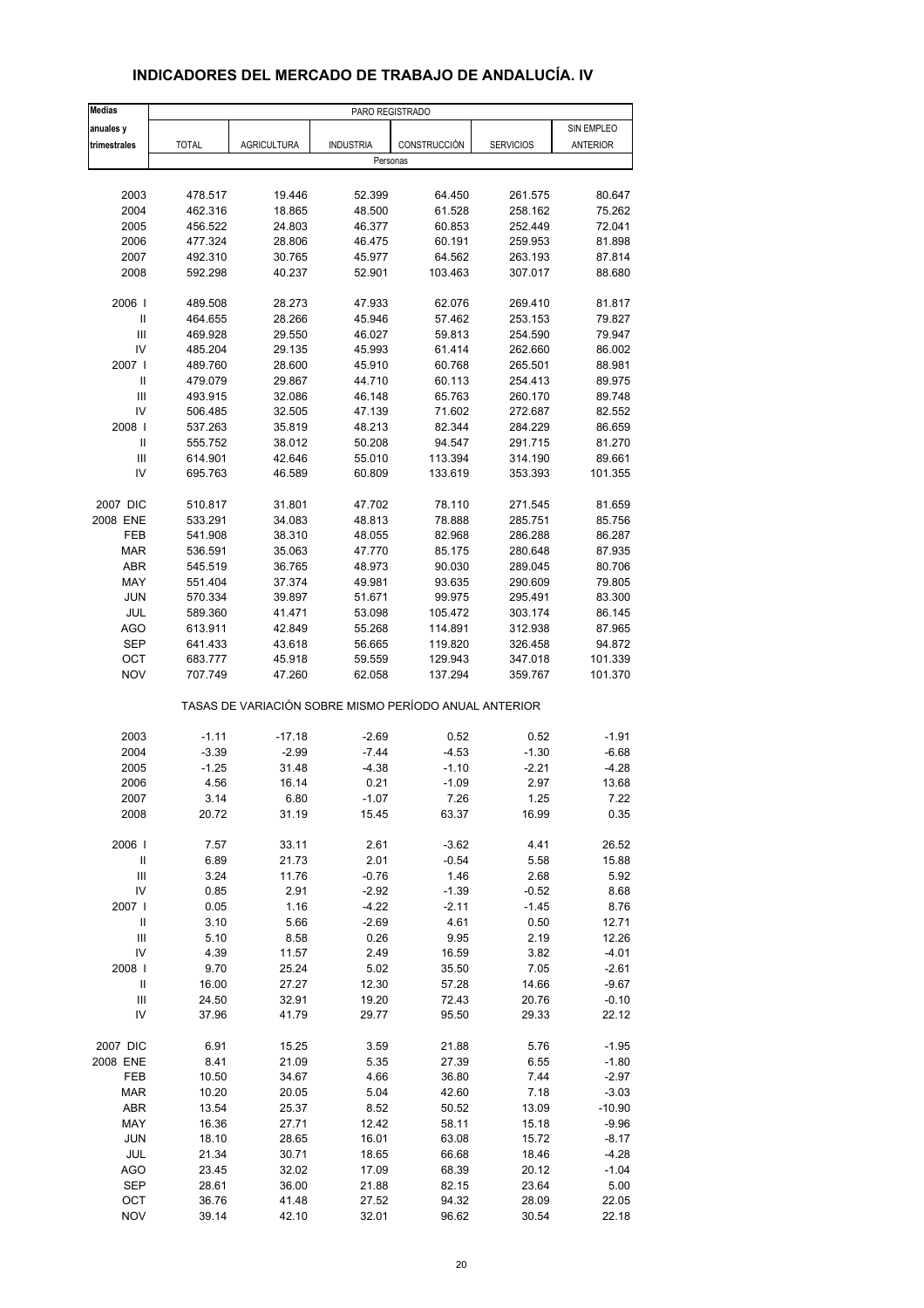## INDICADORES DEL MERCADO DE TRABAJO DE ANDALUCÍA. IV

| Medias anuales y trimestrales | PARO REGISTRADO | | | | | |
|---|---|---|---|---|---|---|
| | TOTAL | AGRICULTURA | INDUSTRIA | CONSTRUCCIÓN | SERVICIOS | SIN EMPLEO ANTERIOR |
| | Personas | | | | | |
| 2003 | 478.517 | 19.446 | 52.399 | 64.450 | 261.575 | 80.647 |
| 2004 | 462.316 | 18.865 | 48.500 | 61.528 | 258.162 | 75.262 |
| 2005 | 456.522 | 24.803 | 46.377 | 60.853 | 252.449 | 72.041 |
| 2006 | 477.324 | 28.806 | 46.475 | 60.191 | 259.953 | 81.898 |
| 2007 | 492.310 | 30.765 | 45.977 | 64.562 | 263.193 | 87.814 |
| 2008 | 592.298 | 40.237 | 52.901 | 103.463 | 307.017 | 88.680 |
| 2006 I | 489.508 | 28.273 | 47.933 | 62.076 | 269.410 | 81.817 |
| II | 464.655 | 28.266 | 45.946 | 57.462 | 253.153 | 79.827 |
| III | 469.928 | 29.550 | 46.027 | 59.813 | 254.590 | 79.947 |
| IV | 485.204 | 29.135 | 45.993 | 61.414 | 262.660 | 86.002 |
| 2007 I | 489.760 | 28.600 | 45.910 | 60.768 | 265.501 | 88.981 |
| II | 479.079 | 29.867 | 44.710 | 60.113 | 254.413 | 89.975 |
| III | 493.915 | 32.086 | 46.148 | 65.763 | 260.170 | 89.748 |
| IV | 506.485 | 32.505 | 47.139 | 71.602 | 272.687 | 82.552 |
| 2008 I | 537.263 | 35.819 | 48.213 | 82.344 | 284.229 | 86.659 |
| II | 555.752 | 38.012 | 50.208 | 94.547 | 291.715 | 81.270 |
| III | 614.901 | 42.646 | 55.010 | 113.394 | 314.190 | 89.661 |
| IV | 695.763 | 46.589 | 60.809 | 133.619 | 353.393 | 101.355 |
| 2007 DIC | 510.817 | 31.801 | 47.702 | 78.110 | 271.545 | 81.659 |
| 2008 ENE | 533.291 | 34.083 | 48.813 | 78.888 | 285.751 | 85.756 |
| FEB | 541.908 | 38.310 | 48.055 | 82.968 | 286.288 | 86.287 |
| MAR | 536.591 | 35.063 | 47.770 | 85.175 | 280.648 | 87.935 |
| ABR | 545.519 | 36.765 | 48.973 | 90.030 | 289.045 | 80.706 |
| MAY | 551.404 | 37.374 | 49.981 | 93.635 | 290.609 | 79.805 |
| JUN | 570.334 | 39.897 | 51.671 | 99.975 | 295.491 | 83.300 |
| JUL | 589.360 | 41.471 | 53.098 | 105.472 | 303.174 | 86.145 |
| AGO | 613.911 | 42.849 | 55.268 | 114.891 | 312.938 | 87.965 |
| SEP | 641.433 | 43.618 | 56.665 | 119.820 | 326.458 | 94.872 |
| OCT | 683.777 | 45.918 | 59.559 | 129.943 | 347.018 | 101.339 |
| NOV | 707.749 | 47.260 | 62.058 | 137.294 | 359.767 | 101.370 |
| | TASAS DE VARIACIÓN SOBRE MISMO PERÍODO ANUAL ANTERIOR | | | | | |
| 2003 | -1.11 | -17.18 | -2.69 | 0.52 | 0.52 | -1.91 |
| 2004 | -3.39 | -2.99 | -7.44 | -4.53 | -1.30 | -6.68 |
| 2005 | -1.25 | 31.48 | -4.38 | -1.10 | -2.21 | -4.28 |
| 2006 | 4.56 | 16.14 | 0.21 | -1.09 | 2.97 | 13.68 |
| 2007 | 3.14 | 6.80 | -1.07 | 7.26 | 1.25 | 7.22 |
| 2008 | 20.72 | 31.19 | 15.45 | 63.37 | 16.99 | 0.35 |
| 2006 I | 7.57 | 33.11 | 2.61 | -3.62 | 4.41 | 26.52 |
| II | 6.89 | 21.73 | 2.01 | -0.54 | 5.58 | 15.88 |
| III | 3.24 | 11.76 | -0.76 | 1.46 | 2.68 | 5.92 |
| IV | 0.85 | 2.91 | -2.92 | -1.39 | -0.52 | 8.68 |
| 2007 I | 0.05 | 1.16 | -4.22 | -2.11 | -1.45 | 8.76 |
| II | 3.10 | 5.66 | -2.69 | 4.61 | 0.50 | 12.71 |
| III | 5.10 | 8.58 | 0.26 | 9.95 | 2.19 | 12.26 |
| IV | 4.39 | 11.57 | 2.49 | 16.59 | 3.82 | -4.01 |
| 2008 I | 9.70 | 25.24 | 5.02 | 35.50 | 7.05 | -2.61 |
| II | 16.00 | 27.27 | 12.30 | 57.28 | 14.66 | -9.67 |
| III | 24.50 | 32.91 | 19.20 | 72.43 | 20.76 | -0.10 |
| IV | 37.96 | 41.79 | 29.77 | 95.50 | 29.33 | 22.12 |
| 2007 DIC | 6.91 | 15.25 | 3.59 | 21.88 | 5.76 | -1.95 |
| 2008 ENE | 8.41 | 21.09 | 5.35 | 27.39 | 6.55 | -1.80 |
| FEB | 10.50 | 34.67 | 4.66 | 36.80 | 7.44 | -2.97 |
| MAR | 10.20 | 20.05 | 5.04 | 42.60 | 7.18 | -3.03 |
| ABR | 13.54 | 25.37 | 8.52 | 50.52 | 13.09 | -10.90 |
| MAY | 16.36 | 27.71 | 12.42 | 58.11 | 15.18 | -9.96 |
| JUN | 18.10 | 28.65 | 16.01 | 63.08 | 15.72 | -8.17 |
| JUL | 21.34 | 30.71 | 18.65 | 66.68 | 18.46 | -4.28 |
| AGO | 23.45 | 32.02 | 17.09 | 68.39 | 20.12 | -1.04 |
| SEP | 28.61 | 36.00 | 21.88 | 82.15 | 23.64 | 5.00 |
| OCT | 36.76 | 41.48 | 27.52 | 94.32 | 28.09 | 22.05 |
| NOV | 39.14 | 42.10 | 32.01 | 96.62 | 30.54 | 22.18 |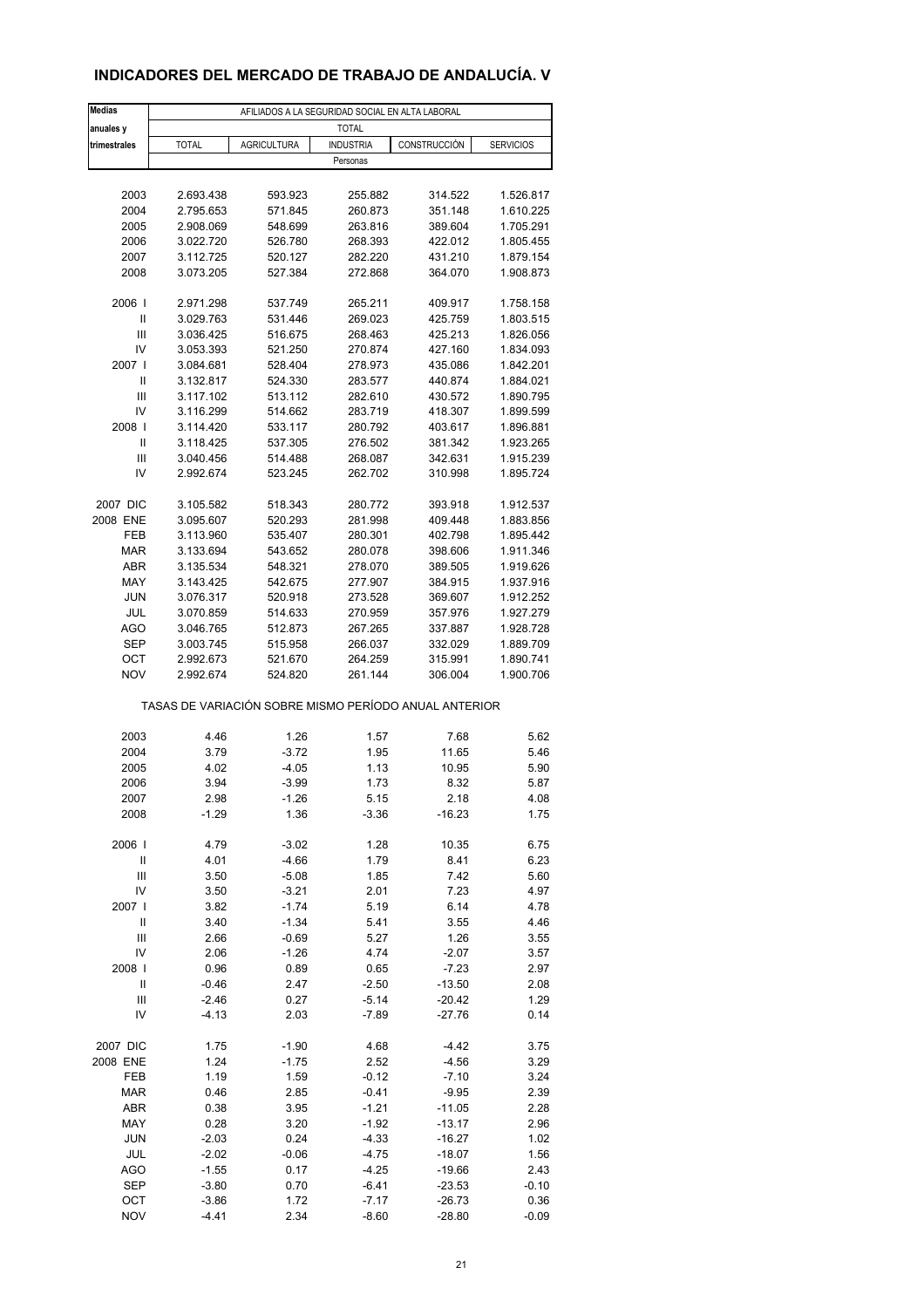## INDICADORES DEL MERCADO DE TRABAJO DE ANDALUCÍA. V

| Medias anuales y trimestrales | AFILIADOS A LA SEGURIDAD SOCIAL EN ALTA LABORAL | | | | |
|---|---|---|---|---|---|
| | TOTAL | | | | |
| | TOTAL | AGRICULTURA | INDUSTRIA | CONSTRUCCIÓN | SERVICIOS |
| | Personas | | | | |
| 2003 | 2.693.438 | 593.923 | 255.882 | 314.522 | 1.526.817 |
| 2004 | 2.795.653 | 571.845 | 260.873 | 351.148 | 1.610.225 |
| 2005 | 2.908.069 | 548.699 | 263.816 | 389.604 | 1.705.291 |
| 2006 | 3.022.720 | 526.780 | 268.393 | 422.012 | 1.805.455 |
| 2007 | 3.112.725 | 520.127 | 282.220 | 431.210 | 1.879.154 |
| 2008 | 3.073.205 | 527.384 | 272.868 | 364.070 | 1.908.873 |
| 2006 I | 2.971.298 | 537.749 | 265.211 | 409.917 | 1.758.158 |
| II | 3.029.763 | 531.446 | 269.023 | 425.759 | 1.803.515 |
| III | 3.036.425 | 516.675 | 268.463 | 425.213 | 1.826.056 |
| IV | 3.053.393 | 521.250 | 270.874 | 427.160 | 1.834.093 |
| 2007 I | 3.084.681 | 528.404 | 278.973 | 435.086 | 1.842.201 |
| II | 3.132.817 | 524.330 | 283.577 | 440.874 | 1.884.021 |
| III | 3.117.102 | 513.112 | 282.610 | 430.572 | 1.890.795 |
| IV | 3.116.299 | 514.662 | 283.719 | 418.307 | 1.899.599 |
| 2008 I | 3.114.420 | 533.117 | 280.792 | 403.617 | 1.896.881 |
| II | 3.118.425 | 537.305 | 276.502 | 381.342 | 1.923.265 |
| III | 3.040.456 | 514.488 | 268.087 | 342.631 | 1.915.239 |
| IV | 2.992.674 | 523.245 | 262.702 | 310.998 | 1.895.724 |
| 2007 DIC | 3.105.582 | 518.343 | 280.772 | 393.918 | 1.912.537 |
| 2008 ENE | 3.095.607 | 520.293 | 281.998 | 409.448 | 1.883.856 |
| FEB | 3.113.960 | 535.407 | 280.301 | 402.798 | 1.895.442 |
| MAR | 3.133.694 | 543.652 | 280.078 | 398.606 | 1.911.346 |
| ABR | 3.135.534 | 548.321 | 278.070 | 389.505 | 1.919.626 |
| MAY | 3.143.425 | 542.675 | 277.907 | 384.915 | 1.937.916 |
| JUN | 3.076.317 | 520.918 | 273.528 | 369.607 | 1.912.252 |
| JUL | 3.070.859 | 514.633 | 270.959 | 357.976 | 1.927.279 |
| AGO | 3.046.765 | 512.873 | 267.265 | 337.887 | 1.928.728 |
| SEP | 3.003.745 | 515.958 | 266.037 | 332.029 | 1.889.709 |
| OCT | 2.992.673 | 521.670 | 264.259 | 315.991 | 1.890.741 |
| NOV | 2.992.674 | 524.820 | 261.144 | 306.004 | 1.900.706 |
| | TASAS DE VARIACIÓN SOBRE MISMO PERÍODO ANUAL ANTERIOR | | | | |
| 2003 | 4.46 | 1.26 | 1.57 | 7.68 | 5.62 |
| 2004 | 3.79 | -3.72 | 1.95 | 11.65 | 5.46 |
| 2005 | 4.02 | -4.05 | 1.13 | 10.95 | 5.90 |
| 2006 | 3.94 | -3.99 | 1.73 | 8.32 | 5.87 |
| 2007 | 2.98 | -1.26 | 5.15 | 2.18 | 4.08 |
| 2008 | -1.29 | 1.36 | -3.36 | -16.23 | 1.75 |
| 2006 I | 4.79 | -3.02 | 1.28 | 10.35 | 6.75 |
| II | 4.01 | -4.66 | 1.79 | 8.41 | 6.23 |
| III | 3.50 | -5.08 | 1.85 | 7.42 | 5.60 |
| IV | 3.50 | -3.21 | 2.01 | 7.23 | 4.97 |
| 2007 I | 3.82 | -1.74 | 5.19 | 6.14 | 4.78 |
| II | 3.40 | -1.34 | 5.41 | 3.55 | 4.46 |
| III | 2.66 | -0.69 | 5.27 | 1.26 | 3.55 |
| IV | 2.06 | -1.26 | 4.74 | -2.07 | 3.57 |
| 2008 I | 0.96 | 0.89 | 0.65 | -7.23 | 2.97 |
| II | -0.46 | 2.47 | -2.50 | -13.50 | 2.08 |
| III | -2.46 | 0.27 | -5.14 | -20.42 | 1.29 |
| IV | -4.13 | 2.03 | -7.89 | -27.76 | 0.14 |
| 2007 DIC | 1.75 | -1.90 | 4.68 | -4.42 | 3.75 |
| 2008 ENE | 1.24 | -1.75 | 2.52 | -4.56 | 3.29 |
| FEB | 1.19 | 1.59 | -0.12 | -7.10 | 3.24 |
| MAR | 0.46 | 2.85 | -0.41 | -9.95 | 2.39 |
| ABR | 0.38 | 3.95 | -1.21 | -11.05 | 2.28 |
| MAY | 0.28 | 3.20 | -1.92 | -13.17 | 2.96 |
| JUN | -2.03 | 0.24 | -4.33 | -16.27 | 1.02 |
| JUL | -2.02 | -0.06 | -4.75 | -18.07 | 1.56 |
| AGO | -1.55 | 0.17 | -4.25 | -19.66 | 2.43 |
| SEP | -3.80 | 0.70 | -6.41 | -23.53 | -0.10 |
| OCT | -3.86 | 1.72 | -7.17 | -26.73 | 0.36 |
| NOV | -4.41 | 2.34 | -8.60 | -28.80 | -0.09 |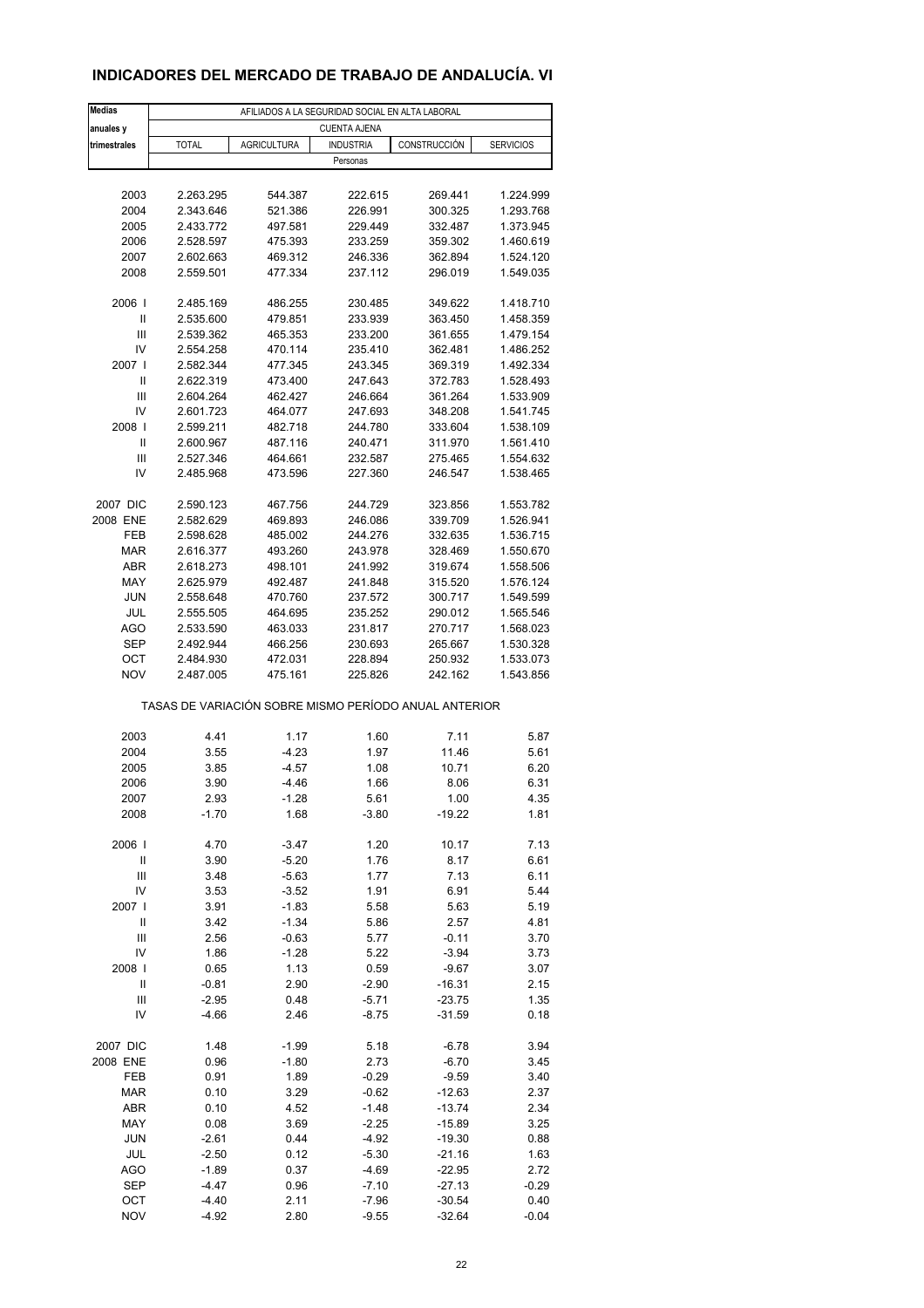# INDICADORES DEL MERCADO DE TRABAJO DE ANDALUCÍA. VI

| Medias anuales y trimestrales | AFILIADOS A LA SEGURIDAD SOCIAL EN ALTA LABORAL | | | | |
|---|---|---|---|---|---|
| | CUENTA AJENA | | | | |
| | TOTAL | AGRICULTURA | INDUSTRIA | CONSTRUCCIÓN | SERVICIOS |
| | Personas | | | | |
| 2003 | 2.263.295 | 544.387 | 222.615 | 269.441 | 1.224.999 |
| 2004 | 2.343.646 | 521.386 | 226.991 | 300.325 | 1.293.768 |
| 2005 | 2.433.772 | 497.581 | 229.449 | 332.487 | 1.373.945 |
| 2006 | 2.528.597 | 475.393 | 233.259 | 359.302 | 1.460.619 |
| 2007 | 2.602.663 | 469.312 | 246.336 | 362.894 | 1.524.120 |
| 2008 | 2.559.501 | 477.334 | 237.112 | 296.019 | 1.549.035 |
| 2006 I | 2.485.169 | 486.255 | 230.485 | 349.622 | 1.418.710 |
| II | 2.535.600 | 479.851 | 233.939 | 363.450 | 1.458.359 |
| III | 2.539.362 | 465.353 | 233.200 | 361.655 | 1.479.154 |
| IV | 2.554.258 | 470.114 | 235.410 | 362.481 | 1.486.252 |
| 2007 I | 2.582.344 | 477.345 | 243.345 | 369.319 | 1.492.334 |
| II | 2.622.319 | 473.400 | 247.643 | 372.783 | 1.528.493 |
| III | 2.604.264 | 462.427 | 246.664 | 361.264 | 1.533.909 |
| IV | 2.601.723 | 464.077 | 247.693 | 348.208 | 1.541.745 |
| 2008 I | 2.599.211 | 482.718 | 244.780 | 333.604 | 1.538.109 |
| II | 2.600.967 | 487.116 | 240.471 | 311.970 | 1.561.410 |
| III | 2.527.346 | 464.661 | 232.587 | 275.465 | 1.554.632 |
| IV | 2.485.968 | 473.596 | 227.360 | 246.547 | 1.538.465 |
| 2007 DIC | 2.590.123 | 467.756 | 244.729 | 323.856 | 1.553.782 |
| 2008 ENE | 2.582.629 | 469.893 | 246.086 | 339.709 | 1.526.941 |
| FEB | 2.598.628 | 485.002 | 244.276 | 332.635 | 1.536.715 |
| MAR | 2.616.377 | 493.260 | 243.978 | 328.469 | 1.550.670 |
| ABR | 2.618.273 | 498.101 | 241.992 | 319.674 | 1.558.506 |
| MAY | 2.625.979 | 492.487 | 241.848 | 315.520 | 1.576.124 |
| JUN | 2.558.648 | 470.760 | 237.572 | 300.717 | 1.549.599 |
| JUL | 2.555.505 | 464.695 | 235.252 | 290.012 | 1.565.546 |
| AGO | 2.533.590 | 463.033 | 231.817 | 270.717 | 1.568.023 |
| SEP | 2.492.944 | 466.256 | 230.693 | 265.667 | 1.530.328 |
| OCT | 2.484.930 | 472.031 | 228.894 | 250.932 | 1.533.073 |
| NOV | 2.487.005 | 475.161 | 225.826 | 242.162 | 1.543.856 |
| | TASAS DE VARIACIÓN SOBRE MISMO PERÍODO ANUAL ANTERIOR | | | | |
| 2003 | 4.41 | 1.17 | 1.60 | 7.11 | 5.87 |
| 2004 | 3.55 | -4.23 | 1.97 | 11.46 | 5.61 |
| 2005 | 3.85 | -4.57 | 1.08 | 10.71 | 6.20 |
| 2006 | 3.90 | -4.46 | 1.66 | 8.06 | 6.31 |
| 2007 | 2.93 | -1.28 | 5.61 | 1.00 | 4.35 |
| 2008 | -1.70 | 1.68 | -3.80 | -19.22 | 1.81 |
| 2006 I | 4.70 | -3.47 | 1.20 | 10.17 | 7.13 |
| II | 3.90 | -5.20 | 1.76 | 8.17 | 6.61 |
| III | 3.48 | -5.63 | 1.77 | 7.13 | 6.11 |
| IV | 3.53 | -3.52 | 1.91 | 6.91 | 5.44 |
| 2007 I | 3.91 | -1.83 | 5.58 | 5.63 | 5.19 |
| II | 3.42 | -1.34 | 5.86 | 2.57 | 4.81 |
| III | 2.56 | -0.63 | 5.77 | -0.11 | 3.70 |
| IV | 1.86 | -1.28 | 5.22 | -3.94 | 3.73 |
| 2008 I | 0.65 | 1.13 | 0.59 | -9.67 | 3.07 |
| II | -0.81 | 2.90 | -2.90 | -16.31 | 2.15 |
| III | -2.95 | 0.48 | -5.71 | -23.75 | 1.35 |
| IV | -4.66 | 2.46 | -8.75 | -31.59 | 0.18 |
| 2007 DIC | 1.48 | -1.99 | 5.18 | -6.78 | 3.94 |
| 2008 ENE | 0.96 | -1.80 | 2.73 | -6.70 | 3.45 |
| FEB | 0.91 | 1.89 | -0.29 | -9.59 | 3.40 |
| MAR | 0.10 | 3.29 | -0.62 | -12.63 | 2.37 |
| ABR | 0.10 | 4.52 | -1.48 | -13.74 | 2.34 |
| MAY | 0.08 | 3.69 | -2.25 | -15.89 | 3.25 |
| JUN | -2.61 | 0.44 | -4.92 | -19.30 | 0.88 |
| JUL | -2.50 | 0.12 | -5.30 | -21.16 | 1.63 |
| AGO | -1.89 | 0.37 | -4.69 | -22.95 | 2.72 |
| SEP | -4.47 | 0.96 | -7.10 | -27.13 | -0.29 |
| OCT | -4.40 | 2.11 | -7.96 | -30.54 | 0.40 |
| NOV | -4.92 | 2.80 | -9.55 | -32.64 | -0.04 |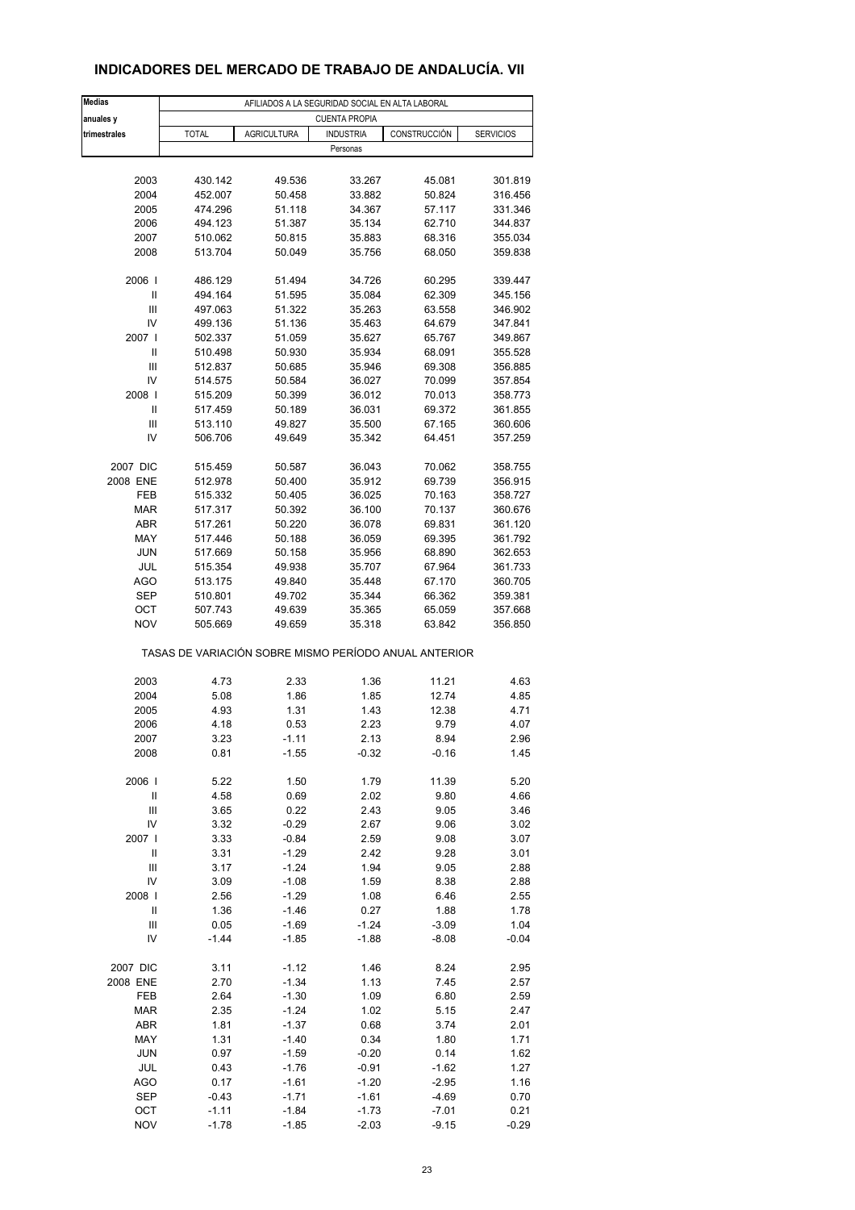# INDICADORES DEL MERCADO DE TRABAJO DE ANDALUCÍA. VII

| Medias anuales y trimestrales | AFILIADOS A LA SEGURIDAD SOCIAL EN ALTA LABORAL | | | | |
|---|---|---|---|---|---|
| | CUENTA PROPIA | | | | |
| | TOTAL | AGRICULTURA | INDUSTRIA | CONSTRUCCIÓN | SERVICIOS |
| | Personas | | | | |
| 2003 | 430.142 | 49.536 | 33.267 | 45.081 | 301.819 |
| 2004 | 452.007 | 50.458 | 33.882 | 50.824 | 316.456 |
| 2005 | 474.296 | 51.118 | 34.367 | 57.117 | 331.346 |
| 2006 | 494.123 | 51.387 | 35.134 | 62.710 | 344.837 |
| 2007 | 510.062 | 50.815 | 35.883 | 68.316 | 355.034 |
| 2008 | 513.704 | 50.049 | 35.756 | 68.050 | 359.838 |
| 2006 I | 486.129 | 51.494 | 34.726 | 60.295 | 339.447 |
| II | 494.164 | 51.595 | 35.084 | 62.309 | 345.156 |
| III | 497.063 | 51.322 | 35.263 | 63.558 | 346.902 |
| IV | 499.136 | 51.136 | 35.463 | 64.679 | 347.841 |
| 2007 I | 502.337 | 51.059 | 35.627 | 65.767 | 349.867 |
| II | 510.498 | 50.930 | 35.934 | 68.091 | 355.528 |
| III | 512.837 | 50.685 | 35.946 | 69.308 | 356.885 |
| IV | 514.575 | 50.584 | 36.027 | 70.099 | 357.854 |
| 2008 I | 515.209 | 50.399 | 36.012 | 70.013 | 358.773 |
| II | 517.459 | 50.189 | 36.031 | 69.372 | 361.855 |
| III | 513.110 | 49.827 | 35.500 | 67.165 | 360.606 |
| IV | 506.706 | 49.649 | 35.342 | 64.451 | 357.259 |
| 2007 DIC | 515.459 | 50.587 | 36.043 | 70.062 | 358.755 |
| 2008 ENE | 512.978 | 50.400 | 35.912 | 69.739 | 356.915 |
| FEB | 515.332 | 50.405 | 36.025 | 70.163 | 358.727 |
| MAR | 517.317 | 50.392 | 36.100 | 70.137 | 360.676 |
| ABR | 517.261 | 50.220 | 36.078 | 69.831 | 361.120 |
| MAY | 517.446 | 50.188 | 36.059 | 69.395 | 361.792 |
| JUN | 517.669 | 50.158 | 35.956 | 68.890 | 362.653 |
| JUL | 515.354 | 49.938 | 35.707 | 67.964 | 361.733 |
| AGO | 513.175 | 49.840 | 35.448 | 67.170 | 360.705 |
| SEP | 510.801 | 49.702 | 35.344 | 66.362 | 359.381 |
| OCT | 507.743 | 49.639 | 35.365 | 65.059 | 357.668 |
| NOV | 505.669 | 49.659 | 35.318 | 63.842 | 356.850 |
| | TASAS DE VARIACIÓN SOBRE MISMO PERÍODO ANUAL ANTERIOR | | | | |
| 2003 | 4.73 | 2.33 | 1.36 | 11.21 | 4.63 |
| 2004 | 5.08 | 1.86 | 1.85 | 12.74 | 4.85 |
| 2005 | 4.93 | 1.31 | 1.43 | 12.38 | 4.71 |
| 2006 | 4.18 | 0.53 | 2.23 | 9.79 | 4.07 |
| 2007 | 3.23 | -1.11 | 2.13 | 8.94 | 2.96 |
| 2008 | 0.81 | -1.55 | -0.32 | -0.16 | 1.45 |
| 2006 I | 5.22 | 1.50 | 1.79 | 11.39 | 5.20 |
| II | 4.58 | 0.69 | 2.02 | 9.80 | 4.66 |
| III | 3.65 | 0.22 | 2.43 | 9.05 | 3.46 |
| IV | 3.32 | -0.29 | 2.67 | 9.06 | 3.02 |
| 2007 I | 3.33 | -0.84 | 2.59 | 9.08 | 3.07 |
| II | 3.31 | -1.29 | 2.42 | 9.28 | 3.01 |
| III | 3.17 | -1.24 | 1.94 | 9.05 | 2.88 |
| IV | 3.09 | -1.08 | 1.59 | 8.38 | 2.88 |
| 2008 I | 2.56 | -1.29 | 1.08 | 6.46 | 2.55 |
| II | 1.36 | -1.46 | 0.27 | 1.88 | 1.78 |
| III | 0.05 | -1.69 | -1.24 | -3.09 | 1.04 |
| IV | -1.44 | -1.85 | -1.88 | -8.08 | -0.04 |
| 2007 DIC | 3.11 | -1.12 | 1.46 | 8.24 | 2.95 |
| 2008 ENE | 2.70 | -1.34 | 1.13 | 7.45 | 2.57 |
| FEB | 2.64 | -1.30 | 1.09 | 6.80 | 2.59 |
| MAR | 2.35 | -1.24 | 1.02 | 5.15 | 2.47 |
| ABR | 1.81 | -1.37 | 0.68 | 3.74 | 2.01 |
| MAY | 1.31 | -1.40 | 0.34 | 1.80 | 1.71 |
| JUN | 0.97 | -1.59 | -0.20 | 0.14 | 1.62 |
| JUL | 0.43 | -1.76 | -0.91 | -1.62 | 1.27 |
| AGO | 0.17 | -1.61 | -1.20 | -2.95 | 1.16 |
| SEP | -0.43 | -1.71 | -1.61 | -4.69 | 0.70 |
| OCT | -1.11 | -1.84 | -1.73 | -7.01 | 0.21 |
| NOV | -1.78 | -1.85 | -2.03 | -9.15 | -0.29 |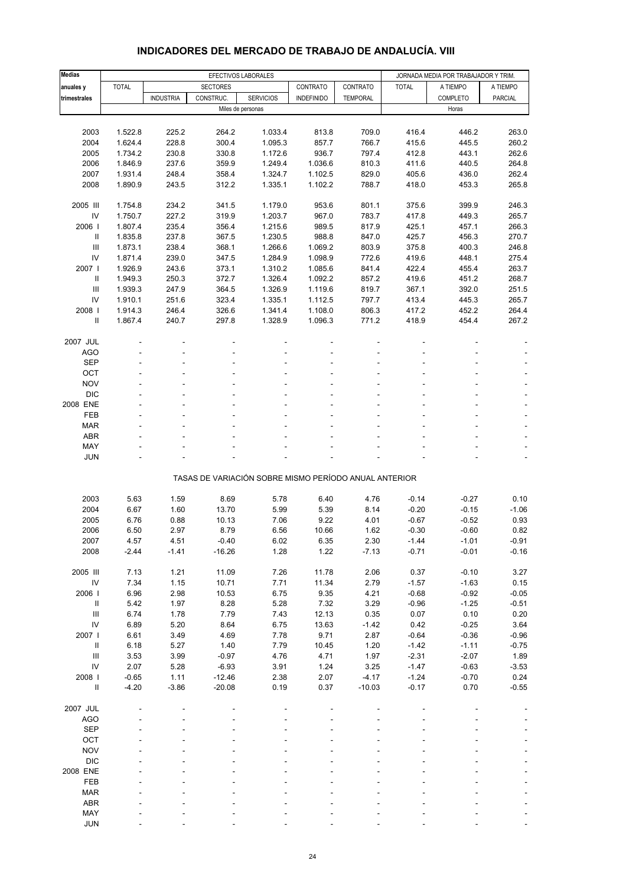## INDICADORES DEL MERCADO DE TRABAJO DE ANDALUCÍA. VIII

| Medias anuales y trimestrales | EFECTIVOS LABORALES | | | | | | JORNADA MEDIA POR TRABAJADOR Y TRIM. | | |
|---|---|---|---|---|---|---|---|---|---|
| | TOTAL | SECTORES | | | CONTRATO | CONTRATO | TOTAL | A TIEMPO | A TIEMPO |
| | | INDUSTRIA | CONSTRUC. | SERVICIOS | INDEFINIDO | TEMPORAL | | COMPLETO | PARCIAL |
| | Miles de personas | | | | | | Horas | | |
| 2003 | 1.522.8 | 225.2 | 264.2 | 1.033.4 | 813.8 | 709.0 | 416.4 | 446.2 | 263.0 |
| 2004 | 1.624.4 | 228.8 | 300.4 | 1.095.3 | 857.7 | 766.7 | 415.6 | 445.5 | 260.2 |
| 2005 | 1.734.2 | 230.8 | 330.8 | 1.172.6 | 936.7 | 797.4 | 412.8 | 443.1 | 262.6 |
| 2006 | 1.846.9 | 237.6 | 359.9 | 1.249.4 | 1.036.6 | 810.3 | 411.6 | 440.5 | 264.8 |
| 2007 | 1.931.4 | 248.4 | 358.4 | 1.324.7 | 1.102.5 | 829.0 | 405.6 | 436.0 | 262.4 |
| 2008 | 1.890.9 | 243.5 | 312.2 | 1.335.1 | 1.102.2 | 788.7 | 418.0 | 453.3 | 265.8 |
| 2005 III | 1.754.8 | 234.2 | 341.5 | 1.179.0 | 953.6 | 801.1 | 375.6 | 399.9 | 246.3 |
| IV | 1.750.7 | 227.2 | 319.9 | 1.203.7 | 967.0 | 783.7 | 417.8 | 449.3 | 265.7 |
| 2006 I | 1.807.4 | 235.4 | 356.4 | 1.215.6 | 989.5 | 817.9 | 425.1 | 457.1 | 266.3 |
| II | 1.835.8 | 237.8 | 367.5 | 1.230.5 | 988.8 | 847.0 | 425.7 | 456.3 | 270.7 |
| III | 1.873.1 | 238.4 | 368.1 | 1.266.6 | 1.069.2 | 803.9 | 375.8 | 400.3 | 246.8 |
| IV | 1.871.4 | 239.0 | 347.5 | 1.284.9 | 1.098.9 | 772.6 | 419.6 | 448.1 | 275.4 |
| 2007 I | 1.926.9 | 243.6 | 373.1 | 1.310.2 | 1.085.6 | 841.4 | 422.4 | 455.4 | 263.7 |
| II | 1.949.3 | 250.3 | 372.7 | 1.326.4 | 1.092.2 | 857.2 | 419.6 | 451.2 | 268.7 |
| III | 1.939.3 | 247.9 | 364.5 | 1.326.9 | 1.119.6 | 819.7 | 367.1 | 392.0 | 251.5 |
| IV | 1.910.1 | 251.6 | 323.4 | 1.335.1 | 1.112.5 | 797.7 | 413.4 | 445.3 | 265.7 |
| 2008 I | 1.914.3 | 246.4 | 326.6 | 1.341.4 | 1.108.0 | 806.3 | 417.2 | 452.2 | 264.4 |
| II | 1.867.4 | 240.7 | 297.8 | 1.328.9 | 1.096.3 | 771.2 | 418.9 | 454.4 | 267.2 |
| 2007 JUL | - | - | - | - | - | - | - | - | - |
| AGO | - | - | - | - | - | - | - | - | - |
| SEP | - | - | - | - | - | - | - | - | - |
| OCT | - | - | - | - | - | - | - | - | - |
| NOV | - | - | - | - | - | - | - | - | - |
| DIC | - | - | - | - | - | - | - | - | - |
| 2008 ENE | - | - | - | - | - | - | - | - | - |
| FEB | - | - | - | - | - | - | - | - | - |
| MAR | - | - | - | - | - | - | - | - | - |
| ABR | - | - | - | - | - | - | - | - | - |
| MAY | - | - | - | - | - | - | - | - | - |
| JUN | - | - | - | - | - | - | - | - | - |
| | TASAS DE VARIACIÓN SOBRE MISMO PERÍODO ANUAL ANTERIOR | | | | | | | | |
| 2003 | 5.63 | 1.59 | 8.69 | 5.78 | 6.40 | 4.76 | -0.14 | -0.27 | 0.10 |
| 2004 | 6.67 | 1.60 | 13.70 | 5.99 | 5.39 | 8.14 | -0.20 | -0.15 | -1.06 |
| 2005 | 6.76 | 0.88 | 10.13 | 7.06 | 9.22 | 4.01 | -0.67 | -0.52 | 0.93 |
| 2006 | 6.50 | 2.97 | 8.79 | 6.56 | 10.66 | 1.62 | -0.30 | -0.60 | 0.82 |
| 2007 | 4.57 | 4.51 | -0.40 | 6.02 | 6.35 | 2.30 | -1.44 | -1.01 | -0.91 |
| 2008 | -2.44 | -1.41 | -16.26 | 1.28 | 1.22 | -7.13 | -0.71 | -0.01 | -0.16 |
| 2005 III | 7.13 | 1.21 | 11.09 | 7.26 | 11.78 | 2.06 | 0.37 | -0.10 | 3.27 |
| IV | 7.34 | 1.15 | 10.71 | 7.71 | 11.34 | 2.79 | -1.57 | -1.63 | 0.15 |
| 2006 I | 6.96 | 2.98 | 10.53 | 6.75 | 9.35 | 4.21 | -0.68 | -0.92 | -0.05 |
| II | 5.42 | 1.97 | 8.28 | 5.28 | 7.32 | 3.29 | -0.96 | -1.25 | -0.51 |
| III | 6.74 | 1.78 | 7.79 | 7.43 | 12.13 | 0.35 | 0.07 | 0.10 | 0.20 |
| IV | 6.89 | 5.20 | 8.64 | 6.75 | 13.63 | -1.42 | 0.42 | -0.25 | 3.64 |
| 2007 I | 6.61 | 3.49 | 4.69 | 7.78 | 9.71 | 2.87 | -0.64 | -0.36 | -0.96 |
| II | 6.18 | 5.27 | 1.40 | 7.79 | 10.45 | 1.20 | -1.42 | -1.11 | -0.75 |
| III | 3.53 | 3.99 | -0.97 | 4.76 | 4.71 | 1.97 | -2.31 | -2.07 | 1.89 |
| IV | 2.07 | 5.28 | -6.93 | 3.91 | 1.24 | 3.25 | -1.47 | -0.63 | -3.53 |
| 2008 I | -0.65 | 1.11 | -12.46 | 2.38 | 2.07 | -4.17 | -1.24 | -0.70 | 0.24 |
| II | -4.20 | -3.86 | -20.08 | 0.19 | 0.37 | -10.03 | -0.17 | 0.70 | -0.55 |
| 2007 JUL | - | - | - | - | - | - | - | - | - |
| AGO | - | - | - | - | - | - | - | - | - |
| SEP | - | - | - | - | - | - | - | - | - |
| OCT | - | - | - | - | - | - | - | - | - |
| NOV | - | - | - | - | - | - | - | - | - |
| DIC | - | - | - | - | - | - | - | - | - |
| 2008 ENE | - | - | - | - | - | - | - | - | - |
| FEB | - | - | - | - | - | - | - | - | - |
| MAR | - | - | - | - | - | - | - | - | - |
| ABR | - | - | - | - | - | - | - | - | - |
| MAY | - | - | - | - | - | - | - | - | - |
| JUN | - | - | - | - | - | - | - | - | - |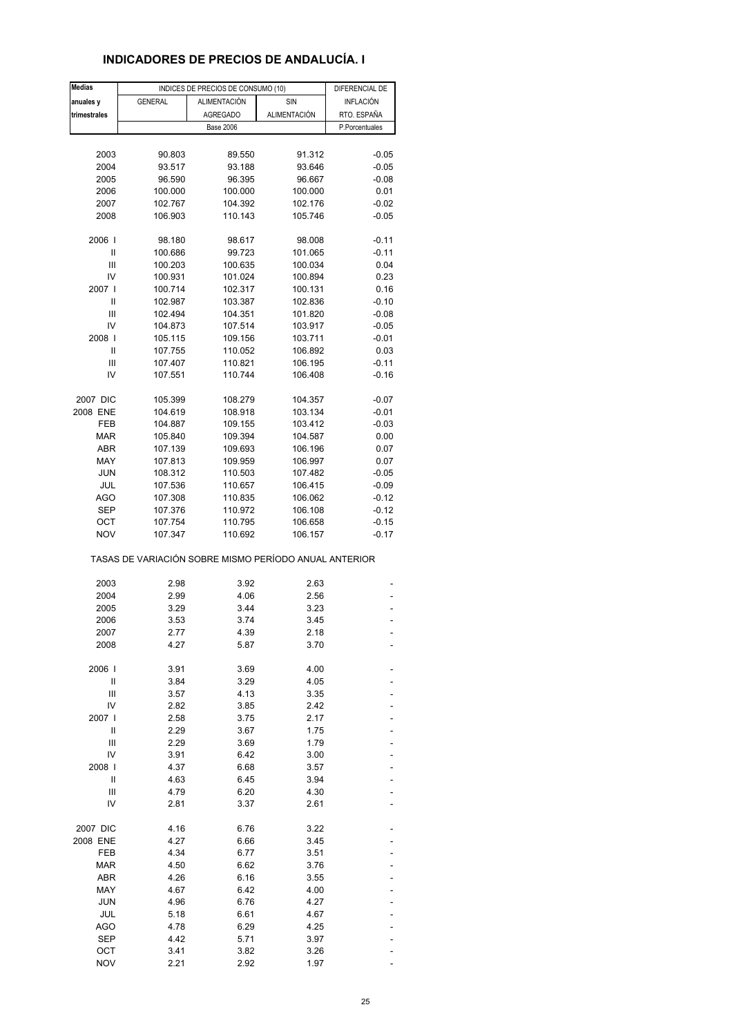# INDICADORES DE PRECIOS DE ANDALUCÍA. I

| Medias anuales y trimestrales | INDICES DE PRECIOS DE CONSUMO (10) | | | DIFERENCIAL DE INFLACIÓN RTO. ESPAÑA |
|---|---|---|---|---|
| | GENERAL | ALIMENTACIÓN AGREGADO | SIN ALIMENTACIÓN | |
| | Base 2006 | | | P.Porcentuales |
| 2003 | 90.803 | 89.550 | 91.312 | -0.05 |
| 2004 | 93.517 | 93.188 | 93.646 | -0.05 |
| 2005 | 96.590 | 96.395 | 96.667 | -0.08 |
| 2006 | 100.000 | 100.000 | 100.000 | 0.01 |
| 2007 | 102.767 | 104.392 | 102.176 | -0.02 |
| 2008 | 106.903 | 110.143 | 105.746 | -0.05 |
| 2006 I | 98.180 | 98.617 | 98.008 | -0.11 |
| II | 100.686 | 99.723 | 101.065 | -0.11 |
| III | 100.203 | 100.635 | 100.034 | 0.04 |
| IV | 100.931 | 101.024 | 100.894 | 0.23 |
| 2007 I | 100.714 | 102.317 | 100.131 | 0.16 |
| II | 102.987 | 103.387 | 102.836 | -0.10 |
| III | 102.494 | 104.351 | 101.820 | -0.08 |
| IV | 104.873 | 107.514 | 103.917 | -0.05 |
| 2008 I | 105.115 | 109.156 | 103.711 | -0.01 |
| II | 107.755 | 110.052 | 106.892 | 0.03 |
| III | 107.407 | 110.821 | 106.195 | -0.11 |
| IV | 107.551 | 110.744 | 106.408 | -0.16 |
| 2007 DIC | 105.399 | 108.279 | 104.357 | -0.07 |
| 2008 ENE | 104.619 | 108.918 | 103.134 | -0.01 |
| FEB | 104.887 | 109.155 | 103.412 | -0.03 |
| MAR | 105.840 | 109.394 | 104.587 | 0.00 |
| ABR | 107.139 | 109.693 | 106.196 | 0.07 |
| MAY | 107.813 | 109.959 | 106.997 | 0.07 |
| JUN | 108.312 | 110.503 | 107.482 | -0.05 |
| JUL | 107.536 | 110.657 | 106.415 | -0.09 |
| AGO | 107.308 | 110.835 | 106.062 | -0.12 |
| SEP | 107.376 | 110.972 | 106.108 | -0.12 |
| OCT | 107.754 | 110.795 | 106.658 | -0.15 |
| NOV | 107.347 | 110.692 | 106.157 | -0.17 |
| TASAS DE VARIACIÓN SOBRE MISMO PERÍODO ANUAL ANTERIOR | | | | |
| 2003 | 2.98 | 3.92 | 2.63 | - |
| 2004 | 2.99 | 4.06 | 2.56 | - |
| 2005 | 3.29 | 3.44 | 3.23 | - |
| 2006 | 3.53 | 3.74 | 3.45 | - |
| 2007 | 2.77 | 4.39 | 2.18 | - |
| 2008 | 4.27 | 5.87 | 3.70 | - |
| 2006 I | 3.91 | 3.69 | 4.00 | - |
| II | 3.84 | 3.29 | 4.05 | - |
| III | 3.57 | 4.13 | 3.35 | - |
| IV | 2.82 | 3.85 | 2.42 | - |
| 2007 I | 2.58 | 3.75 | 2.17 | - |
| II | 2.29 | 3.67 | 1.75 | - |
| III | 2.29 | 3.69 | 1.79 | - |
| IV | 3.91 | 6.42 | 3.00 | - |
| 2008 I | 4.37 | 6.68 | 3.57 | - |
| II | 4.63 | 6.45 | 3.94 | - |
| III | 4.79 | 6.20 | 4.30 | - |
| IV | 2.81 | 3.37 | 2.61 | - |
| 2007 DIC | 4.16 | 6.76 | 3.22 | - |
| 2008 ENE | 4.27 | 6.66 | 3.45 | - |
| FEB | 4.34 | 6.77 | 3.51 | - |
| MAR | 4.50 | 6.62 | 3.76 | - |
| ABR | 4.26 | 6.16 | 3.55 | - |
| MAY | 4.67 | 6.42 | 4.00 | - |
| JUN | 4.96 | 6.76 | 4.27 | - |
| JUL | 5.18 | 6.61 | 4.67 | - |
| AGO | 4.78 | 6.29 | 4.25 | - |
| SEP | 4.42 | 5.71 | 3.97 | - |
| OCT | 3.41 | 3.82 | 3.26 | - |
| NOV | 2.21 | 2.92 | 1.97 | - |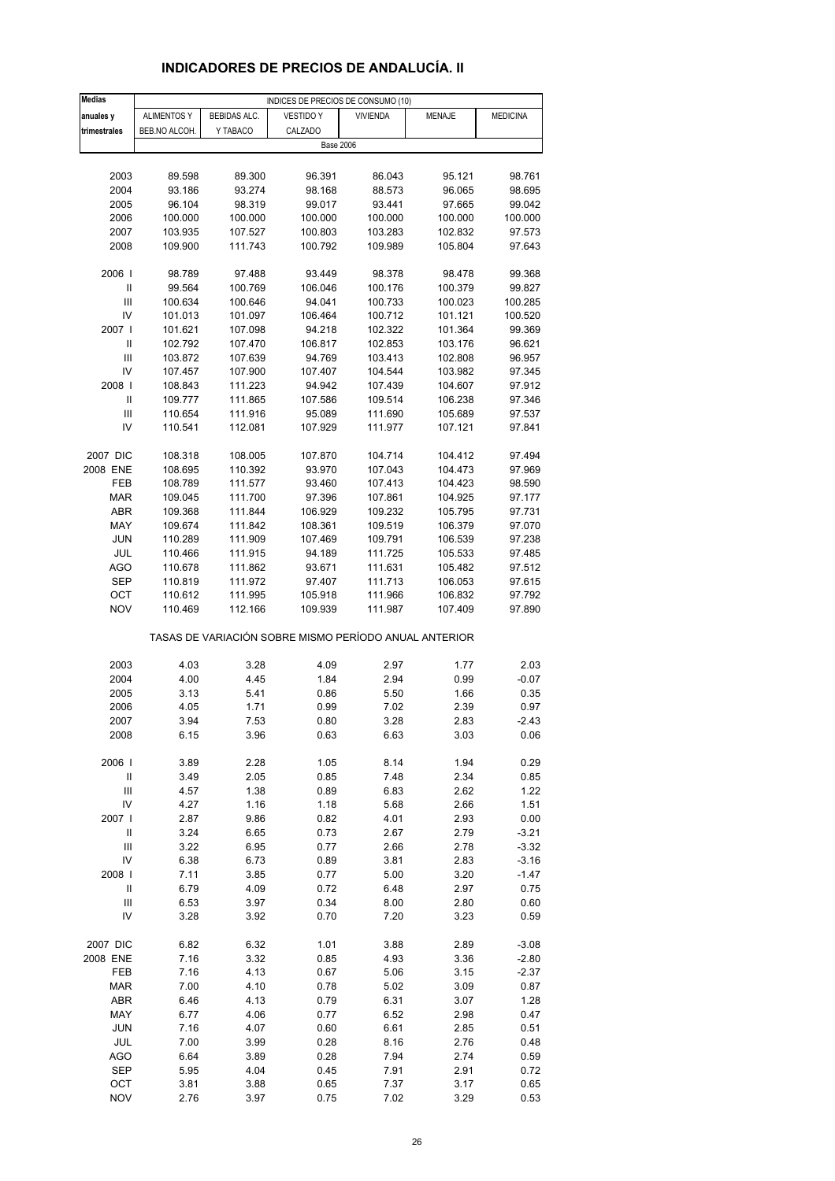# INDICADORES DE PRECIOS DE ANDALUCÍA. II

| Medias anuales y trimestrales | INDICES DE PRECIOS DE CONSUMO (10) | | | | | |
|---|---|---|---|---|---|---|
| | ALIMENTOS Y BEB.NO ALCOH. | BEBIDAS ALC. Y TABACO | VESTIDO Y CALZADO | VIVIENDA | MENAJE | MEDICINA |
| | Base 2006 | | | | | |
| 2003 | 89.598 | 89.300 | 96.391 | 86.043 | 95.121 | 98.761 |
| 2004 | 93.186 | 93.274 | 98.168 | 88.573 | 96.065 | 98.695 |
| 2005 | 96.104 | 98.319 | 99.017 | 93.441 | 97.665 | 99.042 |
| 2006 | 100.000 | 100.000 | 100.000 | 100.000 | 100.000 | 100.000 |
| 2007 | 103.935 | 107.527 | 100.803 | 103.283 | 102.832 | 97.573 |
| 2008 | 109.900 | 111.743 | 100.792 | 109.989 | 105.804 | 97.643 |
| 2006 I | 98.789 | 97.488 | 93.449 | 98.378 | 98.478 | 99.368 |
| II | 99.564 | 100.769 | 106.046 | 100.176 | 100.379 | 99.827 |
| III | 100.634 | 100.646 | 94.041 | 100.733 | 100.023 | 100.285 |
| IV | 101.013 | 101.097 | 106.464 | 100.712 | 101.121 | 100.520 |
| 2007 I | 101.621 | 107.098 | 94.218 | 102.322 | 101.364 | 99.369 |
| II | 102.792 | 107.470 | 106.817 | 102.853 | 103.176 | 96.621 |
| III | 103.872 | 107.639 | 94.769 | 103.413 | 102.808 | 96.957 |
| IV | 107.457 | 107.900 | 107.407 | 104.544 | 103.982 | 97.345 |
| 2008 I | 108.843 | 111.223 | 94.942 | 107.439 | 104.607 | 97.912 |
| II | 109.777 | 111.865 | 107.586 | 109.514 | 106.238 | 97.346 |
| III | 110.654 | 111.916 | 95.089 | 111.690 | 105.689 | 97.537 |
| IV | 110.541 | 112.081 | 107.929 | 111.977 | 107.121 | 97.841 |
| 2007 DIC | 108.318 | 108.005 | 107.870 | 104.714 | 104.412 | 97.494 |
| 2008 ENE | 108.695 | 110.392 | 93.970 | 107.043 | 104.473 | 97.969 |
| FEB | 108.789 | 111.577 | 93.460 | 107.413 | 104.423 | 98.590 |
| MAR | 109.045 | 111.700 | 97.396 | 107.861 | 104.925 | 97.177 |
| ABR | 109.368 | 111.844 | 106.929 | 109.232 | 105.795 | 97.731 |
| MAY | 109.674 | 111.842 | 108.361 | 109.519 | 106.379 | 97.070 |
| JUN | 110.289 | 111.909 | 107.469 | 109.791 | 106.539 | 97.238 |
| JUL | 110.466 | 111.915 | 94.189 | 111.725 | 105.533 | 97.485 |
| AGO | 110.678 | 111.862 | 93.671 | 111.631 | 105.482 | 97.512 |
| SEP | 110.819 | 111.972 | 97.407 | 111.713 | 106.053 | 97.615 |
| OCT | 110.612 | 111.995 | 105.918 | 111.966 | 106.832 | 97.792 |
| NOV | 110.469 | 112.166 | 109.939 | 111.987 | 107.409 | 97.890 |
| | TASAS DE VARIACIÓN SOBRE MISMO PERÍODO ANUAL ANTERIOR | | | | | |
| 2003 | 4.03 | 3.28 | 4.09 | 2.97 | 1.77 | 2.03 |
| 2004 | 4.00 | 4.45 | 1.84 | 2.94 | 0.99 | -0.07 |
| 2005 | 3.13 | 5.41 | 0.86 | 5.50 | 1.66 | 0.35 |
| 2006 | 4.05 | 1.71 | 0.99 | 7.02 | 2.39 | 0.97 |
| 2007 | 3.94 | 7.53 | 0.80 | 3.28 | 2.83 | -2.43 |
| 2008 | 6.15 | 3.96 | 0.63 | 6.63 | 3.03 | 0.06 |
| 2006 I | 3.89 | 2.28 | 1.05 | 8.14 | 1.94 | 0.29 |
| II | 3.49 | 2.05 | 0.85 | 7.48 | 2.34 | 0.85 |
| III | 4.57 | 1.38 | 0.89 | 6.83 | 2.62 | 1.22 |
| IV | 4.27 | 1.16 | 1.18 | 5.68 | 2.66 | 1.51 |
| 2007 I | 2.87 | 9.86 | 0.82 | 4.01 | 2.93 | 0.00 |
| II | 3.24 | 6.65 | 0.73 | 2.67 | 2.79 | -3.21 |
| III | 3.22 | 6.95 | 0.77 | 2.66 | 2.78 | -3.32 |
| IV | 6.38 | 6.73 | 0.89 | 3.81 | 2.83 | -3.16 |
| 2008 I | 7.11 | 3.85 | 0.77 | 5.00 | 3.20 | -1.47 |
| II | 6.79 | 4.09 | 0.72 | 6.48 | 2.97 | 0.75 |
| III | 6.53 | 3.97 | 0.34 | 8.00 | 2.80 | 0.60 |
| IV | 3.28 | 3.92 | 0.70 | 7.20 | 3.23 | 0.59 |
| 2007 DIC | 6.82 | 6.32 | 1.01 | 3.88 | 2.89 | -3.08 |
| 2008 ENE | 7.16 | 3.32 | 0.85 | 4.93 | 3.36 | -2.80 |
| FEB | 7.16 | 4.13 | 0.67 | 5.06 | 3.15 | -2.37 |
| MAR | 7.00 | 4.10 | 0.78 | 5.02 | 3.09 | 0.87 |
| ABR | 6.46 | 4.13 | 0.79 | 6.31 | 3.07 | 1.28 |
| MAY | 6.77 | 4.06 | 0.77 | 6.52 | 2.98 | 0.47 |
| JUN | 7.16 | 4.07 | 0.60 | 6.61 | 2.85 | 0.51 |
| JUL | 7.00 | 3.99 | 0.28 | 8.16 | 2.76 | 0.48 |
| AGO | 6.64 | 3.89 | 0.28 | 7.94 | 2.74 | 0.59 |
| SEP | 5.95 | 4.04 | 0.45 | 7.91 | 2.91 | 0.72 |
| OCT | 3.81 | 3.88 | 0.65 | 7.37 | 3.17 | 0.65 |
| NOV | 2.76 | 3.97 | 0.75 | 7.02 | 3.29 | 0.53 |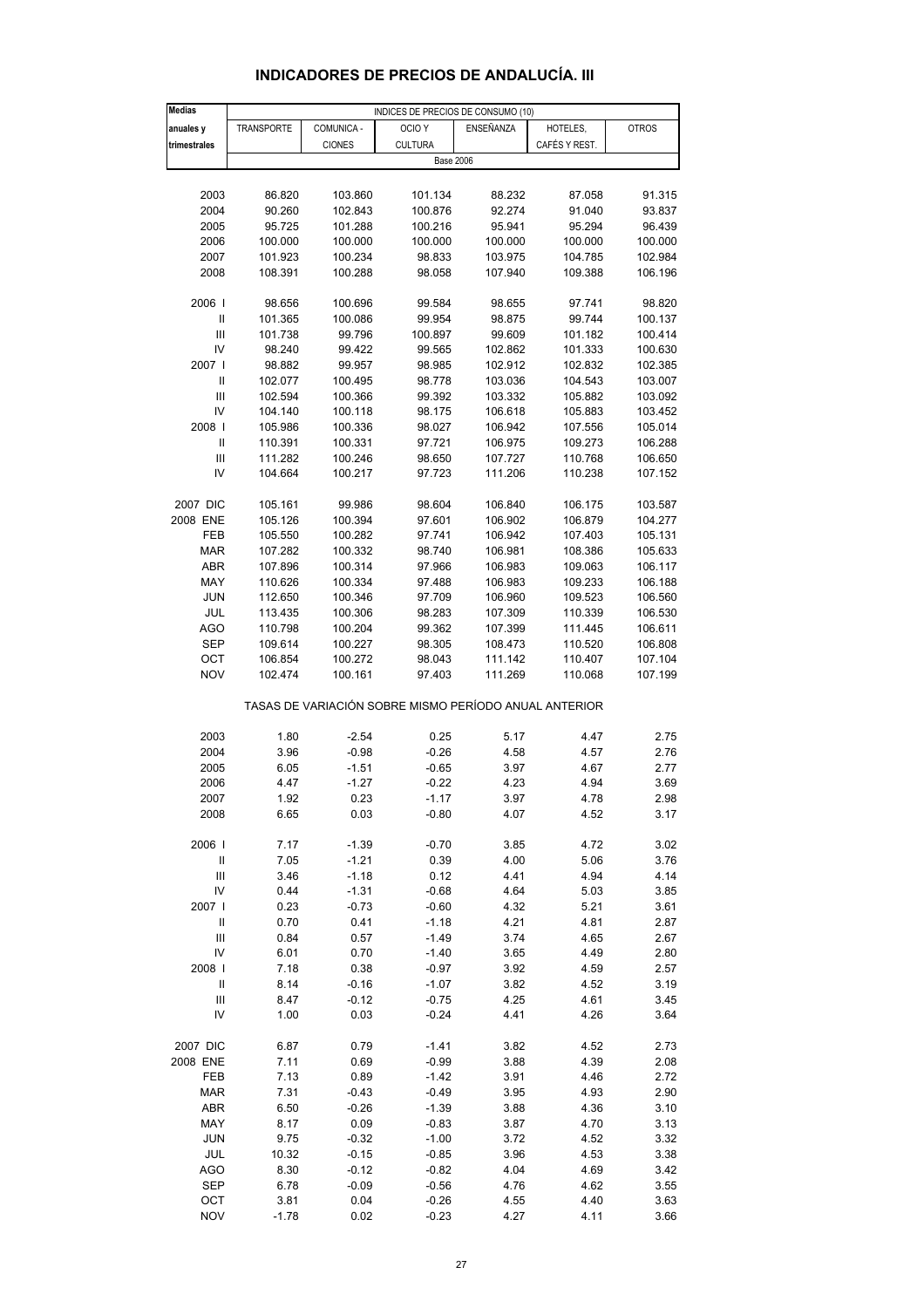# INDICADORES DE PRECIOS DE ANDALUCÍA. III

| Medias anuales y trimestrales | INDICES DE PRECIOS DE CONSUMO (10) | | | | | |
|---|---|---|---|---|---|---|
| | TRANSPORTE | COMUNICA - CIONES | OCIO Y CULTURA | ENSEÑANZA | HOTELES, CAFÉS Y REST. | OTROS |
| | Base 2006 | | | | | |
| 2003 | 86.820 | 103.860 | 101.134 | 88.232 | 87.058 | 91.315 |
| 2004 | 90.260 | 102.843 | 100.876 | 92.274 | 91.040 | 93.837 |
| 2005 | 95.725 | 101.288 | 100.216 | 95.941 | 95.294 | 96.439 |
| 2006 | 100.000 | 100.000 | 100.000 | 100.000 | 100.000 | 100.000 |
| 2007 | 101.923 | 100.234 | 98.833 | 103.975 | 104.785 | 102.984 |
| 2008 | 108.391 | 100.288 | 98.058 | 107.940 | 109.388 | 106.196 |
| 2006 I | 98.656 | 100.696 | 99.584 | 98.655 | 97.741 | 98.820 |
| II | 101.365 | 100.086 | 99.954 | 98.875 | 99.744 | 100.137 |
| III | 101.738 | 99.796 | 100.897 | 99.609 | 101.182 | 100.414 |
| IV | 98.240 | 99.422 | 99.565 | 102.862 | 101.333 | 100.630 |
| 2007 I | 98.882 | 99.957 | 98.985 | 102.912 | 102.832 | 102.385 |
| II | 102.077 | 100.495 | 98.778 | 103.036 | 104.543 | 103.007 |
| III | 102.594 | 100.366 | 99.392 | 103.332 | 105.882 | 103.092 |
| IV | 104.140 | 100.118 | 98.175 | 106.618 | 105.883 | 103.452 |
| 2008 I | 105.986 | 100.336 | 98.027 | 106.942 | 107.556 | 105.014 |
| II | 110.391 | 100.331 | 97.721 | 106.975 | 109.273 | 106.288 |
| III | 111.282 | 100.246 | 98.650 | 107.727 | 110.768 | 106.650 |
| IV | 104.664 | 100.217 | 97.723 | 111.206 | 110.238 | 107.152 |
| 2007 DIC | 105.161 | 99.986 | 98.604 | 106.840 | 106.175 | 103.587 |
| 2008 ENE | 105.126 | 100.394 | 97.601 | 106.902 | 106.879 | 104.277 |
| FEB | 105.550 | 100.282 | 97.741 | 106.942 | 107.403 | 105.131 |
| MAR | 107.282 | 100.332 | 98.740 | 106.981 | 108.386 | 105.633 |
| ABR | 107.896 | 100.314 | 97.966 | 106.983 | 109.063 | 106.117 |
| MAY | 110.626 | 100.334 | 97.488 | 106.983 | 109.233 | 106.188 |
| JUN | 112.650 | 100.346 | 97.709 | 106.960 | 109.523 | 106.560 |
| JUL | 113.435 | 100.306 | 98.283 | 107.309 | 110.339 | 106.530 |
| AGO | 110.798 | 100.204 | 99.362 | 107.399 | 111.445 | 106.611 |
| SEP | 109.614 | 100.227 | 98.305 | 108.473 | 110.520 | 106.808 |
| OCT | 106.854 | 100.272 | 98.043 | 111.142 | 110.407 | 107.104 |
| NOV | 102.474 | 100.161 | 97.403 | 111.269 | 110.068 | 107.199 |
| | TASAS DE VARIACIÓN SOBRE MISMO PERÍODO ANUAL ANTERIOR | | | | | |
| 2003 | 1.80 | -2.54 | 0.25 | 5.17 | 4.47 | 2.75 |
| 2004 | 3.96 | -0.98 | -0.26 | 4.58 | 4.57 | 2.76 |
| 2005 | 6.05 | -1.51 | -0.65 | 3.97 | 4.67 | 2.77 |
| 2006 | 4.47 | -1.27 | -0.22 | 4.23 | 4.94 | 3.69 |
| 2007 | 1.92 | 0.23 | -1.17 | 3.97 | 4.78 | 2.98 |
| 2008 | 6.65 | 0.03 | -0.80 | 4.07 | 4.52 | 3.17 |
| 2006 I | 7.17 | -1.39 | -0.70 | 3.85 | 4.72 | 3.02 |
| II | 7.05 | -1.21 | 0.39 | 4.00 | 5.06 | 3.76 |
| III | 3.46 | -1.18 | 0.12 | 4.41 | 4.94 | 4.14 |
| IV | 0.44 | -1.31 | -0.68 | 4.64 | 5.03 | 3.85 |
| 2007 I | 0.23 | -0.73 | -0.60 | 4.32 | 5.21 | 3.61 |
| II | 0.70 | 0.41 | -1.18 | 4.21 | 4.81 | 2.87 |
| III | 0.84 | 0.57 | -1.49 | 3.74 | 4.65 | 2.67 |
| IV | 6.01 | 0.70 | -1.40 | 3.65 | 4.49 | 2.80 |
| 2008 I | 7.18 | 0.38 | -0.97 | 3.92 | 4.59 | 2.57 |
| II | 8.14 | -0.16 | -1.07 | 3.82 | 4.52 | 3.19 |
| III | 8.47 | -0.12 | -0.75 | 4.25 | 4.61 | 3.45 |
| IV | 1.00 | 0.03 | -0.24 | 4.41 | 4.26 | 3.64 |
| 2007 DIC | 6.87 | 0.79 | -1.41 | 3.82 | 4.52 | 2.73 |
| 2008 ENE | 7.11 | 0.69 | -0.99 | 3.88 | 4.39 | 2.08 |
| FEB | 7.13 | 0.89 | -1.42 | 3.91 | 4.46 | 2.72 |
| MAR | 7.31 | -0.43 | -0.49 | 3.95 | 4.93 | 2.90 |
| ABR | 6.50 | -0.26 | -1.39 | 3.88 | 4.36 | 3.10 |
| MAY | 8.17 | 0.09 | -0.83 | 3.87 | 4.70 | 3.13 |
| JUN | 9.75 | -0.32 | -1.00 | 3.72 | 4.52 | 3.32 |
| JUL | 10.32 | -0.15 | -0.85 | 3.96 | 4.53 | 3.38 |
| AGO | 8.30 | -0.12 | -0.82 | 4.04 | 4.69 | 3.42 |
| SEP | 6.78 | -0.09 | -0.56 | 4.76 | 4.62 | 3.55 |
| OCT | 3.81 | 0.04 | -0.26 | 4.55 | 4.40 | 3.63 |
| NOV | -1.78 | 0.02 | -0.23 | 4.27 | 4.11 | 3.66 |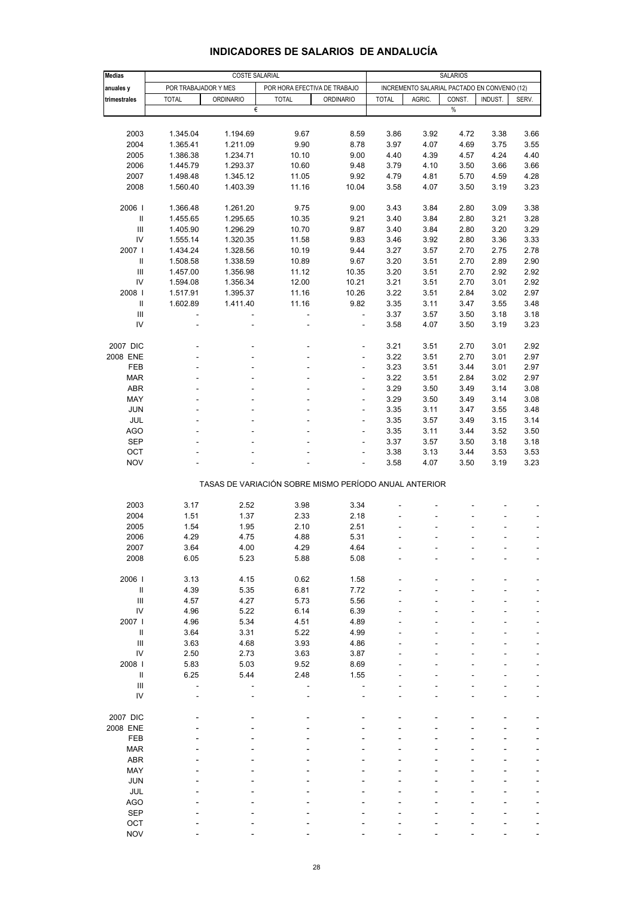# INDICADORES DE SALARIOS DE ANDALUCÍA

| Medias anuales y trimestrales | COSTE SALARIAL | | | | SALARIOS | | | | |
|---|---|---|---|---|---|---|---|---|---|
| | POR TRABAJADOR Y MES | | POR HORA EFECTIVA DE TRABAJO | | INCREMENTO SALARIAL PACTADO EN CONVENIO (12) | | | | |
| | TOTAL | ORDINARIO | TOTAL | ORDINARIO | TOTAL | AGRIC. | CONST. | INDUST. | SERV. |
| | € | | | | % | | | | |
| 2003 | 1.345.04 | 1.194.69 | 9.67 | 8.59 | 3.86 | 3.92 | 4.72 | 3.38 | 3.66 |
| 2004 | 1.365.41 | 1.211.09 | 9.90 | 8.78 | 3.97 | 4.07 | 4.69 | 3.75 | 3.55 |
| 2005 | 1.386.38 | 1.234.71 | 10.10 | 9.00 | 4.40 | 4.39 | 4.57 | 4.24 | 4.40 |
| 2006 | 1.445.79 | 1.293.37 | 10.60 | 9.48 | 3.79 | 4.10 | 3.50 | 3.66 | 3.66 |
| 2007 | 1.498.48 | 1.345.12 | 11.05 | 9.92 | 4.79 | 4.81 | 5.70 | 4.59 | 4.28 |
| 2008 | 1.560.40 | 1.403.39 | 11.16 | 10.04 | 3.58 | 4.07 | 3.50 | 3.19 | 3.23 |
| 2006 I | 1.366.48 | 1.261.20 | 9.75 | 9.00 | 3.43 | 3.84 | 2.80 | 3.09 | 3.38 |
| II | 1.455.65 | 1.295.65 | 10.35 | 9.21 | 3.40 | 3.84 | 2.80 | 3.21 | 3.28 |
| III | 1.405.90 | 1.296.29 | 10.70 | 9.87 | 3.40 | 3.84 | 2.80 | 3.20 | 3.29 |
| IV | 1.555.14 | 1.320.35 | 11.58 | 9.83 | 3.46 | 3.92 | 2.80 | 3.36 | 3.33 |
| 2007 I | 1.434.24 | 1.328.56 | 10.19 | 9.44 | 3.27 | 3.57 | 2.70 | 2.75 | 2.78 |
| II | 1.508.58 | 1.338.59 | 10.89 | 9.67 | 3.20 | 3.51 | 2.70 | 2.89 | 2.90 |
| III | 1.457.00 | 1.356.98 | 11.12 | 10.35 | 3.20 | 3.51 | 2.70 | 2.92 | 2.92 |
| IV | 1.594.08 | 1.356.34 | 12.00 | 10.21 | 3.21 | 3.51 | 2.70 | 3.01 | 2.92 |
| 2008 I | 1.517.91 | 1.395.37 | 11.16 | 10.26 | 3.22 | 3.51 | 2.84 | 3.02 | 2.97 |
| II | 1.602.89 | 1.411.40 | 11.16 | 9.82 | 3.35 | 3.11 | 3.47 | 3.55 | 3.48 |
| III | - | - | - | - | 3.37 | 3.57 | 3.50 | 3.18 | 3.18 |
| IV | - | - | - | - | 3.58 | 4.07 | 3.50 | 3.19 | 3.23 |
| 2007 DIC | - | - | - | - | 3.21 | 3.51 | 2.70 | 3.01 | 2.92 |
| 2008 ENE | - | - | - | - | 3.22 | 3.51 | 2.70 | 3.01 | 2.97 |
| FEB | - | - | - | - | 3.23 | 3.51 | 3.44 | 3.01 | 2.97 |
| MAR | - | - | - | - | 3.22 | 3.51 | 2.84 | 3.02 | 2.97 |
| ABR | - | - | - | - | 3.29 | 3.50 | 3.49 | 3.14 | 3.08 |
| MAY | - | - | - | - | 3.29 | 3.50 | 3.49 | 3.14 | 3.08 |
| JUN | - | - | - | - | 3.35 | 3.11 | 3.47 | 3.55 | 3.48 |
| JUL | - | - | - | - | 3.35 | 3.57 | 3.49 | 3.15 | 3.14 |
| AGO | - | - | - | - | 3.35 | 3.11 | 3.44 | 3.52 | 3.50 |
| SEP | - | - | - | - | 3.37 | 3.57 | 3.50 | 3.18 | 3.18 |
| OCT | - | - | - | - | 3.38 | 3.13 | 3.44 | 3.53 | 3.53 |
| NOV | - | - | - | - | 3.58 | 4.07 | 3.50 | 3.19 | 3.23 |
| | TASAS DE VARIACIÓN SOBRE MISMO PERÍODO ANUAL ANTERIOR | | | | | | | | |
| 2003 | 3.17 | 2.52 | 3.98 | 3.34 | - | - | - | - | - |
| 2004 | 1.51 | 1.37 | 2.33 | 2.18 | - | - | - | - | - |
| 2005 | 1.54 | 1.95 | 2.10 | 2.51 | - | - | - | - | - |
| 2006 | 4.29 | 4.75 | 4.88 | 5.31 | - | - | - | - | - |
| 2007 | 3.64 | 4.00 | 4.29 | 4.64 | - | - | - | - | - |
| 2008 | 6.05 | 5.23 | 5.88 | 5.08 | - | - | - | - | - |
| 2006 I | 3.13 | 4.15 | 0.62 | 1.58 | - | - | - | - | - |
| II | 4.39 | 5.35 | 6.81 | 7.72 | - | - | - | - | - |
| III | 4.57 | 4.27 | 5.73 | 5.56 | - | - | - | - | - |
| IV | 4.96 | 5.22 | 6.14 | 6.39 | - | - | - | - | - |
| 2007 I | 4.96 | 5.34 | 4.51 | 4.89 | - | - | - | - | - |
| II | 3.64 | 3.31 | 5.22 | 4.99 | - | - | - | - | - |
| III | 3.63 | 4.68 | 3.93 | 4.86 | - | - | - | - | - |
| IV | 2.50 | 2.73 | 3.63 | 3.87 | - | - | - | - | - |
| 2008 I | 5.83 | 5.03 | 9.52 | 8.69 | - | - | - | - | - |
| II | 6.25 | 5.44 | 2.48 | 1.55 | - | - | - | - | - |
| III | - | - | - | - | - | - | - | - | - |
| IV | - | - | - | - | - | - | - | - | - |
| 2007 DIC | - | - | - | - | - | - | - | - | - |
| 2008 ENE | - | - | - | - | - | - | - | - | - |
| FEB | - | - | - | - | - | - | - | - | - |
| MAR | - | - | - | - | - | - | - | - | - |
| ABR | - | - | - | - | - | - | - | - | - |
| MAY | - | - | - | - | - | - | - | - | - |
| JUN | - | - | - | - | - | - | - | - | - |
| JUL | - | - | - | - | - | - | - | - | - |
| AGO | - | - | - | - | - | - | - | - | - |
| SEP | - | - | - | - | - | - | - | - | - |
| OCT | - | - | - | - | - | - | - | - | - |
| NOV | - | - | - | - | - | - | - | - | - |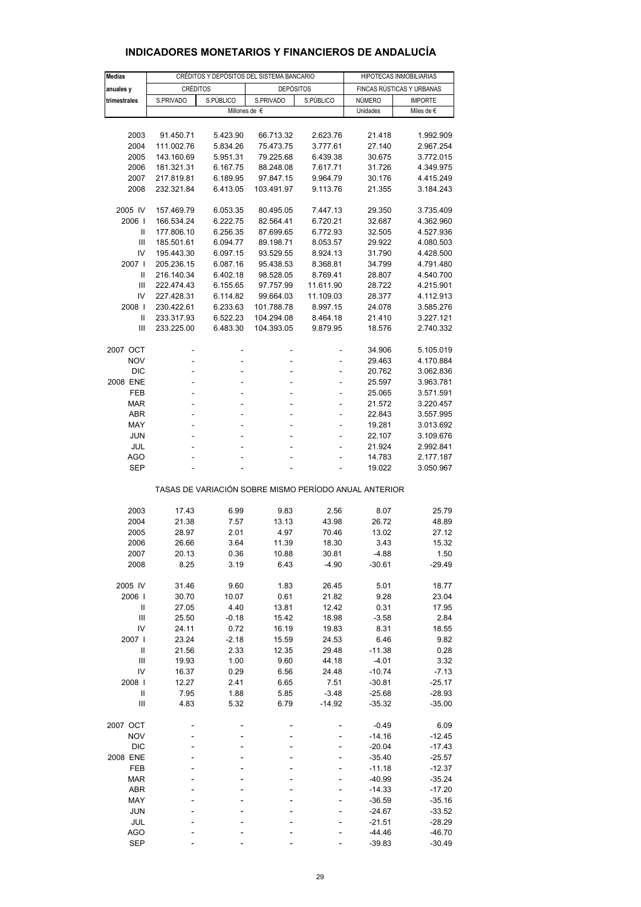# INDICADORES MONETARIOS Y FINANCIEROS DE ANDALUCÍA

| Medias anuales y trimestrales | CRÉDITOS Y DEPÓSITOS DEL SISTEMA BANCARIO | | | | HIPOTECAS INMOBILIARIAS | |
|---|---|---|---|---|---|---|
| | CRÉDITOS | | DEPÓSITOS | | FINCAS RÚSTICAS Y URBANAS | |
| | S.PRIVADO | S.PÚBLICO | S.PRIVADO | S.PÚBLICO | NÚMERO | IMPORTE |
| | Millones de € | | | | Unidades | Miles de € |
| 2003 | 91.450.71 | 5.423.90 | 66.713.32 | 2.623.76 | 21.418 | 1.992.909 |
| 2004 | 111.002.76 | 5.834.26 | 75.473.75 | 3.777.61 | 27.140 | 2.967.254 |
| 2005 | 143.160.69 | 5.951.31 | 79.225.68 | 6.439.38 | 30.675 | 3.772.015 |
| 2006 | 181.321.31 | 6.167.75 | 88.248.08 | 7.617.71 | 31.726 | 4.349.975 |
| 2007 | 217.819.81 | 6.189.95 | 97.847.15 | 9.964.79 | 30.176 | 4.415.249 |
| 2008 | 232.321.84 | 6.413.05 | 103.491.97 | 9.113.76 | 21.355 | 3.184.243 |
| 2005 IV | 157.469.79 | 6.053.35 | 80.495.05 | 7.447.13 | 29.350 | 3.735.409 |
| 2006 I | 166.534.24 | 6.222.75 | 82.564.41 | 6.720.21 | 32.687 | 4.362.960 |
| II | 177.806.10 | 6.256.35 | 87.699.65 | 6.772.93 | 32.505 | 4.527.936 |
| III | 185.501.61 | 6.094.77 | 89.198.71 | 8.053.57 | 29.922 | 4.080.503 |
| IV | 195.443.30 | 6.097.15 | 93.529.55 | 8.924.13 | 31.790 | 4.428.500 |
| 2007 I | 205.236.15 | 6.087.16 | 95.438.53 | 8.368.81 | 34.799 | 4.791.480 |
| II | 216.140.34 | 6.402.18 | 98.528.05 | 8.769.41 | 28.807 | 4.540.700 |
| III | 222.474.43 | 6.155.65 | 97.757.99 | 11.611.90 | 28.722 | 4.215.901 |
| IV | 227.428.31 | 6.114.82 | 99.664.03 | 11.109.03 | 28.377 | 4.112.913 |
| 2008 I | 230.422.61 | 6.233.63 | 101.788.78 | 8.997.15 | 24.078 | 3.585.276 |
| II | 233.317.93 | 6.522.23 | 104.294.08 | 8.464.18 | 21.410 | 3.227.121 |
| III | 233.225.00 | 6.483.30 | 104.393.05 | 9.879.95 | 18.576 | 2.740.332 |
| 2007 OCT | - | - | - | - | 34.906 | 5.105.019 |
| NOV | - | - | - | - | 29.463 | 4.170.884 |
| DIC | - | - | - | - | 20.762 | 3.062.836 |
| 2008 ENE | - | - | - | - | 25.597 | 3.963.781 |
| FEB | - | - | - | - | 25.065 | 3.571.591 |
| MAR | - | - | - | - | 21.572 | 3.220.457 |
| ABR | - | - | - | - | 22.843 | 3.557.995 |
| MAY | - | - | - | - | 19.281 | 3.013.692 |
| JUN | - | - | - | - | 22.107 | 3.109.676 |
| JUL | - | - | - | - | 21.924 | 2.992.841 |
| AGO | - | - | - | - | 14.783 | 2.177.187 |
| SEP | - | - | - | - | 19.022 | 3.050.967 |
| | TASAS DE VARIACIÓN SOBRE MISMO PERÍODO ANUAL ANTERIOR | | | | | |
| 2003 | 17.43 | 6.99 | 9.83 | 2.56 | 8.07 | 25.79 |
| 2004 | 21.38 | 7.57 | 13.13 | 43.98 | 26.72 | 48.89 |
| 2005 | 28.97 | 2.01 | 4.97 | 70.46 | 13.02 | 27.12 |
| 2006 | 26.66 | 3.64 | 11.39 | 18.30 | 3.43 | 15.32 |
| 2007 | 20.13 | 0.36 | 10.88 | 30.81 | -4.88 | 1.50 |
| 2008 | 8.25 | 3.19 | 6.43 | -4.90 | -30.61 | -29.49 |
| 2005 IV | 31.46 | 9.60 | 1.83 | 26.45 | 5.01 | 18.77 |
| 2006 I | 30.70 | 10.07 | 0.61 | 21.82 | 9.28 | 23.04 |
| II | 27.05 | 4.40 | 13.81 | 12.42 | 0.31 | 17.95 |
| III | 25.50 | -0.18 | 15.42 | 18.98 | -3.58 | 2.84 |
| IV | 24.11 | 0.72 | 16.19 | 19.83 | 8.31 | 18.55 |
| 2007 I | 23.24 | -2.18 | 15.59 | 24.53 | 6.46 | 9.82 |
| II | 21.56 | 2.33 | 12.35 | 29.48 | -11.38 | 0.28 |
| III | 19.93 | 1.00 | 9.60 | 44.18 | -4.01 | 3.32 |
| IV | 16.37 | 0.29 | 6.56 | 24.48 | -10.74 | -7.13 |
| 2008 I | 12.27 | 2.41 | 6.65 | 7.51 | -30.81 | -25.17 |
| II | 7.95 | 1.88 | 5.85 | -3.48 | -25.68 | -28.93 |
| III | 4.83 | 5.32 | 6.79 | -14.92 | -35.32 | -35.00 |
| 2007 OCT | - | - | - | - | -0.49 | 6.09 |
| NOV | - | - | - | - | -14.16 | -12.45 |
| DIC | - | - | - | - | -20.04 | -17.43 |
| 2008 ENE | - | - | - | - | -35.40 | -25.57 |
| FEB | - | - | - | - | -11.18 | -12.37 |
| MAR | - | - | - | - | -40.99 | -35.24 |
| ABR | - | - | - | - | -14.33 | -17.20 |
| MAY | - | - | - | - | -36.59 | -35.16 |
| JUN | - | - | - | - | -24.67 | -33.52 |
| JUL | - | - | - | - | -21.51 | -28.29 |
| AGO | - | - | - | - | -44.46 | -46.70 |
| SEP | - | - | - | - | -39.83 | -30.49 |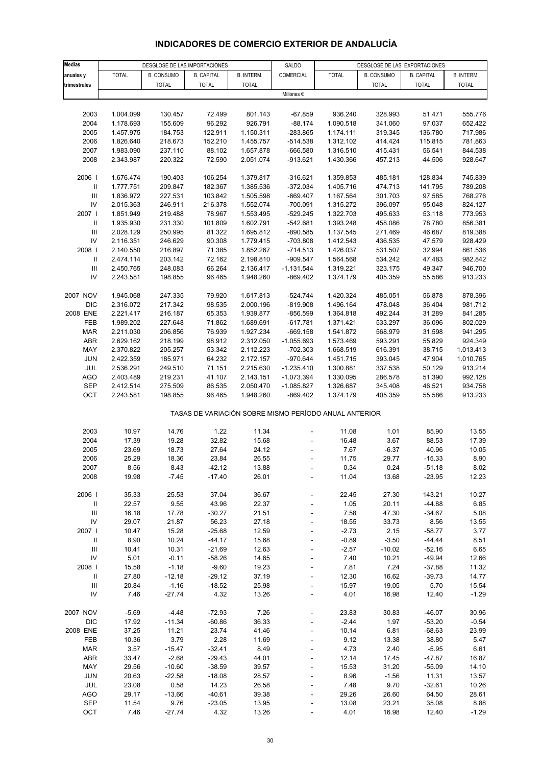# INDICADORES DE COMERCIO EXTERIOR DE ANDALUCÍA

| Medias anuales y trimestrales | DESGLOSE DE LAS IMPORTACIONES | | | | SALDO | DESGLOSE DE LAS EXPORTACIONES | | | |
|---|---|---|---|---|---|---|---|---|---|
| | TOTAL | B. CONSUMO TOTAL | B. CAPITAL TOTAL | B. INTERM. TOTAL | COMERCIAL | TOTAL | B. CONSUMO TOTAL | B. CAPITAL TOTAL | B. INTERM. TOTAL |
| | | | | | Millones € | | | | |
| 2003 | 1.004.099 | 130.457 | 72.499 | 801.143 | -67.859 | 936.240 | 328.993 | 51.471 | 555.776 |
| 2004 | 1.178.693 | 155.609 | 96.292 | 926.791 | -88.174 | 1.090.518 | 341.060 | 97.037 | 652.422 |
| 2005 | 1.457.975 | 184.753 | 122.911 | 1.150.311 | -283.865 | 1.174.111 | 319.345 | 136.780 | 717.986 |
| 2006 | 1.826.640 | 218.673 | 152.210 | 1.455.757 | -514.538 | 1.312.102 | 414.424 | 115.815 | 781.863 |
| 2007 | 1.983.090 | 237.110 | 88.102 | 1.657.878 | -666.580 | 1.316.510 | 415.431 | 56.541 | 844.538 |
| 2008 | 2.343.987 | 220.322 | 72.590 | 2.051.074 | -913.621 | 1.430.366 | 457.213 | 44.506 | 928.647 |
| 2006 I | 1.676.474 | 190.403 | 106.254 | 1.379.817 | -316.621 | 1.359.853 | 485.181 | 128.834 | 745.839 |
| II | 1.777.751 | 209.847 | 182.367 | 1.385.536 | -372.034 | 1.405.716 | 474.713 | 141.795 | 789.208 |
| III | 1.836.972 | 227.531 | 103.842 | 1.505.598 | -669.407 | 1.167.564 | 301.703 | 97.585 | 768.276 |
| IV | 2.015.363 | 246.911 | 216.378 | 1.552.074 | -700.091 | 1.315.272 | 396.097 | 95.048 | 824.127 |
| 2007 I | 1.851.949 | 219.488 | 78.967 | 1.553.495 | -529.245 | 1.322.703 | 495.633 | 53.118 | 773.953 |
| II | 1.935.930 | 231.330 | 101.809 | 1.602.791 | -542.681 | 1.393.248 | 458.086 | 78.780 | 856.381 |
| III | 2.028.129 | 250.995 | 81.322 | 1.695.812 | -890.585 | 1.137.545 | 271.469 | 46.687 | 819.388 |
| IV | 2.116.351 | 246.629 | 90.308 | 1.779.415 | -703.808 | 1.412.543 | 436.535 | 47.579 | 928.429 |
| 2008 I | 2.140.550 | 216.897 | 71.385 | 1.852.267 | -714.513 | 1.426.037 | 531.507 | 32.994 | 861.536 |
| II | 2.474.114 | 203.142 | 72.162 | 2.198.810 | -909.547 | 1.564.568 | 534.242 | 47.483 | 982.842 |
| III | 2.450.765 | 248.083 | 66.264 | 2.136.417 | -1.131.544 | 1.319.221 | 323.175 | 49.347 | 946.700 |
| IV | 2.243.581 | 198.855 | 96.465 | 1.948.260 | -869.402 | 1.374.179 | 405.359 | 55.586 | 913.233 |
| 2007 NOV | 1.945.068 | 247.335 | 79.920 | 1.617.813 | -524.744 | 1.420.324 | 485.051 | 56.878 | 878.396 |
| DIC | 2.316.072 | 217.342 | 98.535 | 2.000.196 | -819.908 | 1.496.164 | 478.048 | 36.404 | 981.712 |
| 2008 ENE | 2.221.417 | 216.187 | 65.353 | 1.939.877 | -856.599 | 1.364.818 | 492.244 | 31.289 | 841.285 |
| FEB | 1.989.202 | 227.648 | 71.862 | 1.689.691 | -617.781 | 1.371.421 | 533.297 | 36.096 | 802.029 |
| MAR | 2.211.030 | 206.856 | 76.939 | 1.927.234 | -669.158 | 1.541.872 | 568.979 | 31.598 | 941.295 |
| ABR | 2.629.162 | 218.199 | 98.912 | 2.312.050 | -1.055.693 | 1.573.469 | 593.291 | 55.829 | 924.349 |
| MAY | 2.370.822 | 205.257 | 53.342 | 2.112.223 | -702.303 | 1.668.519 | 616.391 | 38.715 | 1.013.413 |
| JUN | 2.422.359 | 185.971 | 64.232 | 2.172.157 | -970.644 | 1.451.715 | 393.045 | 47.904 | 1.010.765 |
| JUL | 2.536.291 | 249.510 | 71.151 | 2.215.630 | -1.235.410 | 1.300.881 | 337.538 | 50.129 | 913.214 |
| AGO | 2.403.489 | 219.231 | 41.107 | 2.143.151 | -1.073.394 | 1.330.095 | 286.578 | 51.390 | 992.128 |
| SEP | 2.412.514 | 275.509 | 86.535 | 2.050.470 | -1.085.827 | 1.326.687 | 345.408 | 46.521 | 934.758 |
| OCT | 2.243.581 | 198.855 | 96.465 | 1.948.260 | -869.402 | 1.374.179 | 405.359 | 55.586 | 913.233 |
| | | | | | TASAS DE VARIACIÓN SOBRE MISMO PERÍODO ANUAL ANTERIOR | | | | |
| 2003 | 10.97 | 14.76 | 1.22 | 11.34 | - | 11.08 | 1.01 | 85.90 | 13.55 |
| 2004 | 17.39 | 19.28 | 32.82 | 15.68 | - | 16.48 | 3.67 | 88.53 | 17.39 |
| 2005 | 23.69 | 18.73 | 27.64 | 24.12 | - | 7.67 | -6.37 | 40.96 | 10.05 |
| 2006 | 25.29 | 18.36 | 23.84 | 26.55 | - | 11.75 | 29.77 | -15.33 | 8.90 |
| 2007 | 8.56 | 8.43 | -42.12 | 13.88 | - | 0.34 | 0.24 | -51.18 | 8.02 |
| 2008 | 19.98 | -7.45 | -17.40 | 26.01 | - | 11.04 | 13.68 | -23.95 | 12.23 |
| 2006 I | 35.33 | 25.53 | 37.04 | 36.67 | - | 22.45 | 27.30 | 143.21 | 10.27 |
| II | 22.57 | 9.55 | 43.96 | 22.37 | - | 1.05 | 20.11 | -44.88 | 6.85 |
| III | 16.18 | 17.78 | -30.27 | 21.51 | - | 7.58 | 47.30 | -34.67 | 5.08 |
| IV | 29.07 | 21.87 | 56.23 | 27.18 | - | 18.55 | 33.73 | 8.56 | 13.55 |
| 2007 I | 10.47 | 15.28 | -25.68 | 12.59 | - | -2.73 | 2.15 | -58.77 | 3.77 |
| II | 8.90 | 10.24 | -44.17 | 15.68 | - | -0.89 | -3.50 | -44.44 | 8.51 |
| III | 10.41 | 10.31 | -21.69 | 12.63 | - | -2.57 | -10.02 | -52.16 | 6.65 |
| IV | 5.01 | -0.11 | -58.26 | 14.65 | - | 7.40 | 10.21 | -49.94 | 12.66 |
| 2008 I | 15.58 | -1.18 | -9.60 | 19.23 | - | 7.81 | 7.24 | -37.88 | 11.32 |
| II | 27.80 | -12.18 | -29.12 | 37.19 | - | 12.30 | 16.62 | -39.73 | 14.77 |
| III | 20.84 | -1.16 | -18.52 | 25.98 | - | 15.97 | 19.05 | 5.70 | 15.54 |
| IV | 7.46 | -27.74 | 4.32 | 13.26 | - | 4.01 | 16.98 | 12.40 | -1.29 |
| 2007 NOV | -5.69 | -4.48 | -72.93 | 7.26 | - | 23.83 | 30.83 | -46.07 | 30.96 |
| DIC | 17.92 | -11.34 | -60.86 | 36.33 | - | -2.44 | 1.97 | -53.20 | -0.54 |
| 2008 ENE | 37.25 | 11.21 | 23.74 | 41.46 | - | 10.14 | 6.81 | -68.63 | 23.99 |
| FEB | 10.36 | 3.79 | 2.28 | 11.69 | - | 9.12 | 13.38 | 38.80 | 5.47 |
| MAR | 3.57 | -15.47 | -32.41 | 8.49 | - | 4.73 | 2.40 | -5.95 | 6.61 |
| ABR | 33.47 | -2.68 | -29.43 | 44.01 | - | 12.14 | 17.45 | -47.87 | 16.87 |
| MAY | 29.56 | -10.60 | -38.59 | 39.57 | - | 15.53 | 31.20 | -55.09 | 14.10 |
| JUN | 20.63 | -22.58 | -18.08 | 28.57 | - | 8.96 | -1.56 | 11.31 | 13.57 |
| JUL | 23.08 | 0.58 | 14.23 | 26.58 | - | 7.48 | 9.70 | -32.61 | 10.26 |
| AGO | 29.17 | -13.66 | -40.61 | 39.38 | - | 29.26 | 26.60 | 64.50 | 28.61 |
| SEP | 11.54 | 9.76 | -23.05 | 13.95 | - | 13.08 | 23.21 | 35.08 | 8.88 |
| OCT | 7.46 | -27.74 | 4.32 | 13.26 | - | 4.01 | 16.98 | 12.40 | -1.29 |